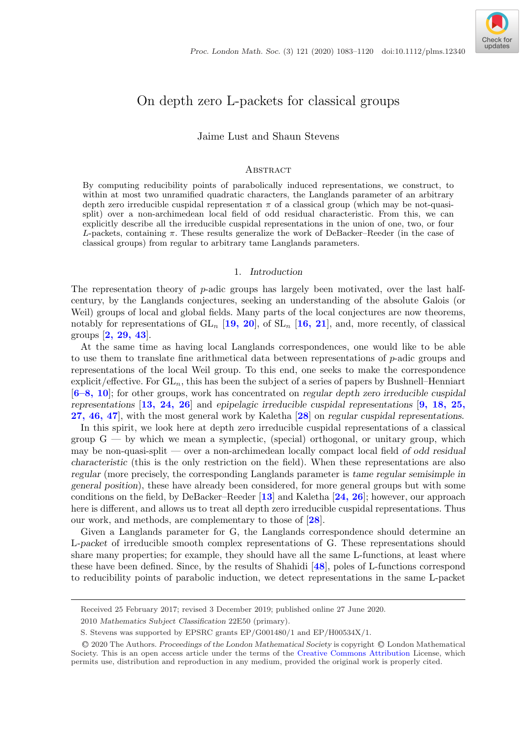# On depth zero L-packets for classical groups

Jaime Lust and Shaun Stevens

## Abstract

By computing reducibility points of parabolically induced representations, we construct, to within at most two unramified quadratic characters, the Langlands parameter of an arbitrary depth zero irreducible cuspidal representation $\pi$ of a classical group (which may be not-quasi-split) over a non-archimedean local field of odd residual characteristic. From this, we can explicitly describe all the irreducible cuspidal representations in the union of one, two, or four *L*-packets, containing $\pi$. These results generalize the work of DeBacker–Reeder (in the case of classical groups) from regular to arbitrary tame Langlands parameters.

## 1. *Introduction*

The representation theory of *p*-adic groups has largely been motivated, over the last half-century, by the Langlands conjectures, seeking an understanding of the absolute Galois (or Weil) groups of local and global fields. Many parts of the local conjectures are now theorems, notably for representations of $\mathrm{GL}_n$ [19, 20], of $\mathrm{SL}_n$ [16, 21], and, more recently, of classical groups [2, 29, 43].

At the same time as having local Langlands correspondences, one would like to be able to use them to translate fine arithmetical data between representations of *p*-adic groups and representations of the local Weil group. To this end, one seeks to make the correspondence explicit/effective. For $\mathrm{GL}_n$, this has been the subject of a series of papers by Bushnell–Henniart [6–8, 10]; for other groups, work has concentrated on *regular depth zero irreducible cuspidal representations* [13, 24, 26] and *epipelagic irreducible cuspidal representations* [9, 18, 25, 27, 46, 47], with the most general work by Kaletha [28] on *regular cuspidal representations*.

In this spirit, we look here at depth zero irreducible cuspidal representations of a classical group G — by which we mean a symplectic, (special) orthogonal, or unitary group, which may be non-quasi-split — over a non-archimedean locally compact local field *of odd residual characteristic* (this is the only restriction on the field). When these representations are also *regular* (more precisely, the corresponding Langlands parameter is *tame regular semisimple in general position*), these have already been considered, for more general groups but with some conditions on the field, by DeBacker–Reeder [13] and Kaletha [24, 26]; however, our approach here is different, and allows us to treat all depth zero irreducible cuspidal representations. Thus our work, and methods, are complementary to those of [28].

Given a Langlands parameter for G, the Langlands correspondence should determine an *L-packet* of irreducible smooth complex representations of G. These representations should share many properties; for example, they should have all the same L-functions, at least where these have been defined. Since, by the results of Shahidi [48], poles of L-functions correspond to reducibility points of parabolic induction, we detect representations in the same L-packet

---

Received 25 February 2017; revised 3 December 2019; published online 27 June 2020.

2010 *Mathematics Subject Classification* 22E50 (primary).

S. Stevens was supported by EPSRC grants EP/G001480/1 and EP/H00534X/1.

© 2020 The Authors. *Proceedings of the London Mathematical Society* is copyright © London Mathematical Society. This is an open access article under the terms of the Creative Commons Attribution License, which permits use, distribution and reproduction in any medium, provided the original work is properly cited.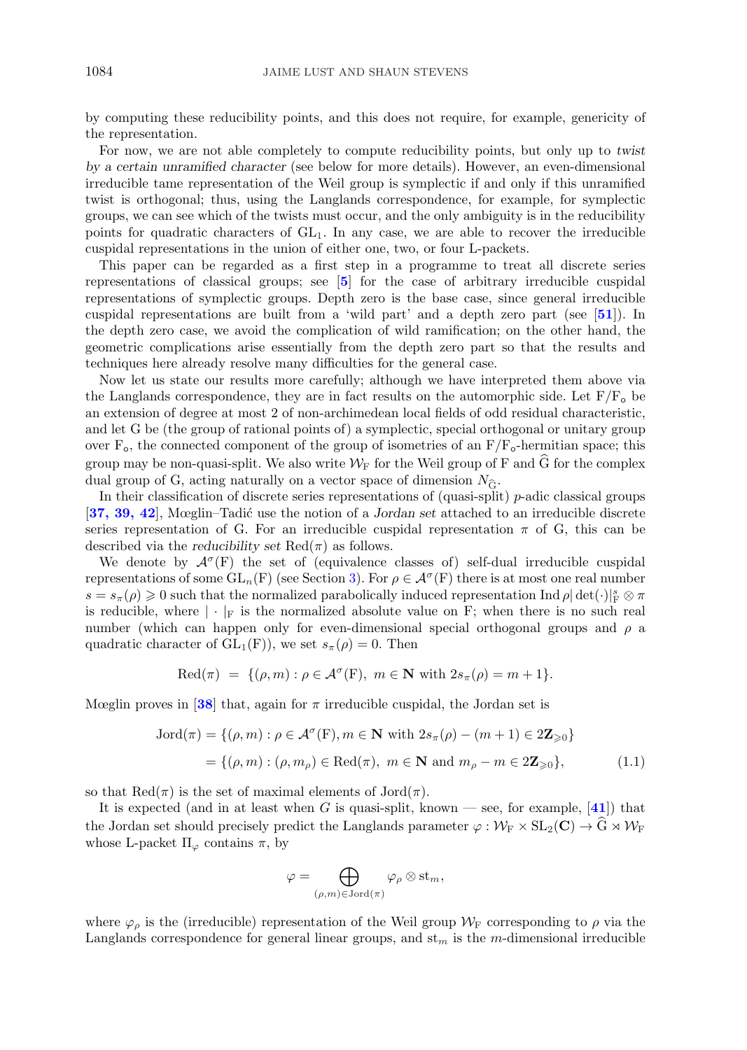by computing these reducibility points, and this does not require, for example, genericity of the representation.

For now, we are not able completely to compute reducibility points, but only up to *twist by a certain unramified character* (see below for more details). However, an even-dimensional irreducible tame representation of the Weil group is symplectic if and only if this unramified twist is orthogonal; thus, using the Langlands correspondence, for example, for symplectic groups, we can see which of the twists must occur, and the only ambiguity is in the reducibility points for quadratic characters of $\mathrm{GL}_1$. In any case, we are able to recover the irreducible cuspidal representations in the union of either one, two, or four L-packets.

This paper can be regarded as a first step in a programme to treat all discrete series representations of classical groups; see [**5**] for the case of arbitrary irreducible cuspidal representations of symplectic groups. Depth zero is the base case, since general irreducible cuspidal representations are built from a 'wild part' and a depth zero part (see [**51**]). In the depth zero case, we avoid the complication of wild ramification; on the other hand, the geometric complications arise essentially from the depth zero part so that the results and techniques here already resolve many difficulties for the general case.

Now let us state our results more carefully; although we have interpreted them above via the Langlands correspondence, they are in fact results on the automorphic side. Let $\mathrm{F}/\mathrm{F}_{\mathsf{o}}$ be an extension of degree at most 2 of non-archimedean local fields of odd residual characteristic, and let G be (the group of rational points of) a symplectic, special orthogonal or unitary group over $\mathrm{F}_{\mathsf{o}}$, the connected component of the group of isometries of an $\mathrm{F}/\mathrm{F}_{\mathsf{o}}$-hermitian space; this group may be non-quasi-split. We also write $\mathcal{W}_{\mathrm{F}}$ for the Weil group of F and $\widehat{\mathrm{G}}$ for the complex dual group of G, acting naturally on a vector space of dimension $N_{\widehat{\mathrm{G}}}$.

In their classification of discrete series representations of (quasi-split) $p$-adic classical groups [**37, 39, 42**], Mœglin–Tadić use the notion of a *Jordan set* attached to an irreducible discrete series representation of G. For an irreducible cuspidal representation $\pi$ of G, this can be described via the *reducibility set* $\mathrm{Red}(\pi)$ as follows.

We denote by $\mathcal{A}^\sigma(\mathrm{F})$ the set of (equivalence classes of) self-dual irreducible cuspidal representations of some $\mathrm{GL}_n(\mathrm{F})$ (see Section 3). For $\rho \in \mathcal{A}^\sigma(\mathrm{F})$ there is at most one real number $s = s_\pi(\rho) \geqslant 0$ such that the normalized parabolically induced representation $\mathrm{Ind}\,\rho|\det(\cdot)|_{\mathrm{F}}^s \otimes \pi$ is reducible, where $|\cdot|_{\mathrm{F}}$ is the normalized absolute value on F; when there is no such real number (which can happen only for even-dimensional special orthogonal groups and $\rho$ a quadratic character of $\mathrm{GL}_1(\mathrm{F})$), we set $s_\pi(\rho) = 0$. Then

$$\mathrm{Red}(\pi) \;=\; \{(\rho, m) : \rho \in \mathcal{A}^\sigma(\mathrm{F}),\ m \in \mathbf{N} \text{ with } 2s_\pi(\rho) = m+1\}.$$

Mœglin proves in [**38**] that, again for $\pi$ irreducible cuspidal, the Jordan set is

$$\begin{aligned}\mathrm{Jord}(\pi) &= \{(\rho, m) : \rho \in \mathcal{A}^\sigma(\mathrm{F}), m \in \mathbf{N} \text{ with } 2s_\pi(\rho) - (m+1) \in 2\mathbf{Z}_{\geqslant 0}\} \\ &= \{(\rho, m) : (\rho, m_\rho) \in \mathrm{Red}(\pi),\ m \in \mathbf{N} \text{ and } m_\rho - m \in 2\mathbf{Z}_{\geqslant 0}\},\end{aligned} \tag{1.1}$$

so that $\mathrm{Red}(\pi)$ is the set of maximal elements of $\mathrm{Jord}(\pi)$.

It is expected (and in at least when $G$ is quasi-split, known — see, for example, [**41**]) that the Jordan set should precisely predict the Langlands parameter $\varphi : \mathcal{W}_{\mathrm{F}} \times \mathrm{SL}_2(\mathbf{C}) \to \widehat{\mathrm{G}} \rtimes \mathcal{W}_{\mathrm{F}}$ whose L-packet $\Pi_\varphi$ contains $\pi$, by

$$\varphi = \bigoplus_{(\rho,m)\in \mathrm{Jord}(\pi)} \varphi_\rho \otimes \mathrm{st}_m,$$

where $\varphi_\rho$ is the (irreducible) representation of the Weil group $\mathcal{W}_{\mathrm{F}}$ corresponding to $\rho$ via the Langlands correspondence for general linear groups, and $\mathrm{st}_m$ is the $m$-dimensional irreducible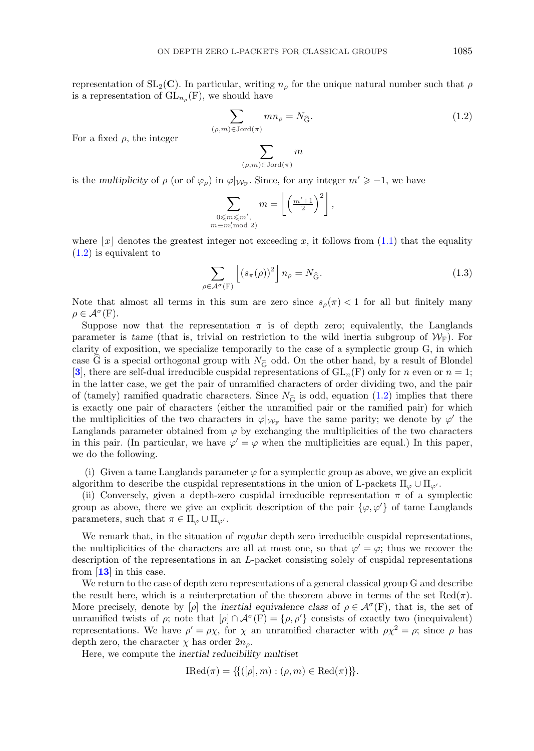representation of $\mathrm{SL}_2(\mathbf{C})$. In particular, writing $n_\rho$ for the unique natural number such that $\rho$ is a representation of $\mathrm{GL}_{n_\rho}(\mathrm{F})$, we should have

$$\sum_{(\rho,m)\in\mathrm{Jord}(\pi)} m n_\rho = N_{\widehat{\mathrm{G}}}. \tag{1.2}$$

For a fixed $\rho$, the integer

$$\sum_{(\rho,m)\in\mathrm{Jord}(\pi)} m$$

is the *multiplicity* of $\rho$ (or of $\varphi_\rho$) in $\varphi|_{\mathcal{W}_\mathrm{F}}$. Since, for any integer $m' \geqslant -1$, we have

$$\sum_{\substack{0\leqslant m\leqslant m',\\ m\equiv m (\mathrm{mod}\ 2)}} m = \left\lfloor \left(\tfrac{m'+1}{2}\right)^2 \right\rfloor,$$

where $\lfloor x \rfloor$ denotes the greatest integer not exceeding $x$, it follows from (1.1) that the equality (1.2) is equivalent to

$$\sum_{\rho\in\mathcal{A}^\sigma(\mathrm{F})} \left\lfloor (s_\pi(\rho))^2 \right\rfloor n_\rho = N_{\widehat{\mathrm{G}}}. \tag{1.3}$$

Note that almost all terms in this sum are zero since $s_\rho(\pi) < 1$ for all but finitely many $\rho \in \mathcal{A}^\sigma(\mathrm{F})$.

Suppose now that the representation $\pi$ is of depth zero; equivalently, the Langlands parameter is *tame* (that is, trivial on restriction to the wild inertia subgroup of $\mathcal{W}_\mathrm{F}$). For clarity of exposition, we specialize temporarily to the case of a symplectic group G, in which case $\widehat{\mathrm{G}}$ is a special orthogonal group with $N_{\widehat{\mathrm{G}}}$ odd. On the other hand, by a result of Blondel [**3**], there are self-dual irreducible cuspidal representations of $\mathrm{GL}_n(\mathrm{F})$ only for $n$ even or $n = 1$; in the latter case, we get the pair of unramified characters of order dividing two, and the pair of (tamely) ramified quadratic characters. Since $N_{\widehat{\mathrm{G}}}$ is odd, equation (1.2) implies that there is exactly one pair of characters (either the unramified pair or the ramified pair) for which the multiplicities of the two characters in $\varphi|_{\mathcal{W}_\mathrm{F}}$ have the same parity; we denote by $\varphi'$ the Langlands parameter obtained from $\varphi$ by exchanging the multiplicities of the two characters in this pair. (In particular, we have $\varphi' = \varphi$ when the multiplicities are equal.) In this paper, we do the following.

(i) Given a tame Langlands parameter $\varphi$ for a symplectic group as above, we give an explicit algorithm to describe the cuspidal representations in the union of L-packets $\Pi_\varphi \cup \Pi_{\varphi'}$.

(ii) Conversely, given a depth-zero cuspidal irreducible representation $\pi$ of a symplectic group as above, there we give an explicit description of the pair $\{\varphi, \varphi'\}$ of tame Langlands parameters, such that $\pi \in \Pi_\varphi \cup \Pi_{\varphi'}$.

We remark that, in the situation of *regular* depth zero irreducible cuspidal representations, the multiplicities of the characters are all at most one, so that $\varphi' = \varphi$; thus we recover the description of the representations in an $L$-packet consisting solely of cuspidal representations from [**13**] in this case.

We return to the case of depth zero representations of a general classical group G and describe the result here, which is a reinterpretation of the theorem above in terms of the set $\mathrm{Red}(\pi)$. More precisely, denote by $[\rho]$ the *inertial equivalence class* of $\rho \in \mathcal{A}^\sigma(\mathrm{F})$, that is, the set of unramified twists of $\rho$; note that $[\rho] \cap \mathcal{A}^\sigma(\mathrm{F}) = \{\rho, \rho'\}$ consists of exactly two (inequivalent) representations. We have $\rho' = \rho\chi$, for $\chi$ an unramified character with $\rho\chi^2 = \rho$; since $\rho$ has depth zero, the character $\chi$ has order $2n_\rho$.

Here, we compute the *inertial reducibility multiset*

$$\mathrm{IRed}(\pi) = \{\{([\rho], m) : (\rho, m) \in \mathrm{Red}(\pi)\}\}.$$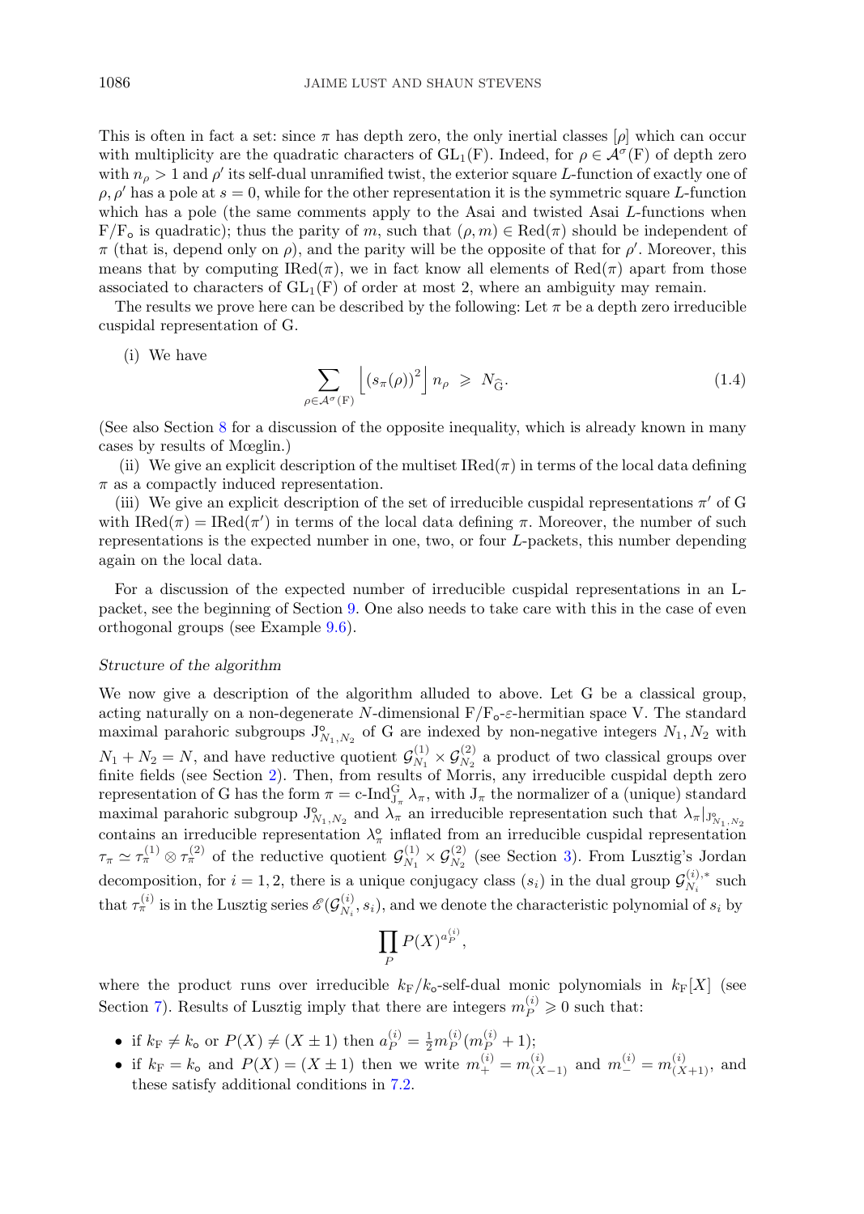This is often in fact a set: since $\pi$ has depth zero, the only inertial classes $[\rho]$ which can occur with multiplicity are the quadratic characters of $\mathrm{GL}_1(\mathrm{F})$. Indeed, for $\rho \in \mathcal{A}^\sigma(\mathrm{F})$ of depth zero with $n_\rho > 1$ and $\rho'$ its self-dual unramified twist, the exterior square $L$-function of exactly one of $\rho, \rho'$ has a pole at $s = 0$, while for the other representation it is the symmetric square $L$-function which has a pole (the same comments apply to the Asai and twisted Asai $L$-functions when $\mathrm{F}/\mathrm{F}_\mathsf{o}$ is quadratic); thus the parity of $m$, such that $(\rho, m) \in \mathrm{Red}(\pi)$ should be independent of $\pi$ (that is, depend only on $\rho$), and the parity will be the opposite of that for $\rho'$. Moreover, this means that by computing $\mathrm{IRed}(\pi)$, we in fact know all elements of $\mathrm{Red}(\pi)$ apart from those associated to characters of $\mathrm{GL}_1(\mathrm{F})$ of order at most 2, where an ambiguity may remain.

The results we prove here can be described by the following: Let $\pi$ be a depth zero irreducible cuspidal representation of G.

(i) We have

$$\sum_{\rho \in \mathcal{A}^\sigma(\mathrm{F})} \left\lfloor (s_\pi(\rho))^2 \right\rfloor n_\rho \;\geqslant\; N_{\widehat{\mathrm{G}}}. \tag{1.4}$$

(See also Section 8 for a discussion of the opposite inequality, which is already known in many cases by results of Mœglin.)

(ii) We give an explicit description of the multiset $\mathrm{IRed}(\pi)$ in terms of the local data defining $\pi$ as a compactly induced representation.

(iii) We give an explicit description of the set of irreducible cuspidal representations $\pi'$ of G with $\mathrm{IRed}(\pi) = \mathrm{IRed}(\pi')$ in terms of the local data defining $\pi$. Moreover, the number of such representations is the expected number in one, two, or four $L$-packets, this number depending again on the local data.

For a discussion of the expected number of irreducible cuspidal representations in an L-packet, see the beginning of Section 9. One also needs to take care with this in the case of even orthogonal groups (see Example 9.6).

*Structure of the algorithm*

We now give a description of the algorithm alluded to above. Let G be a classical group, acting naturally on a non-degenerate $N$-dimensional $\mathrm{F}/\mathrm{F}_\mathsf{o}$-$\varepsilon$-hermitian space V. The standard maximal parahoric subgroups $\mathrm{J}^\circ_{N_1,N_2}$ of G are indexed by non-negative integers $N_1, N_2$ with $N_1 + N_2 = N$, and have reductive quotient $\mathcal{G}^{(1)}_{N_1} \times \mathcal{G}^{(2)}_{N_2}$ a product of two classical groups over finite fields (see Section 2). Then, from results of Morris, any irreducible cuspidal depth zero representation of G has the form $\pi = \text{c-Ind}_{\mathrm{J}_\pi}^{\mathrm{G}} \lambda_\pi$, with $\mathrm{J}_\pi$ the normalizer of a (unique) standard maximal parahoric subgroup $\mathrm{J}^\circ_{N_1,N_2}$ and $\lambda_\pi$ an irreducible representation such that $\lambda_\pi|_{\mathrm{J}^\circ_{N_1,N_2}}$ contains an irreducible representation $\lambda^\circ_\pi$ inflated from an irreducible cuspidal representation $\tau_\pi \simeq \tau^{(1)}_\pi \otimes \tau^{(2)}_\pi$ of the reductive quotient $\mathcal{G}^{(1)}_{N_1} \times \mathcal{G}^{(2)}_{N_2}$ (see Section 3). From Lusztig's Jordan decomposition, for $i = 1, 2$, there is a unique conjugacy class $(s_i)$ in the dual group $\mathcal{G}^{(i),*}_{N_i}$ such that $\tau^{(i)}_\pi$ is in the Lusztig series $\mathscr{E}(\mathcal{G}^{(i)}_{N_i}, s_i)$, and we denote the characteristic polynomial of $s_i$ by

$$\prod_P P(X)^{a_P^{(i)}},$$

where the product runs over irreducible $k_\mathrm{F}/k_\mathsf{o}$-self-dual monic polynomials in $k_\mathrm{F}[X]$ (see Section 7). Results of Lusztig imply that there are integers $m_P^{(i)} \geqslant 0$ such that:

- if $k_\mathrm{F} \neq k_\mathsf{o}$ or $P(X) \neq (X \pm 1)$ then $a_P^{(i)} = \frac{1}{2} m_P^{(i)}(m_P^{(i)} + 1)$;
- if $k_\mathrm{F} = k_\mathsf{o}$ and $P(X) = (X \pm 1)$ then we write $m_+^{(i)} = m_{(X-1)}^{(i)}$ and $m_-^{(i)} = m_{(X+1)}^{(i)}$, and these satisfy additional conditions in 7.2.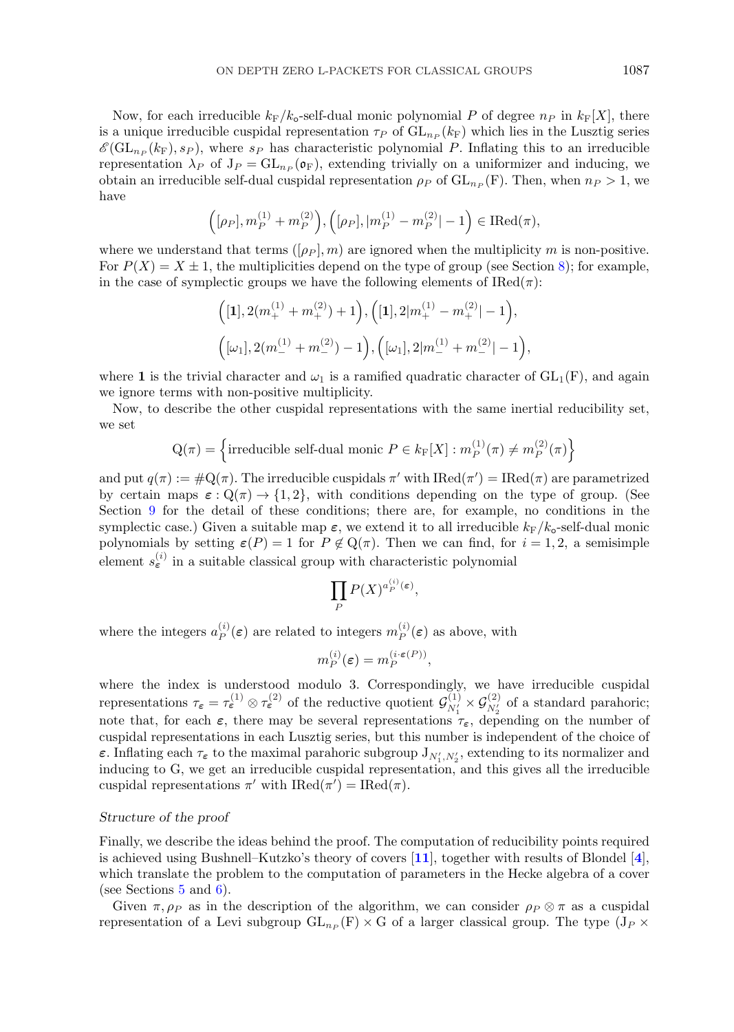Now, for each irreducible $k_{\mathrm{F}}/k_{\mathrm{o}}$-self-dual monic polynomial $P$ of degree $n_P$ in $k_{\mathrm{F}}[X]$, there is a unique irreducible cuspidal representation $\tau_P$ of $\mathrm{GL}_{n_P}(k_{\mathrm{F}})$ which lies in the Lusztig series $\mathscr{E}(\mathrm{GL}_{n_P}(k_{\mathrm{F}}), s_P)$, where $s_P$ has characteristic polynomial $P$. Inflating this to an irreducible representation $\lambda_P$ of $\mathrm{J}_P = \mathrm{GL}_{n_P}(\mathfrak{o}_{\mathrm{F}})$, extending trivially on a uniformizer and inducing, we obtain an irreducible self-dual cuspidal representation $\rho_P$ of $\mathrm{GL}_{n_P}(\mathrm{F})$. Then, when $n_P > 1$, we have

$$\Big([\rho_P], m_P^{(1)} + m_P^{(2)}\Big), \Big([\rho_P], |m_P^{(1)} - m_P^{(2)}| - 1\Big) \in \mathrm{IRed}(\pi),$$

where we understand that terms $([\rho_P], m)$ are ignored when the multiplicity $m$ is non-positive. For $P(X) = X \pm 1$, the multiplicities depend on the type of group (see Section 8); for example, in the case of symplectic groups we have the following elements of $\mathrm{IRed}(\pi)$:

$$\Big([\mathbf{1}], 2(m_+^{(1)} + m_+^{(2)}) + 1\Big), \Big([\mathbf{1}], 2|m_+^{(1)} - m_+^{(2)}| - 1\Big),$$

$$\Big([\omega_1], 2(m_-^{(1)} + m_-^{(2)}) - 1\Big), \Big([\omega_1], 2|m_-^{(1)} + m_-^{(2)}| - 1\Big),$$

where $\mathbf{1}$ is the trivial character and $\omega_1$ is a ramified quadratic character of $\mathrm{GL}_1(\mathrm{F})$, and again we ignore terms with non-positive multiplicity.

Now, to describe the other cuspidal representations with the same inertial reducibility set, we set

$$\mathrm{Q}(\pi) = \Big\{\text{irreducible self-dual monic } P \in k_{\mathrm{F}}[X] : m_P^{(1)}(\pi) \neq m_P^{(2)}(\pi)\Big\}$$

and put $q(\pi) := \#\mathrm{Q}(\pi)$. The irreducible cuspidals $\pi'$ with $\mathrm{IRed}(\pi') = \mathrm{IRed}(\pi)$ are parametrized by certain maps $\boldsymbol{\varepsilon} : \mathrm{Q}(\pi) \to \{1, 2\}$, with conditions depending on the type of group. (See Section 9 for the detail of these conditions; there are, for example, no conditions in the symplectic case.) Given a suitable map $\boldsymbol{\varepsilon}$, we extend it to all irreducible $k_{\mathrm{F}}/k_{\mathrm{o}}$-self-dual monic polynomials by setting $\boldsymbol{\varepsilon}(P) = 1$ for $P \notin \mathrm{Q}(\pi)$. Then we can find, for $i = 1, 2$, a semisimple element $s_{\boldsymbol{\varepsilon}}^{(i)}$ in a suitable classical group with characteristic polynomial

$$\prod_P P(X)^{a_P^{(i)}(\boldsymbol{\varepsilon})},$$

where the integers $a_P^{(i)}(\boldsymbol{\varepsilon})$ are related to integers $m_P^{(i)}(\boldsymbol{\varepsilon})$ as above, with

$$m_P^{(i)}(\boldsymbol{\varepsilon}) = m_P^{(i \cdot \boldsymbol{\varepsilon}(P))},$$

where the index is understood modulo 3. Correspondingly, we have irreducible cuspidal representations $\tau_{\boldsymbol{\varepsilon}} = \tau_{\boldsymbol{\varepsilon}}^{(1)} \otimes \tau_{\boldsymbol{\varepsilon}}^{(2)}$ of the reductive quotient $\mathcal{G}_{N_1'}^{(1)} \times \mathcal{G}_{N_2'}^{(2)}$ of a standard parahoric; note that, for each $\boldsymbol{\varepsilon}$, there may be several representations $\tau_{\boldsymbol{\varepsilon}}$, depending on the number of cuspidal representations in each Lusztig series, but this number is independent of the choice of $\boldsymbol{\varepsilon}$. Inflating each $\tau_{\boldsymbol{\varepsilon}}$ to the maximal parahoric subgroup $\mathrm{J}_{N_1', N_2'}$, extending to its normalizer and inducing to $\mathrm{G}$, we get an irreducible cuspidal representation, and this gives all the irreducible cuspidal representations $\pi'$ with $\mathrm{IRed}(\pi') = \mathrm{IRed}(\pi)$.

*Structure of the proof*

Finally, we describe the ideas behind the proof. The computation of reducibility points required is achieved using Bushnell–Kutzko's theory of covers [11], together with results of Blondel [4], which translate the problem to the computation of parameters in the Hecke algebra of a cover (see Sections 5 and 6).

Given $\pi, \rho_P$ as in the description of the algorithm, we can consider $\rho_P \otimes \pi$ as a cuspidal representation of a Levi subgroup $\mathrm{GL}_{n_P}(\mathrm{F}) \times \mathrm{G}$ of a larger classical group. The type $(\mathrm{J}_P \times$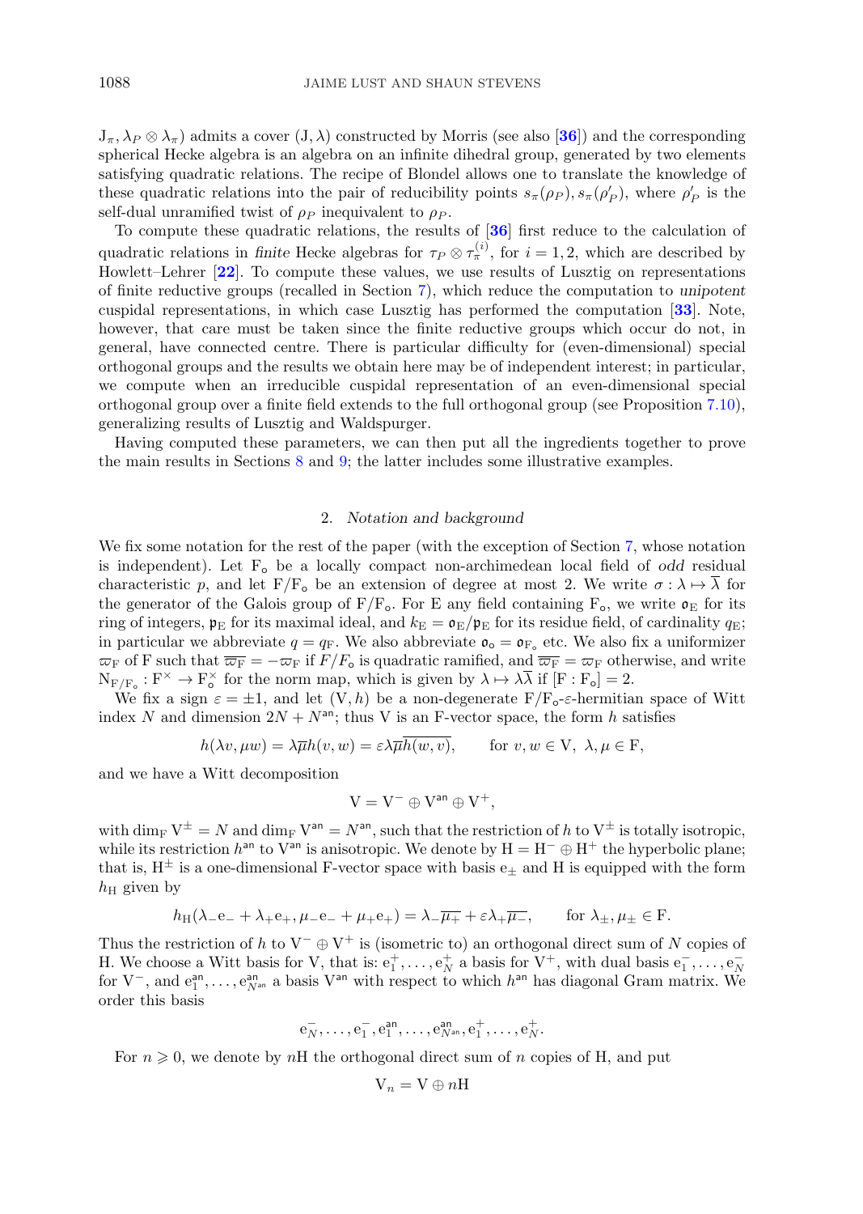$\mathrm{J}_\pi, \lambda_P \otimes \lambda_\pi$) admits a cover $(\mathrm{J}, \lambda)$ constructed by Morris (see also [36]) and the corresponding spherical Hecke algebra is an algebra on an infinite dihedral group, generated by two elements satisfying quadratic relations. The recipe of Blondel allows one to translate the knowledge of these quadratic relations into the pair of reducibility points $s_\pi(\rho_P), s_\pi(\rho'_P)$, where $\rho'_P$ is the self-dual unramified twist of $\rho_P$ inequivalent to $\rho_P$.

To compute these quadratic relations, the results of [36] first reduce to the calculation of quadratic relations in *finite* Hecke algebras for $\tau_P \otimes \tau_\pi^{(i)}$, for $i = 1, 2$, which are described by Howlett–Lehrer [22]. To compute these values, we use results of Lusztig on representations of finite reductive groups (recalled in Section 7), which reduce the computation to *unipotent* cuspidal representations, in which case Lusztig has performed the computation [33]. Note, however, that care must be taken since the finite reductive groups which occur do not, in general, have connected centre. There is particular difficulty for (even-dimensional) special orthogonal groups and the results we obtain here may be of independent interest; in particular, we compute when an irreducible cuspidal representation of an even-dimensional special orthogonal group over a finite field extends to the full orthogonal group (see Proposition 7.10), generalizing results of Lusztig and Waldspurger.

Having computed these parameters, we can then put all the ingredients together to prove the main results in Sections 8 and 9; the latter includes some illustrative examples.

## 2. *Notation and background*

We fix some notation for the rest of the paper (with the exception of Section 7, whose notation is independent). Let $\mathrm{F}_\mathsf{o}$ be a locally compact non-archimedean local field of *odd* residual characteristic $p$, and let $\mathrm{F}/\mathrm{F}_\mathsf{o}$ be an extension of degree at most 2. We write $\sigma : \lambda \mapsto \overline{\lambda}$ for the generator of the Galois group of $\mathrm{F}/\mathrm{F}_\mathsf{o}$. For E any field containing $\mathrm{F}_\mathsf{o}$, we write $\mathfrak{o}_\mathrm{E}$ for its ring of integers, $\mathfrak{p}_\mathrm{E}$ for its maximal ideal, and $k_\mathrm{E} = \mathfrak{o}_\mathrm{E}/\mathfrak{p}_\mathrm{E}$ for its residue field, of cardinality $q_\mathrm{E}$; in particular we abbreviate $q = q_\mathrm{F}$. We also abbreviate $\mathfrak{o}_\mathsf{o} = \mathfrak{o}_{\mathrm{F}_\mathsf{o}}$ etc. We also fix a uniformizer $\varpi_\mathrm{F}$ of F such that $\overline{\varpi_\mathrm{F}} = -\varpi_\mathrm{F}$ if $F/F_\mathsf{o}$ is quadratic ramified, and $\overline{\varpi_\mathrm{F}} = \varpi_\mathrm{F}$ otherwise, and write $\mathrm{N}_{\mathrm{F}/\mathrm{F}_\mathsf{o}} : \mathrm{F}^\times \to \mathrm{F}_\mathsf{o}^\times$ for the norm map, which is given by $\lambda \mapsto \lambda\overline{\lambda}$ if $[\mathrm{F} : \mathrm{F}_\mathsf{o}] = 2$.

We fix a sign $\varepsilon = \pm 1$, and let $(\mathrm{V}, h)$ be a non-degenerate $\mathrm{F}/\mathrm{F}_\mathsf{o}$-$\varepsilon$-hermitian space of Witt index $N$ and dimension $2N + N^{\mathsf{an}}$; thus V is an F-vector space, the form $h$ satisfies

$$h(\lambda v, \mu w) = \lambda\overline{\mu} h(v, w) = \varepsilon\lambda\overline{\mu}\overline{h(w, v)}, \qquad \text{for } v, w \in \mathrm{V},\ \lambda, \mu \in \mathrm{F},$$

and we have a Witt decomposition

$$\mathrm{V} = \mathrm{V}^- \oplus \mathrm{V}^{\mathsf{an}} \oplus \mathrm{V}^+,$$

with $\dim_\mathrm{F} \mathrm{V}^\pm = N$ and $\dim_\mathrm{F} \mathrm{V}^{\mathsf{an}} = N^{\mathsf{an}}$, such that the restriction of $h$ to $\mathrm{V}^\pm$ is totally isotropic, while its restriction $h^{\mathsf{an}}$ to $\mathrm{V}^{\mathsf{an}}$ is anisotropic. We denote by $\mathrm{H} = \mathrm{H}^- \oplus \mathrm{H}^+$ the hyperbolic plane; that is, $\mathrm{H}^\pm$ is a one-dimensional F-vector space with basis $\mathrm{e}_\pm$ and H is equipped with the form $h_\mathrm{H}$ given by

$$h_\mathrm{H}(\lambda_-\mathrm{e}_- + \lambda_+\mathrm{e}_+, \mu_-\mathrm{e}_- + \mu_+\mathrm{e}_+) = \lambda_-\overline{\mu_+} + \varepsilon\lambda_+\overline{\mu_-}, \qquad \text{for } \lambda_\pm, \mu_\pm \in \mathrm{F}.$$

Thus the restriction of $h$ to $\mathrm{V}^- \oplus \mathrm{V}^+$ is (isometric to) an orthogonal direct sum of $N$ copies of H. We choose a Witt basis for V, that is: $\mathrm{e}_1^+, \ldots, \mathrm{e}_N^+$ a basis for $\mathrm{V}^+$, with dual basis $\mathrm{e}_1^-, \ldots, \mathrm{e}_N^-$ for $\mathrm{V}^-$, and $\mathrm{e}_1^{\mathsf{an}}, \ldots, \mathrm{e}_{N^{\mathsf{an}}}^{\mathsf{an}}$ a basis $\mathrm{V}^{\mathsf{an}}$ with respect to which $h^{\mathsf{an}}$ has diagonal Gram matrix. We order this basis

$$\mathrm{e}_N^-, \ldots, \mathrm{e}_1^-, \mathrm{e}_1^{\mathsf{an}}, \ldots, \mathrm{e}_{N^{\mathsf{an}}}^{\mathsf{an}}, \mathrm{e}_1^+, \ldots, \mathrm{e}_N^+.$$

For $n \geqslant 0$, we denote by $n\mathrm{H}$ the orthogonal direct sum of $n$ copies of H, and put

$$\mathrm{V}_n = \mathrm{V} \oplus n\mathrm{H}$$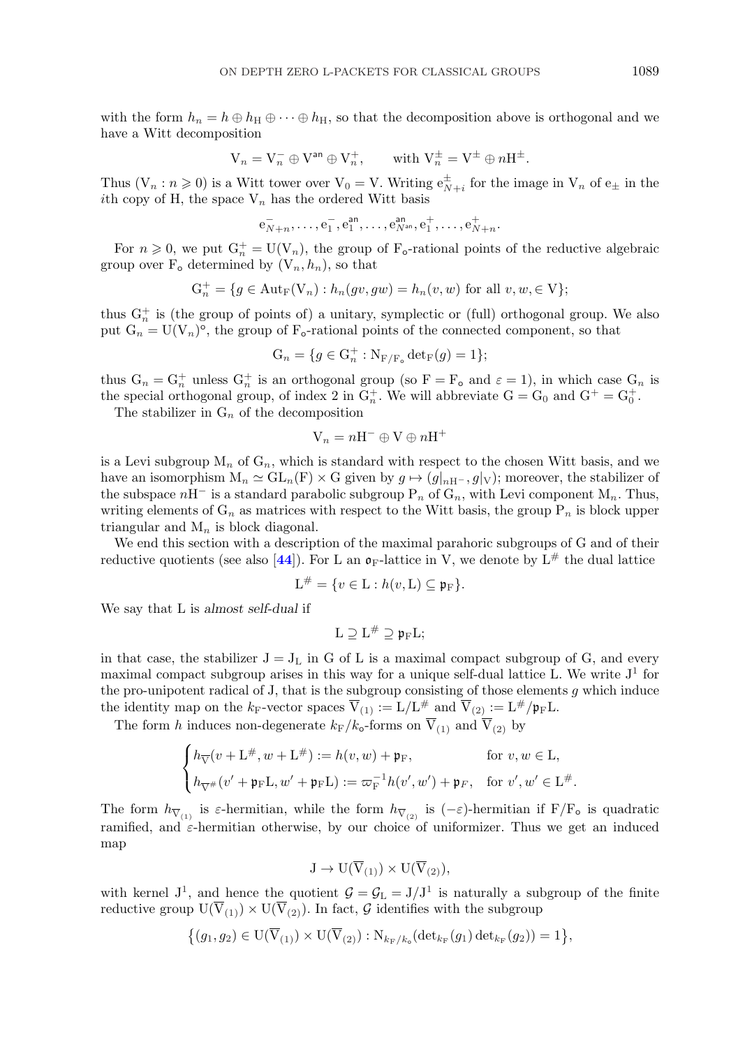with the form $h_n = h \oplus h_{\mathrm{H}} \oplus \cdots \oplus h_{\mathrm{H}}$, so that the decomposition above is orthogonal and we have a Witt decomposition

$$\mathrm{V}_n = \mathrm{V}_n^- \oplus \mathrm{V}^{\mathsf{an}} \oplus \mathrm{V}_n^+, \qquad \text{with } \mathrm{V}_n^\pm = \mathrm{V}^\pm \oplus n\mathrm{H}^\pm.$$

Thus $(\mathrm{V}_n : n \geqslant 0)$ is a Witt tower over $\mathrm{V}_0 = \mathrm{V}$. Writing $\mathrm{e}_{N+i}^{\pm}$ for the image in $\mathrm{V}_n$ of $\mathrm{e}_\pm$ in the $i$th copy of H, the space $\mathrm{V}_n$ has the ordered Witt basis

$$\mathrm{e}_{N+n}^-, \ldots, \mathrm{e}_1^-, \mathrm{e}_1^{\mathsf{an}}, \ldots, \mathrm{e}_{N^{\mathsf{an}}}^{\mathsf{an}}, \mathrm{e}_1^+, \ldots, \mathrm{e}_{N+n}^+.$$

For $n \geqslant 0$, we put $\mathrm{G}_n^+ = \mathrm{U}(\mathrm{V}_n)$, the group of $\mathrm{F}_{\mathsf{o}}$-rational points of the reductive algebraic group over $\mathrm{F}_{\mathsf{o}}$ determined by $(\mathrm{V}_n, h_n)$, so that

$$\mathrm{G}_n^+ = \{g \in \mathrm{Aut}_{\mathrm{F}}(\mathrm{V}_n) : h_n(gv, gw) = h_n(v, w) \text{ for all } v, w, \in \mathrm{V}\};$$

thus $\mathrm{G}_n^+$ is (the group of points of) a unitary, symplectic or (full) orthogonal group. We also put $\mathrm{G}_n = \mathrm{U}(\mathrm{V}_n)^\circ$, the group of $\mathrm{F}_{\mathsf{o}}$-rational points of the connected component, so that

$$\mathrm{G}_n = \{g \in \mathrm{G}_n^+ : \mathrm{N}_{\mathrm{F}/\mathrm{F}_{\mathsf{o}}} \det_{\mathrm{F}}(g) = 1\};$$

thus $\mathrm{G}_n = \mathrm{G}_n^+$ unless $\mathrm{G}_n^+$ is an orthogonal group (so $\mathrm{F} = \mathrm{F}_{\mathsf{o}}$ and $\varepsilon = 1$), in which case $\mathrm{G}_n$ is the special orthogonal group, of index 2 in $\mathrm{G}_n^+$. We will abbreviate $\mathrm{G} = \mathrm{G}_0$ and $\mathrm{G}^+ = \mathrm{G}_0^+$.

The stabilizer in $\mathrm{G}_n$ of the decomposition

$$\mathrm{V}_n = n\mathrm{H}^- \oplus \mathrm{V} \oplus n\mathrm{H}^+$$

is a Levi subgroup $\mathrm{M}_n$ of $\mathrm{G}_n$, which is standard with respect to the chosen Witt basis, and we have an isomorphism $\mathrm{M}_n \simeq \mathrm{GL}_n(\mathrm{F}) \times \mathrm{G}$ given by $g \mapsto (g|_{n\mathrm{H}^-}, g|_{\mathrm{V}})$; moreover, the stabilizer of the subspace $n\mathrm{H}^-$ is a standard parabolic subgroup $\mathrm{P}_n$ of $\mathrm{G}_n$, with Levi component $\mathrm{M}_n$. Thus, writing elements of $\mathrm{G}_n$ as matrices with respect to the Witt basis, the group $\mathrm{P}_n$ is block upper triangular and $\mathrm{M}_n$ is block diagonal.

We end this section with a description of the maximal parahoric subgroups of G and of their reductive quotients (see also [**44**]). For L an $\mathfrak{o}_{\mathrm{F}}$-lattice in V, we denote by $\mathrm{L}^\#$ the dual lattice

$$\mathrm{L}^\# = \{v \in \mathrm{L} : h(v, \mathrm{L}) \subseteq \mathfrak{p}_{\mathrm{F}}\}.$$

We say that L is *almost self-dual* if

$$\mathrm{L} \supseteq \mathrm{L}^\# \supseteq \mathfrak{p}_{\mathrm{F}}\mathrm{L};$$

in that case, the stabilizer $\mathrm{J} = \mathrm{J}_{\mathrm{L}}$ in G of L is a maximal compact subgroup of G, and every maximal compact subgroup arises in this way for a unique self-dual lattice L. We write $\mathrm{J}^1$ for the pro-unipotent radical of J, that is the subgroup consisting of those elements $g$ which induce the identity map on the $k_{\mathrm{F}}$-vector spaces $\overline{\mathrm{V}}_{(1)} := \mathrm{L}/\mathrm{L}^\#$ and $\overline{\mathrm{V}}_{(2)} := \mathrm{L}^\#/\mathfrak{p}_{\mathrm{F}}\mathrm{L}$.

The form $h$ induces non-degenerate $k_{\mathrm{F}}/k_{\mathsf{o}}$-forms on $\overline{\mathrm{V}}_{(1)}$ and $\overline{\mathrm{V}}_{(2)}$ by

$$\begin{cases} h_{\overline{\mathrm{V}}}(v + \mathrm{L}^\#, w + \mathrm{L}^\#) := h(v, w) + \mathfrak{p}_{\mathrm{F}}, & \text{for } v, w \in \mathrm{L}, \\ h_{\overline{\mathrm{V}}^\#}(v' + \mathfrak{p}_{\mathrm{F}}\mathrm{L}, w' + \mathfrak{p}_{\mathrm{F}}\mathrm{L}) := \varpi_{\mathrm{F}}^{-1} h(v', w') + \mathfrak{p}_F, & \text{for } v', w' \in \mathrm{L}^\#. \end{cases}$$

The form $h_{\overline{\mathrm{V}}_{(1)}}$ is $\varepsilon$-hermitian, while the form $h_{\overline{\mathrm{V}}_{(2)}}$ is $(-\varepsilon)$-hermitian if $\mathrm{F}/\mathrm{F}_{\mathsf{o}}$ is quadratic ramified, and $\varepsilon$-hermitian otherwise, by our choice of uniformizer. Thus we get an induced map

$$\mathrm{J} \to \mathrm{U}(\overline{\mathrm{V}}_{(1)}) \times \mathrm{U}(\overline{\mathrm{V}}_{(2)}),$$

with kernel $\mathrm{J}^1$, and hence the quotient $\mathcal{G} = \mathcal{G}_{\mathrm{L}} = \mathrm{J}/\mathrm{J}^1$ is naturally a subgroup of the finite reductive group $\mathrm{U}(\overline{\mathrm{V}}_{(1)}) \times \mathrm{U}(\overline{\mathrm{V}}_{(2)})$. In fact, $\mathcal{G}$ identifies with the subgroup

$$\big\{(g_1, g_2) \in \mathrm{U}(\overline{\mathrm{V}}_{(1)}) \times \mathrm{U}(\overline{\mathrm{V}}_{(2)}) : \mathrm{N}_{k_{\mathrm{F}}/k_{\mathsf{o}}}(\det_{k_{\mathrm{F}}}(g_1) \det_{k_{\mathrm{F}}}(g_2)) = 1\big\},$$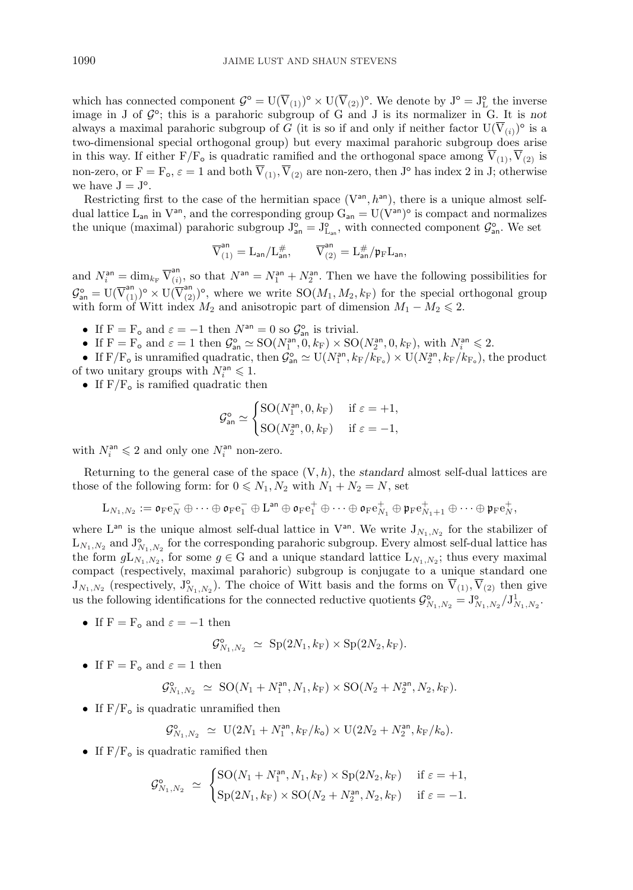which has connected component $\mathcal{G}^\circ = \mathrm{U}(\overline{\mathrm{V}}_{(1)})^\circ \times \mathrm{U}(\overline{\mathrm{V}}_{(2)})^\circ$. We denote by $\mathrm{J}^\circ = \mathrm{J}^\circ_{\mathrm{L}}$ the inverse image in J of $\mathcal{G}^\circ$; this is a parahoric subgroup of G and J is its normalizer in G. It is *not* always a maximal parahoric subgroup of $G$ (it is so if and only if neither factor $\mathrm{U}(\overline{\mathrm{V}}_{(i)})^\circ$ is a two-dimensional special orthogonal group) but every maximal parahoric subgroup does arise in this way. If either $\mathrm{F}/\mathrm{F}_\mathsf{o}$ is quadratic ramified and the orthogonal space among $\overline{\mathrm{V}}_{(1)}, \overline{\mathrm{V}}_{(2)}$ is non-zero, or $\mathrm{F} = \mathrm{F}_\mathsf{o}$, $\varepsilon = 1$ and both $\overline{\mathrm{V}}_{(1)}, \overline{\mathrm{V}}_{(2)}$ are non-zero, then $\mathrm{J}^\circ$ has index 2 in J; otherwise we have $\mathrm{J} = \mathrm{J}^\circ$.

Restricting first to the case of the hermitian space $(\mathrm{V}^{\mathsf{an}}, h^{\mathsf{an}})$, there is a unique almost self-dual lattice $\mathrm{L}_{\mathsf{an}}$ in $\mathrm{V}^{\mathsf{an}}$, and the corresponding group $\mathrm{G}_{\mathsf{an}} = \mathrm{U}(\mathrm{V}^{\mathsf{an}})$ is compact and normalizes the unique (maximal) parahoric subgroup $\mathrm{J}^\circ_{\mathsf{an}} = \mathrm{J}^\circ_{\mathrm{L}_{\mathsf{an}}}$, with connected component $\mathcal{G}^\circ_{\mathsf{an}}$. We set

$$\overline{\mathrm{V}}^{\mathsf{an}}_{(1)} = \mathrm{L}_{\mathsf{an}}/\mathrm{L}^{\#}_{\mathsf{an}}, \qquad \overline{\mathrm{V}}^{\mathsf{an}}_{(2)} = \mathrm{L}^{\#}_{\mathsf{an}}/\mathfrak{p}_{\mathrm{F}}\mathrm{L}_{\mathsf{an}},$$

and $N^{\mathsf{an}}_i = \dim_{k_{\mathrm{F}}} \overline{\mathrm{V}}^{\mathsf{an}}_{(i)}$, so that $N^{\mathsf{an}} = N^{\mathsf{an}}_1 + N^{\mathsf{an}}_2$. Then we have the following possibilities for $\mathcal{G}^\circ_{\mathsf{an}} = \mathrm{U}(\overline{\mathrm{V}}^{\mathsf{an}}_{(1)})^\circ \times \mathrm{U}(\overline{\mathrm{V}}^{\mathsf{an}}_{(2)})^\circ$, where we write $\mathrm{SO}(M_1, M_2, k_{\mathrm{F}})$ for the special orthogonal group with form of Witt index $M_2$ and anisotropic part of dimension $M_1 - M_2 \leqslant 2$.

- If $\mathrm{F} = \mathrm{F}_\mathsf{o}$ and $\varepsilon = -1$ then $N^{\mathsf{an}} = 0$ so $\mathcal{G}^\circ_{\mathsf{an}}$ is trivial.
- If $\mathrm{F} = \mathrm{F}_\mathsf{o}$ and $\varepsilon = 1$ then $\mathcal{G}^\circ_{\mathsf{an}} \simeq \mathrm{SO}(N^{\mathsf{an}}_1, 0, k_{\mathrm{F}}) \times \mathrm{SO}(N^{\mathsf{an}}_2, 0, k_{\mathrm{F}})$, with $N^{\mathsf{an}}_i \leqslant 2$.
- If $\mathrm{F}/\mathrm{F}_\mathsf{o}$ is unramified quadratic, then $\mathcal{G}^\circ_{\mathsf{an}} \simeq \mathrm{U}(N^{\mathsf{an}}_1, k_{\mathrm{F}}/k_{\mathrm{F}_\mathsf{o}}) \times \mathrm{U}(N^{\mathsf{an}}_2, k_{\mathrm{F}}/k_{\mathrm{F}_\mathsf{o}})$, the product of two unitary groups with $N^{\mathsf{an}}_i \leqslant 1$.
- If $\mathrm{F}/\mathrm{F}_\mathsf{o}$ is ramified quadratic then

$$\mathcal{G}^\circ_{\mathsf{an}} \simeq \begin{cases} \mathrm{SO}(N^{\mathsf{an}}_1, 0, k_{\mathrm{F}}) & \text{if } \varepsilon = +1, \\ \mathrm{SO}(N^{\mathsf{an}}_2, 0, k_{\mathrm{F}}) & \text{if } \varepsilon = -1, \end{cases}$$

with $N^{\mathsf{an}}_i \leqslant 2$ and only one $N^{\mathsf{an}}_i$ non-zero.

Returning to the general case of the space $(\mathrm{V}, h)$, the *standard* almost self-dual lattices are those of the following form: for $0 \leqslant N_1, N_2$ with $N_1 + N_2 = N$, set

$$\mathrm{L}_{N_1,N_2} := \mathfrak{o}_{\mathrm{F}}\mathrm{e}^-_N \oplus \cdots \oplus \mathfrak{o}_{\mathrm{F}}\mathrm{e}^-_1 \oplus \mathrm{L}^{\mathsf{an}} \oplus \mathfrak{o}_{\mathrm{F}}\mathrm{e}^+_1 \oplus \cdots \oplus \mathfrak{o}_{\mathrm{F}}\mathrm{e}^+_{N_1} \oplus \mathfrak{p}_{\mathrm{F}}\mathrm{e}^+_{N_1+1} \oplus \cdots \oplus \mathfrak{p}_{\mathrm{F}}\mathrm{e}^+_N,$$

where $\mathrm{L}^{\mathsf{an}}$ is the unique almost self-dual lattice in $\mathrm{V}^{\mathsf{an}}$. We write $\mathrm{J}_{N_1,N_2}$ for the stabilizer of $\mathrm{L}_{N_1,N_2}$ and $\mathrm{J}^\circ_{N_1,N_2}$ for the corresponding parahoric subgroup. Every almost self-dual lattice has the form $g\mathrm{L}_{N_1,N_2}$, for some $g \in \mathrm{G}$ and a unique standard lattice $\mathrm{L}_{N_1,N_2}$; thus every maximal compact (respectively, maximal parahoric) subgroup is conjugate to a unique standard one $\mathrm{J}_{N_1,N_2}$ (respectively, $\mathrm{J}^\circ_{N_1,N_2}$). The choice of Witt basis and the forms on $\overline{\mathrm{V}}_{(1)}, \overline{\mathrm{V}}_{(2)}$ then give us the following identifications for the connected reductive quotients $\mathcal{G}^\circ_{N_1,N_2} = \mathrm{J}^\circ_{N_1,N_2}/\mathrm{J}^1_{N_1,N_2}$.

- If $\mathrm{F} = \mathrm{F}_\mathsf{o}$ and $\varepsilon = -1$ then

$$\mathcal{G}^\circ_{N_1,N_2} \;\simeq\; \mathrm{Sp}(2N_1, k_{\mathrm{F}}) \times \mathrm{Sp}(2N_2, k_{\mathrm{F}}).$$

- If $\mathrm{F} = \mathrm{F}_\mathsf{o}$ and $\varepsilon = 1$ then

$$\mathcal{G}^\circ_{N_1,N_2} \;\simeq\; \mathrm{SO}(N_1 + N^{\mathsf{an}}_1, N_1, k_{\mathrm{F}}) \times \mathrm{SO}(N_2 + N^{\mathsf{an}}_2, N_2, k_{\mathrm{F}}).$$

- If $\mathrm{F}/\mathrm{F}_\mathsf{o}$ is quadratic unramified then

$$\mathcal{G}^\circ_{N_1,N_2} \;\simeq\; \mathrm{U}(2N_1 + N^{\mathsf{an}}_1, k_{\mathrm{F}}/k_\mathsf{o}) \times \mathrm{U}(2N_2 + N^{\mathsf{an}}_2, k_{\mathrm{F}}/k_\mathsf{o}).$$

- If $\mathrm{F}/\mathrm{F}_\mathsf{o}$ is quadratic ramified then

$$\mathcal{G}^\circ_{N_1,N_2} \;\simeq\; \begin{cases} \mathrm{SO}(N_1 + N^{\mathsf{an}}_1, N_1, k_{\mathrm{F}}) \times \mathrm{Sp}(2N_2, k_{\mathrm{F}}) & \text{if } \varepsilon = +1, \\ \mathrm{Sp}(2N_1, k_{\mathrm{F}}) \times \mathrm{SO}(N_2 + N^{\mathsf{an}}_2, N_2, k_{\mathrm{F}}) & \text{if } \varepsilon = -1. \end{cases}$$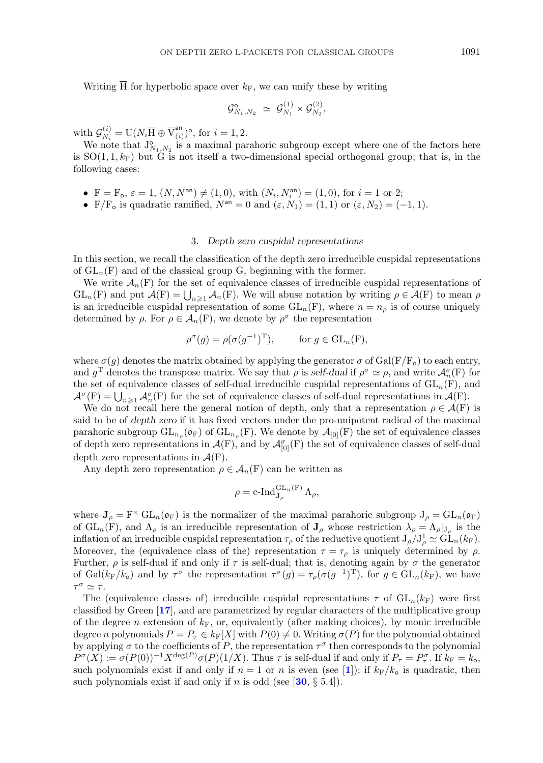Writing $\overline{\mathrm{H}}$ for hyperbolic space over $k_{\mathrm{F}}$, we can unify these by writing

$$\mathcal{G}^{\circ}_{N_1,N_2} \simeq \mathcal{G}^{(1)}_{N_1} \times \mathcal{G}^{(2)}_{N_2},$$

with $\mathcal{G}^{(i)}_{N_i} = \mathrm{U}(N_i\overline{\mathrm{H}} \oplus \overline{\mathrm{V}}^{\mathsf{an}}_{(i)})^{\circ}$, for $i = 1, 2$.

We note that $\mathrm{J}^{\circ}_{N_1,N_2}$ is a maximal parahoric subgroup except where one of the factors here is $\mathrm{SO}(1, 1, k_{\mathrm{F}})$ but $\mathrm{G}$ is not itself a two-dimensional special orthogonal group; that is, in the following cases:

- $\mathrm{F} = \mathrm{F}_{\mathsf{o}}$, $\varepsilon = 1$, $(N, N^{\mathsf{an}}) \neq (1, 0)$, with $(N_i, N_i^{\mathsf{an}}) = (1, 0)$, for $i = 1$ or $2$;
- $\mathrm{F}/\mathrm{F}_{\mathsf{o}}$ is quadratic ramified, $N^{\mathsf{an}} = 0$ and $(\varepsilon, N_1) = (1, 1)$ or $(\varepsilon, N_2) = (-1, 1)$.

## 3. *Depth zero cuspidal representations*

In this section, we recall the classification of the depth zero irreducible cuspidal representations of $\mathrm{GL}_n(\mathrm{F})$ and of the classical group $\mathrm{G}$, beginning with the former.

We write $\mathcal{A}_n(\mathrm{F})$ for the set of equivalence classes of irreducible cuspidal representations of $\mathrm{GL}_n(\mathrm{F})$ and put $\mathcal{A}(\mathrm{F}) = \bigcup_{n\geqslant 1} \mathcal{A}_n(\mathrm{F})$. We will abuse notation by writing $\rho \in \mathcal{A}(\mathrm{F})$ to mean $\rho$ is an irreducible cuspidal representation of some $\mathrm{GL}_n(\mathrm{F})$, where $n = n_\rho$ is of course uniquely determined by $\rho$. For $\rho \in \mathcal{A}_n(\mathrm{F})$, we denote by $\rho^\sigma$ the representation

$$\rho^\sigma(g) = \rho(\sigma(g^{-1})^{\mathrm{T}}), \qquad \text{for } g \in \mathrm{GL}_n(\mathrm{F}),$$

where $\sigma(g)$ denotes the matrix obtained by applying the generator $\sigma$ of $\mathrm{Gal}(\mathrm{F}/\mathrm{F}_{\mathsf{o}})$ to each entry, and $g^{\mathrm{T}}$ denotes the transpose matrix. We say that $\rho$ is *self-dual* if $\rho^\sigma \simeq \rho$, and write $\mathcal{A}^\sigma_n(\mathrm{F})$ for the set of equivalence classes of self-dual irreducible cuspidal representations of $\mathrm{GL}_n(\mathrm{F})$, and $\mathcal{A}^\sigma(\mathrm{F}) = \bigcup_{n\geqslant 1} \mathcal{A}^\sigma_n(\mathrm{F})$ for the set of equivalence classes of self-dual representations in $\mathcal{A}(\mathrm{F})$.

We do not recall here the general notion of depth, only that a representation $\rho \in \mathcal{A}(\mathrm{F})$ is said to be of *depth zero* if it has fixed vectors under the pro-unipotent radical of the maximal parahoric subgroup $\mathrm{GL}_{n_\rho}(\mathfrak{o}_{\mathrm{F}})$ of $\mathrm{GL}_{n_\rho}(\mathrm{F})$. We denote by $\mathcal{A}_{[0]}(\mathrm{F})$ the set of equivalence classes of depth zero representations in $\mathcal{A}(\mathrm{F})$, and by $\mathcal{A}^\sigma_{[0]}(\mathrm{F})$ the set of equivalence classes of self-dual depth zero representations in $\mathcal{A}(\mathrm{F})$.

Any depth zero representation $\rho \in \mathcal{A}_n(\mathrm{F})$ can be written as

$$\rho = \text{c-Ind}_{\mathbf{J}_\rho}^{\mathrm{GL}_n(\mathrm{F})} \Lambda_\rho,$$

where $\mathbf{J}_\rho = \mathrm{F}^\times \mathrm{GL}_n(\mathfrak{o}_{\mathrm{F}})$ is the normalizer of the maximal parahoric subgroup $\mathrm{J}_\rho = \mathrm{GL}_n(\mathfrak{o}_{\mathrm{F}})$ of $\mathrm{GL}_n(\mathrm{F})$, and $\Lambda_\rho$ is an irreducible representation of $\mathbf{J}_\rho$ whose restriction $\lambda_\rho = \Lambda_\rho|_{\mathrm{J}_\rho}$ is the inflation of an irreducible cuspidal representation $\tau_\rho$ of the reductive quotient $\mathrm{J}_\rho/\mathrm{J}^1_\rho \simeq \mathrm{GL}_n(k_{\mathrm{F}})$. Moreover, the (equivalence class of the) representation $\tau = \tau_\rho$ is uniquely determined by $\rho$. Further, $\rho$ is self-dual if and only if $\tau$ is self-dual; that is, denoting again by $\sigma$ the generator of $\mathrm{Gal}(k_{\mathrm{F}}/k_{\mathsf{o}})$ and by $\tau^\sigma$ the representation $\tau^\sigma(g) = \tau_\rho(\sigma(g^{-1})^{\mathrm{T}})$, for $g \in \mathrm{GL}_n(k_{\mathrm{F}})$, we have $\tau^\sigma \simeq \tau$.

The (equivalence classes of) irreducible cuspidal representations $\tau$ of $\mathrm{GL}_n(k_{\mathrm{F}})$ were first classified by Green [**17**], and are parametrized by regular characters of the multiplicative group of the degree $n$ extension of $k_{\mathrm{F}}$, or, equivalently (after making choices), by monic irreducible degree $n$ polynomials $P = P_\tau \in k_{\mathrm{F}}[X]$ with $P(0) \neq 0$. Writing $\sigma(P)$ for the polynomial obtained by applying $\sigma$ to the coefficients of $P$, the representation $\tau^\sigma$ then corresponds to the polynomial $P^\sigma(X) := \sigma(P(0))^{-1}X^{\deg(P)}\sigma(P)(1/X)$. Thus $\tau$ is self-dual if and only if $P_\tau = P^\sigma_\tau$. If $k_{\mathrm{F}} = k_{\mathsf{o}}$, such polynomials exist if and only if $n = 1$ or $n$ is even (see [**1**]); if $k_{\mathrm{F}}/k_{\mathsf{o}}$ is quadratic, then such polynomials exist if and only if $n$ is odd (see [**30**, § 5.4]).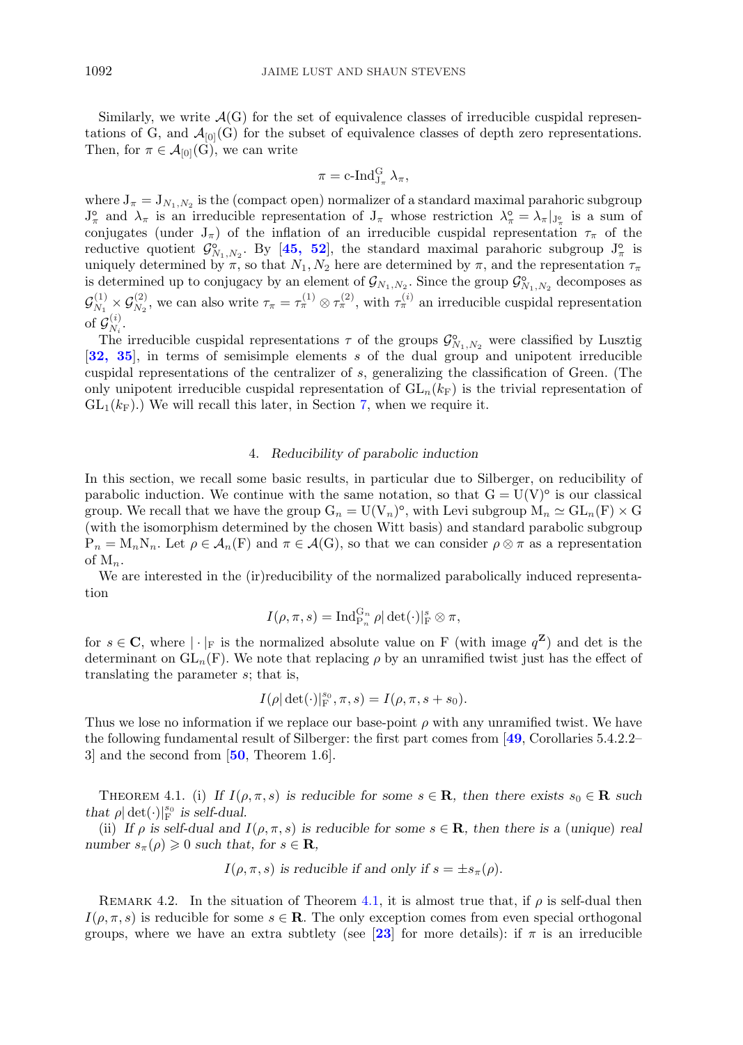Similarly, we write $\mathcal{A}(\mathrm{G})$ for the set of equivalence classes of irreducible cuspidal representations of G, and $\mathcal{A}_{[0]}(\mathrm{G})$ for the subset of equivalence classes of depth zero representations. Then, for $\pi \in \mathcal{A}_{[0]}(\mathrm{G})$, we can write

$$\pi = \text{c-Ind}_{\mathrm{J}_\pi}^{\mathrm{G}} \lambda_\pi,$$

where $\mathrm{J}_\pi = \mathrm{J}_{N_1,N_2}$ is the (compact open) normalizer of a standard maximal parahoric subgroup $\mathrm{J}_\pi^\circ$ and $\lambda_\pi$ is an irreducible representation of $\mathrm{J}_\pi$ whose restriction $\lambda_\pi^\circ = \lambda_\pi|_{\mathrm{J}_\pi^\circ}$ is a sum of conjugates (under $\mathrm{J}_\pi$) of the inflation of an irreducible cuspidal representation $\tau_\pi$ of the reductive quotient $\mathcal{G}_{N_1,N_2}^\circ$. By [**45, 52**], the standard maximal parahoric subgroup $\mathrm{J}_\pi^\circ$ is uniquely determined by $\pi$, so that $N_1, N_2$ here are determined by $\pi$, and the representation $\tau_\pi$ is determined up to conjugacy by an element of $\mathcal{G}_{N_1,N_2}$. Since the group $\mathcal{G}_{N_1,N_2}^\circ$ decomposes as $\mathcal{G}_{N_1}^{(1)} \times \mathcal{G}_{N_2}^{(2)}$, we can also write $\tau_\pi = \tau_\pi^{(1)} \otimes \tau_\pi^{(2)}$, with $\tau_\pi^{(i)}$ an irreducible cuspidal representation of $\mathcal{G}_{N_i}^{(i)}$.

The irreducible cuspidal representations $\tau$ of the groups $\mathcal{G}_{N_1,N_2}^\circ$ were classified by Lusztig [**32, 35**], in terms of semisimple elements $s$ of the dual group and unipotent irreducible cuspidal representations of the centralizer of $s$, generalizing the classification of Green. (The only unipotent irreducible cuspidal representation of $\mathrm{GL}_n(k_\mathrm{F})$ is the trivial representation of $\mathrm{GL}_1(k_\mathrm{F})$.) We will recall this later, in Section 7, when we require it.

## 4. *Reducibility of parabolic induction*

In this section, we recall some basic results, in particular due to Silberger, on reducibility of parabolic induction. We continue with the same notation, so that $\mathrm{G} = \mathrm{U}(\mathrm{V})^\circ$ is our classical group. We recall that we have the group $\mathrm{G}_n = \mathrm{U}(\mathrm{V}_n)^\circ$, with Levi subgroup $\mathrm{M}_n \simeq \mathrm{GL}_n(\mathrm{F}) \times \mathrm{G}$ (with the isomorphism determined by the chosen Witt basis) and standard parabolic subgroup $\mathrm{P}_n = \mathrm{M}_n\mathrm{N}_n$. Let $\rho \in \mathcal{A}_n(\mathrm{F})$ and $\pi \in \mathcal{A}(\mathrm{G})$, so that we can consider $\rho \otimes \pi$ as a representation of $\mathrm{M}_n$.

We are interested in the (ir)reducibility of the normalized parabolically induced representation

$$I(\rho, \pi, s) = \mathrm{Ind}_{\mathrm{P}_n}^{\mathrm{G}_n} \rho|\det(\cdot)|_\mathrm{F}^s \otimes \pi,$$

for $s \in \mathbf{C}$, where $|\cdot|_\mathrm{F}$ is the normalized absolute value on F (with image $q^{\mathbf{Z}}$) and det is the determinant on $\mathrm{GL}_n(\mathrm{F})$. We note that replacing $\rho$ by an unramified twist just has the effect of translating the parameter $s$; that is,

$$I(\rho|\det(\cdot)|_\mathrm{F}^{s_0}, \pi, s) = I(\rho, \pi, s + s_0).$$

Thus we lose no information if we replace our base-point $\rho$ with any unramified twist. We have the following fundamental result of Silberger: the first part comes from [**49**, Corollaries 5.4.2.2–3] and the second from [**50**, Theorem 1.6].

THEOREM 4.1. (i) *If $I(\rho, \pi, s)$ is reducible for some $s \in \mathbf{R}$, then there exists $s_0 \in \mathbf{R}$ such that $\rho|\det(\cdot)|_\mathrm{F}^{s_0}$ is self-dual.*

(ii) *If $\rho$ is self-dual and $I(\rho, \pi, s)$ is reducible for some $s \in \mathbf{R}$, then there is a (unique) real number $s_\pi(\rho) \geqslant 0$ such that, for $s \in \mathbf{R}$,*

$$I(\rho, \pi, s) \text{ is reducible if and only if } s = \pm s_\pi(\rho).$$

REMARK 4.2. In the situation of Theorem 4.1, it is almost true that, if $\rho$ is self-dual then $I(\rho, \pi, s)$ is reducible for some $s \in \mathbf{R}$. The only exception comes from even special orthogonal groups, where we have an extra subtlety (see [**23**] for more details): if $\pi$ is an irreducible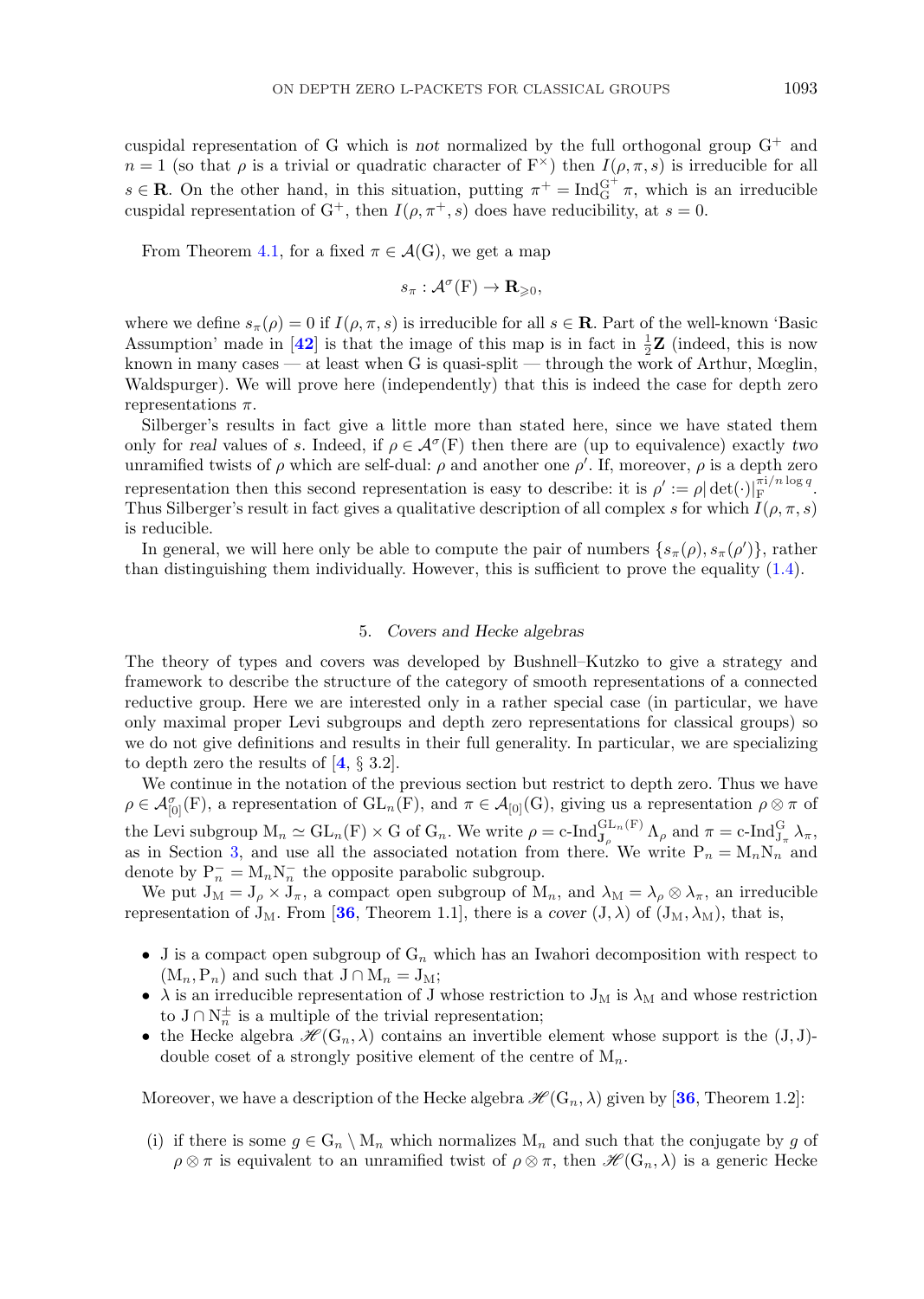cuspidal representation of G which is *not* normalized by the full orthogonal group $G^+$ and $n = 1$ (so that $\rho$ is a trivial or quadratic character of $F^\times$) then $I(\rho, \pi, s)$ is irreducible for all $s \in \mathbf{R}$. On the other hand, in this situation, putting $\pi^+ = \mathrm{Ind}_G^{G^+} \pi$, which is an irreducible cuspidal representation of $G^+$, then $I(\rho, \pi^+, s)$ does have reducibility, at $s = 0$.

From Theorem 4.1, for a fixed $\pi \in \mathcal{A}(G)$, we get a map

$$s_\pi : \mathcal{A}^\sigma(F) \to \mathbf{R}_{\geqslant 0},$$

where we define $s_\pi(\rho) = 0$ if $I(\rho, \pi, s)$ is irreducible for all $s \in \mathbf{R}$. Part of the well-known 'Basic Assumption' made in [42] is that the image of this map is in fact in $\frac{1}{2}\mathbf{Z}$ (indeed, this is now known in many cases — at least when G is quasi-split — through the work of Arthur, Mœglin, Waldspurger). We will prove here (independently) that this is indeed the case for depth zero representations $\pi$.

Silberger's results in fact give a little more than stated here, since we have stated them only for *real* values of $s$. Indeed, if $\rho \in \mathcal{A}^\sigma(F)$ then there are (up to equivalence) exactly *two* unramified twists of $\rho$ which are self-dual: $\rho$ and another one $\rho'$. If, moreover, $\rho$ is a depth zero representation then this second representation is easy to describe: it is $\rho' := \rho|\det(\cdot)|_F^{\pi i/n \log q}$. Thus Silberger's result in fact gives a qualitative description of all complex $s$ for which $I(\rho, \pi, s)$ is reducible.

In general, we will here only be able to compute the pair of numbers $\{s_\pi(\rho), s_\pi(\rho')\}$, rather than distinguishing them individually. However, this is sufficient to prove the equality (1.4).

## 5. *Covers and Hecke algebras*

The theory of types and covers was developed by Bushnell–Kutzko to give a strategy and framework to describe the structure of the category of smooth representations of a connected reductive group. Here we are interested only in a rather special case (in particular, we have only maximal proper Levi subgroups and depth zero representations for classical groups) so we do not give definitions and results in their full generality. In particular, we are specializing to depth zero the results of [4, § 3.2].

We continue in the notation of the previous section but restrict to depth zero. Thus we have $\rho \in \mathcal{A}^\sigma_{[0]}(F)$, a representation of $\mathrm{GL}_n(F)$, and $\pi \in \mathcal{A}_{[0]}(G)$, giving us a representation $\rho \otimes \pi$ of the Levi subgroup $M_n \simeq \mathrm{GL}_n(F) \times G$ of $G_n$. We write $\rho = \text{c-Ind}_{\mathbf{J}_\rho}^{\mathrm{GL}_n(F)} \Lambda_\rho$ and $\pi = \text{c-Ind}_{J_\pi}^{G} \lambda_\pi$, as in Section 3, and use all the associated notation from there. We write $P_n = M_n N_n$ and denote by $P_n^- = M_n N_n^-$ the opposite parabolic subgroup.

We put $J_M = J_\rho \times J_\pi$, a compact open subgroup of $M_n$, and $\lambda_M = \lambda_\rho \otimes \lambda_\pi$, an irreducible representation of $J_M$. From [36, Theorem 1.1], there is a *cover* $(J, \lambda)$ of $(J_M, \lambda_M)$, that is,

- J is a compact open subgroup of $G_n$ which has an Iwahori decomposition with respect to $(M_n, P_n)$ and such that $J \cap M_n = J_M$;
- $\lambda$ is an irreducible representation of J whose restriction to $J_M$ is $\lambda_M$ and whose restriction to $J \cap N_n^\pm$ is a multiple of the trivial representation;
- the Hecke algebra $\mathscr{H}(G_n, \lambda)$ contains an invertible element whose support is the $(J, J)$-double coset of a strongly positive element of the centre of $M_n$.

Moreover, we have a description of the Hecke algebra $\mathscr{H}(G_n, \lambda)$ given by [36, Theorem 1.2]:

(i) if there is some $g \in G_n \setminus M_n$ which normalizes $M_n$ and such that the conjugate by $g$ of $\rho \otimes \pi$ is equivalent to an unramified twist of $\rho \otimes \pi$, then $\mathscr{H}(G_n, \lambda)$ is a generic Hecke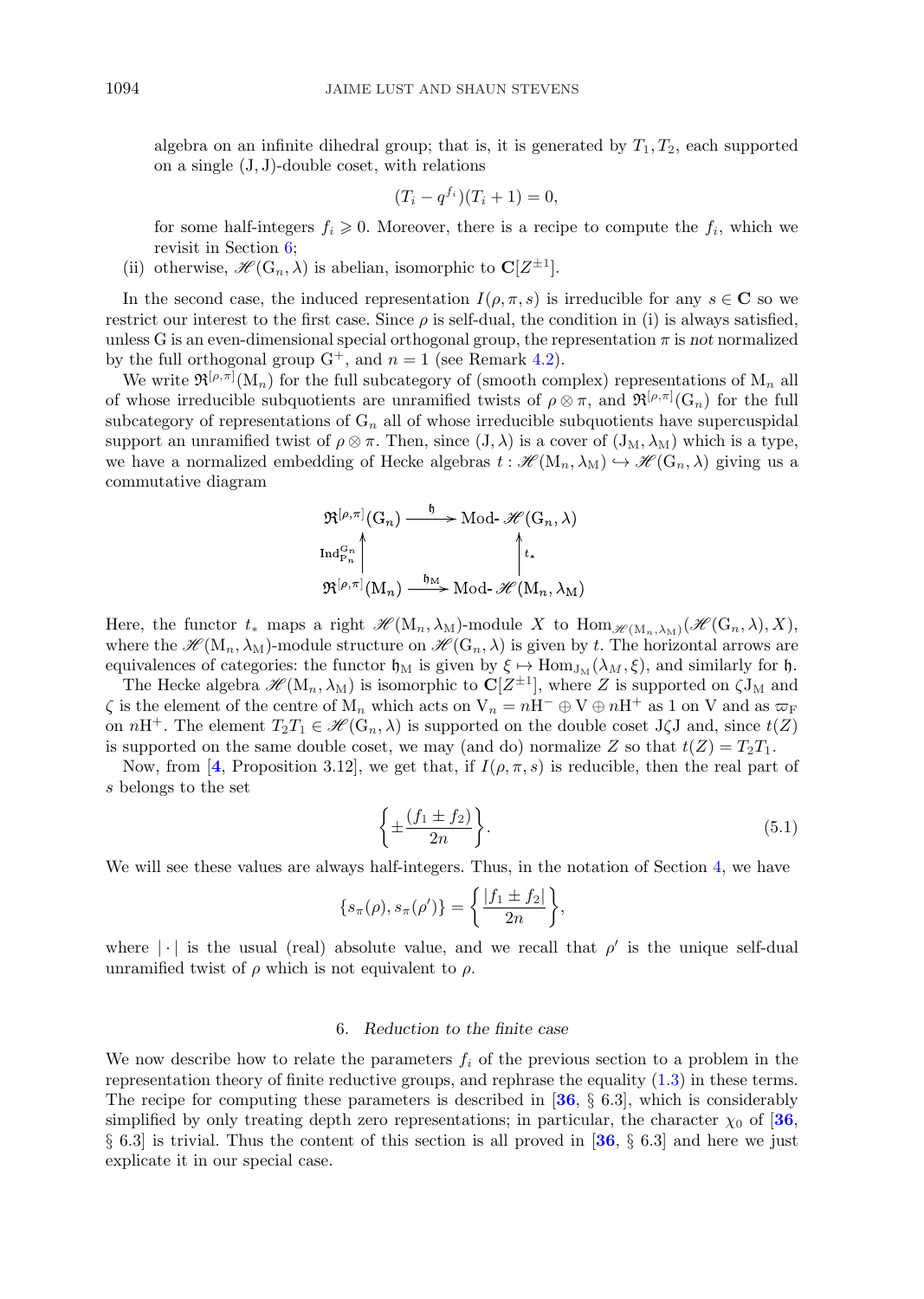algebra on an infinite dihedral group; that is, it is generated by $T_1, T_2$, each supported on a single $(\mathrm{J},\mathrm{J})$-double coset, with relations

$$(T_i - q^{f_i})(T_i + 1) = 0,$$

for some half-integers $f_i \geqslant 0$. Moreover, there is a recipe to compute the $f_i$, which we revisit in Section 6;

(ii) otherwise, $\mathscr{H}(\mathrm{G}_n, \lambda)$ is abelian, isomorphic to $\mathbf{C}[Z^{\pm 1}]$.

In the second case, the induced representation $I(\rho, \pi, s)$ is irreducible for any $s \in \mathbf{C}$ so we restrict our interest to the first case. Since $\rho$ is self-dual, the condition in (i) is always satisfied, unless G is an even-dimensional special orthogonal group, the representation $\pi$ is *not* normalized by the full orthogonal group $\mathrm{G}^+$, and $n = 1$ (see Remark 4.2).

We write $\mathfrak{R}^{[\rho,\pi]}(\mathrm{M}_n)$ for the full subcategory of (smooth complex) representations of $\mathrm{M}_n$ all of whose irreducible subquotients are unramified twists of $\rho \otimes \pi$, and $\mathfrak{R}^{[\rho,\pi]}(\mathrm{G}_n)$ for the full subcategory of representations of $\mathrm{G}_n$ all of whose irreducible subquotients have supercuspidal support an unramified twist of $\rho \otimes \pi$. Then, since $(\mathrm{J}, \lambda)$ is a cover of $(\mathrm{J}_\mathrm{M}, \lambda_\mathrm{M})$ which is a type, we have a normalized embedding of Hecke algebras $t : \mathscr{H}(\mathrm{M}_n, \lambda_\mathrm{M}) \hookrightarrow \mathscr{H}(\mathrm{G}_n, \lambda)$ giving us a commutative diagram

$$\begin{array}{ccc}
\mathfrak{R}^{[\rho,\pi]}(\mathrm{G}_n) & \xrightarrow{\ \mathfrak{h}\ } & \text{Mod-}\mathscr{H}(\mathrm{G}_n, \lambda) \\
\uparrow {\scriptstyle \mathrm{Ind}_{\mathrm{P}_n}^{\mathrm{G}_n}} & & \uparrow {\scriptstyle t_*} \\
\mathfrak{R}^{[\rho,\pi]}(\mathrm{M}_n) & \xrightarrow{\ \mathfrak{h}_\mathrm{M}\ } & \text{Mod-}\mathscr{H}(\mathrm{M}_n, \lambda_\mathrm{M})
\end{array}$$

Here, the functor $t_*$ maps a right $\mathscr{H}(\mathrm{M}_n, \lambda_\mathrm{M})$-module $X$ to $\mathrm{Hom}_{\mathscr{H}(\mathrm{M}_n,\lambda_\mathrm{M})}(\mathscr{H}(\mathrm{G}_n, \lambda), X)$, where the $\mathscr{H}(\mathrm{M}_n, \lambda_\mathrm{M})$-module structure on $\mathscr{H}(\mathrm{G}_n, \lambda)$ is given by $t$. The horizontal arrows are equivalences of categories: the functor $\mathfrak{h}_\mathrm{M}$ is given by $\xi \mapsto \mathrm{Hom}_{\mathrm{J}_\mathrm{M}}(\lambda_M, \xi)$, and similarly for $\mathfrak{h}$.

The Hecke algebra $\mathscr{H}(\mathrm{M}_n, \lambda_\mathrm{M})$ is isomorphic to $\mathbf{C}[Z^{\pm 1}]$, where $Z$ is supported on $\zeta \mathrm{J}_\mathrm{M}$ and $\zeta$ is the element of the centre of $\mathrm{M}_n$ which acts on $\mathrm{V}_n = n\mathrm{H}^- \oplus \mathrm{V} \oplus n\mathrm{H}^+$ as 1 on V and as $\varpi_\mathrm{F}$ on $n\mathrm{H}^+$. The element $T_2 T_1 \in \mathscr{H}(\mathrm{G}_n, \lambda)$ is supported on the double coset $\mathrm{J}\zeta\mathrm{J}$ and, since $t(Z)$ is supported on the same double coset, we may (and do) normalize $Z$ so that $t(Z) = T_2 T_1$.

Now, from [4, Proposition 3.12], we get that, if $I(\rho, \pi, s)$ is reducible, then the real part of $s$ belongs to the set

$$\left\{ \pm \frac{(f_1 \pm f_2)}{2n} \right\}. \tag{5.1}$$

We will see these values are always half-integers. Thus, in the notation of Section 4, we have

$$\{s_\pi(\rho), s_\pi(\rho')\} = \left\{ \frac{|f_1 \pm f_2|}{2n} \right\},$$

where $|\cdot|$ is the usual (real) absolute value, and we recall that $\rho'$ is the unique self-dual unramified twist of $\rho$ which is not equivalent to $\rho$.

## 6. *Reduction to the finite case*

We now describe how to relate the parameters $f_i$ of the previous section to a problem in the representation theory of finite reductive groups, and rephrase the equality (1.3) in these terms. The recipe for computing these parameters is described in [36, § 6.3], which is considerably simplified by only treating depth zero representations; in particular, the character $\chi_0$ of [36, § 6.3] is trivial. Thus the content of this section is all proved in [36, § 6.3] and here we just explicate it in our special case.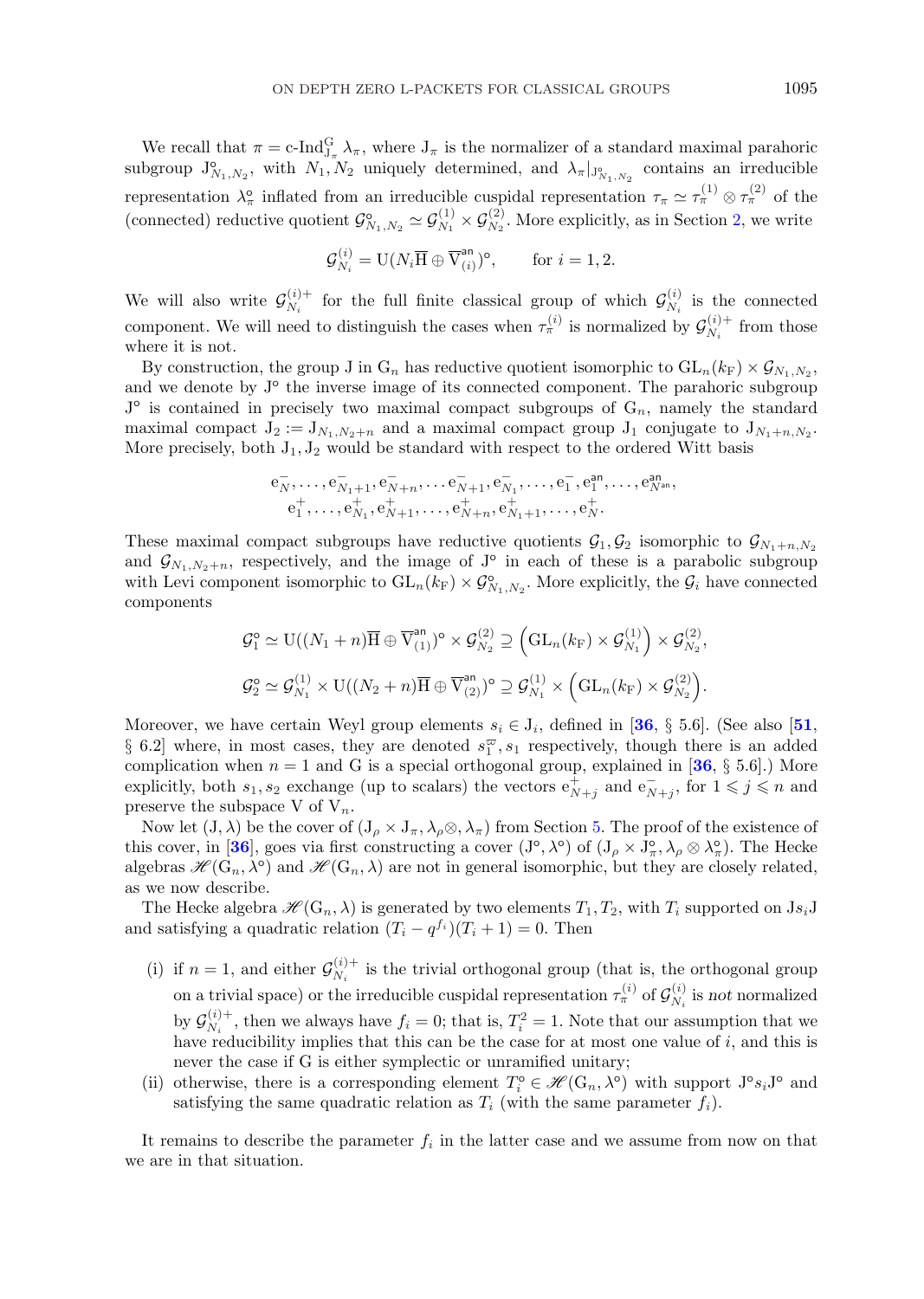We recall that $\pi = \text{c-Ind}_{\mathrm{J}_\pi}^{\mathrm{G}} \lambda_\pi$, where $\mathrm{J}_\pi$ is the normalizer of a standard maximal parahoric subgroup $\mathrm{J}^\circ_{N_1,N_2}$, with $N_1, N_2$ uniquely determined, and $\lambda_\pi|_{\mathrm{J}^\circ_{N_1,N_2}}$ contains an irreducible representation $\lambda^\circ_\pi$ inflated from an irreducible cuspidal representation $\tau_\pi \simeq \tau_\pi^{(1)} \otimes \tau_\pi^{(2)}$ of the (connected) reductive quotient $\mathcal{G}^\circ_{N_1,N_2} \simeq \mathcal{G}^{(1)}_{N_1} \times \mathcal{G}^{(2)}_{N_2}$. More explicitly, as in Section 2, we write

$$\mathcal{G}^{(i)}_{N_i} = \mathrm{U}(N_i \overline{\mathrm{H}} \oplus \overline{\mathrm{V}}^{\mathsf{an}}_{(i)})^\circ, \qquad \text{for } i = 1, 2.$$

We will also write $\mathcal{G}^{(i)+}_{N_i}$ for the full finite classical group of which $\mathcal{G}^{(i)}_{N_i}$ is the connected component. We will need to distinguish the cases when $\tau_\pi^{(i)}$ is normalized by $\mathcal{G}^{(i)+}_{N_i}$ from those where it is not.

By construction, the group J in $\mathrm{G}_n$ has reductive quotient isomorphic to $\mathrm{GL}_n(k_\mathrm{F}) \times \mathcal{G}_{N_1,N_2}$, and we denote by $\mathrm{J}^\circ$ the inverse image of its connected component. The parahoric subgroup $\mathrm{J}^\circ$ is contained in precisely two maximal compact subgroups of $\mathrm{G}_n$, namely the standard maximal compact $\mathrm{J}_2 := \mathrm{J}_{N_1,N_2+n}$ and a maximal compact group $\mathrm{J}_1$ conjugate to $\mathrm{J}_{N_1+n,N_2}$. More precisely, both $\mathrm{J}_1, \mathrm{J}_2$ would be standard with respect to the ordered Witt basis

$$\begin{gathered}\mathrm{e}^-_N, \dots, \mathrm{e}^-_{N_1+1}, \mathrm{e}^-_{N+n}, \dots \mathrm{e}^-_{N+1}, \mathrm{e}^-_{N_1}, \dots, \mathrm{e}^-_1, \mathrm{e}^{\mathsf{an}}_1, \dots, \mathrm{e}^{\mathsf{an}}_{N^{\mathsf{an}}}, \\ \mathrm{e}^+_1, \dots, \mathrm{e}^+_{N_1}, \mathrm{e}^+_{N+1}, \dots, \mathrm{e}^+_{N+n}, \mathrm{e}^+_{N_1+1}, \dots, \mathrm{e}^+_N.\end{gathered}$$

These maximal compact subgroups have reductive quotients $\mathcal{G}_1, \mathcal{G}_2$ isomorphic to $\mathcal{G}_{N_1+n,N_2}$ and $\mathcal{G}_{N_1,N_2+n}$, respectively, and the image of $\mathrm{J}^\circ$ in each of these is a parabolic subgroup with Levi component isomorphic to $\mathrm{GL}_n(k_\mathrm{F}) \times \mathcal{G}^\circ_{N_1,N_2}$. More explicitly, the $\mathcal{G}_i$ have connected components

$$\begin{aligned}\mathcal{G}^\circ_1 &\simeq \mathrm{U}((N_1+n)\overline{\mathrm{H}} \oplus \overline{\mathrm{V}}^{\mathsf{an}}_{(1)})^\circ \times \mathcal{G}^{(2)}_{N_2} \supseteq \left(\mathrm{GL}_n(k_\mathrm{F}) \times \mathcal{G}^{(1)}_{N_1}\right) \times \mathcal{G}^{(2)}_{N_2}, \\ \mathcal{G}^\circ_2 &\simeq \mathcal{G}^{(1)}_{N_1} \times \mathrm{U}((N_2+n)\overline{\mathrm{H}} \oplus \overline{\mathrm{V}}^{\mathsf{an}}_{(2)})^\circ \supseteq \mathcal{G}^{(1)}_{N_1} \times \left(\mathrm{GL}_n(k_\mathrm{F}) \times \mathcal{G}^{(2)}_{N_2}\right).\end{aligned}$$

Moreover, we have certain Weyl group elements $s_i \in \mathrm{J}_i$, defined in [36, § 5.6]. (See also [51, § 6.2] where, in most cases, they are denoted $s_1^\varpi, s_1$ respectively, though there is an added complication when $n = 1$ and G is a special orthogonal group, explained in [36, § 5.6].) More explicitly, both $s_1, s_2$ exchange (up to scalars) the vectors $\mathrm{e}^+_{N+j}$ and $\mathrm{e}^-_{N+j}$, for $1 \leqslant j \leqslant n$ and preserve the subspace V of $\mathrm{V}_n$.

Now let $(\mathrm{J}, \lambda)$ be the cover of $(\mathrm{J}_\rho \times \mathrm{J}_\pi, \lambda_\rho \otimes, \lambda_\pi)$ from Section 5. The proof of the existence of this cover, in [36], goes via first constructing a cover $(\mathrm{J}^\circ, \lambda^\circ)$ of $(\mathrm{J}_\rho \times \mathrm{J}^\circ_\pi, \lambda_\rho \otimes \lambda^\circ_\pi)$. The Hecke algebras $\mathscr{H}(\mathrm{G}_n, \lambda^\circ)$ and $\mathscr{H}(\mathrm{G}_n, \lambda)$ are not in general isomorphic, but they are closely related, as we now describe.

The Hecke algebra $\mathscr{H}(\mathrm{G}_n, \lambda)$ is generated by two elements $T_1, T_2$, with $T_i$ supported on $\mathrm{J}s_i\mathrm{J}$ and satisfying a quadratic relation $(T_i - q^{f_i})(T_i + 1) = 0$. Then

(i) if $n = 1$, and either $\mathcal{G}^{(i)+}_{N_i}$ is the trivial orthogonal group (that is, the orthogonal group on a trivial space) or the irreducible cuspidal representation $\tau_\pi^{(i)}$ of $\mathcal{G}^{(i)}_{N_i}$ is *not* normalized by $\mathcal{G}^{(i)+}_{N_i}$, then we always have $f_i = 0$; that is, $T_i^2 = 1$. Note that our assumption that we have reducibility implies that this can be the case for at most one value of $i$, and this is never the case if G is either symplectic or unramified unitary;

(ii) otherwise, there is a corresponding element $T_i^\circ \in \mathscr{H}(\mathrm{G}_n, \lambda^\circ)$ with support $\mathrm{J}^\circ s_i \mathrm{J}^\circ$ and satisfying the same quadratic relation as $T_i$ (with the same parameter $f_i$).

It remains to describe the parameter $f_i$ in the latter case and we assume from now on that we are in that situation.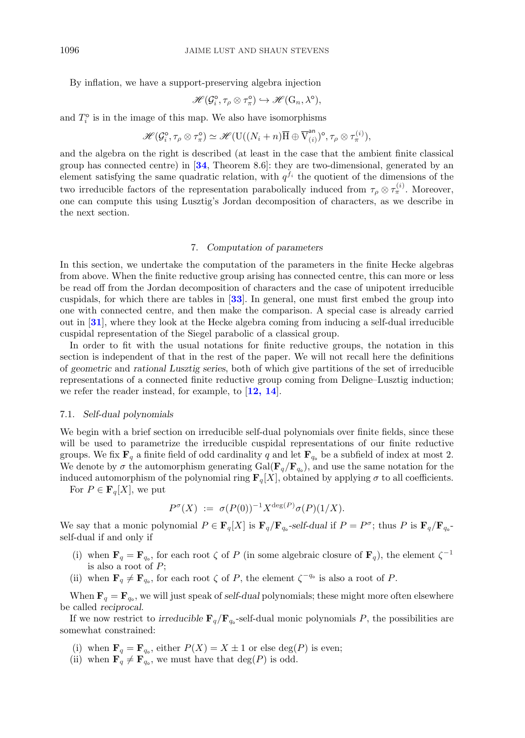By inflation, we have a support-preserving algebra injection

$$\mathscr{H}(\mathcal{G}_i^\circ, \tau_\rho \otimes \tau_\pi^\circ) \hookrightarrow \mathscr{H}(\mathrm{G}_n, \lambda^\circ),$$

and $T_i^\circ$ is in the image of this map. We also have isomorphisms

$$\mathscr{H}(\mathcal{G}_i^\circ, \tau_\rho \otimes \tau_\pi^\circ) \simeq \mathscr{H}(\mathrm{U}((N_i + n)\overline{\mathrm{H}} \oplus \overline{\mathrm{V}}_{(i)}^{\mathsf{an}})^\circ, \tau_\rho \otimes \tau_\pi^{(i)}),$$

and the algebra on the right is described (at least in the case that the ambient finite classical group has connected centre) in [**34**, Theorem 8.6]: they are two-dimensional, generated by an element satisfying the same quadratic relation, with $q^{f_i}$ the quotient of the dimensions of the two irreducible factors of the representation parabolically induced from $\tau_\rho \otimes \tau_\pi^{(i)}$. Moreover, one can compute this using Lusztig's Jordan decomposition of characters, as we describe in the next section.

## 7. *Computation of parameters*

In this section, we undertake the computation of the parameters in the finite Hecke algebras from above. When the finite reductive group arising has connected centre, this can more or less be read off from the Jordan decomposition of characters and the case of unipotent irreducible cuspidals, for which there are tables in [**33**]. In general, one must first embed the group into one with connected centre, and then make the comparison. A special case is already carried out in [**31**], where they look at the Hecke algebra coming from inducing a self-dual irreducible cuspidal representation of the Siegel parabolic of a classical group.

In order to fit with the usual notations for finite reductive groups, the notation in this section is independent of that in the rest of the paper. We will not recall here the definitions of *geometric* and *rational Lusztig series*, both of which give partitions of the set of irreducible representations of a connected finite reductive group coming from Deligne–Lusztig induction; we refer the reader instead, for example, to [**12, 14**].

### 7.1. *Self-dual polynomials*

We begin with a brief section on irreducible self-dual polynomials over finite fields, since these will be used to parametrize the irreducible cuspidal representations of our finite reductive groups. We fix $\mathbf{F}_q$ a finite field of odd cardinality $q$ and let $\mathbf{F}_{q_\circ}$ be a subfield of index at most 2. We denote by $\sigma$ the automorphism generating $\mathrm{Gal}(\mathbf{F}_q/\mathbf{F}_{q_\circ})$, and use the same notation for the induced automorphism of the polynomial ring $\mathbf{F}_q[X]$, obtained by applying $\sigma$ to all coefficients.

For $P \in \mathbf{F}_q[X]$, we put

$$P^\sigma(X) \ := \ \sigma(P(0))^{-1} X^{\deg(P)} \sigma(P)(1/X).$$

We say that a monic polynomial $P \in \mathbf{F}_q[X]$ is $\mathbf{F}_q/\mathbf{F}_{q_\circ}$*-self-dual* if $P = P^\sigma$; thus $P$ is $\mathbf{F}_q/\mathbf{F}_{q_\circ}$-self-dual if and only if

- (i) when $\mathbf{F}_q = \mathbf{F}_{q_\circ}$, for each root $\zeta$ of $P$ (in some algebraic closure of $\mathbf{F}_q$), the element $\zeta^{-1}$ is also a root of $P$;
- (ii) when $\mathbf{F}_q \neq \mathbf{F}_{q_\circ}$, for each root $\zeta$ of $P$, the element $\zeta^{-q_\circ}$ is also a root of $P$.

When $\mathbf{F}_q = \mathbf{F}_{q_\circ}$, we will just speak of *self-dual* polynomials; these might more often elsewhere be called *reciprocal*.

If we now restrict to *irreducible* $\mathbf{F}_q/\mathbf{F}_{q_\circ}$-self-dual monic polynomials $P$, the possibilities are somewhat constrained:

- (i) when $\mathbf{F}_q = \mathbf{F}_{q_\circ}$, either $P(X) = X \pm 1$ or else $\deg(P)$ is even;
- (ii) when $\mathbf{F}_q \neq \mathbf{F}_{q_\circ}$, we must have that $\deg(P)$ is odd.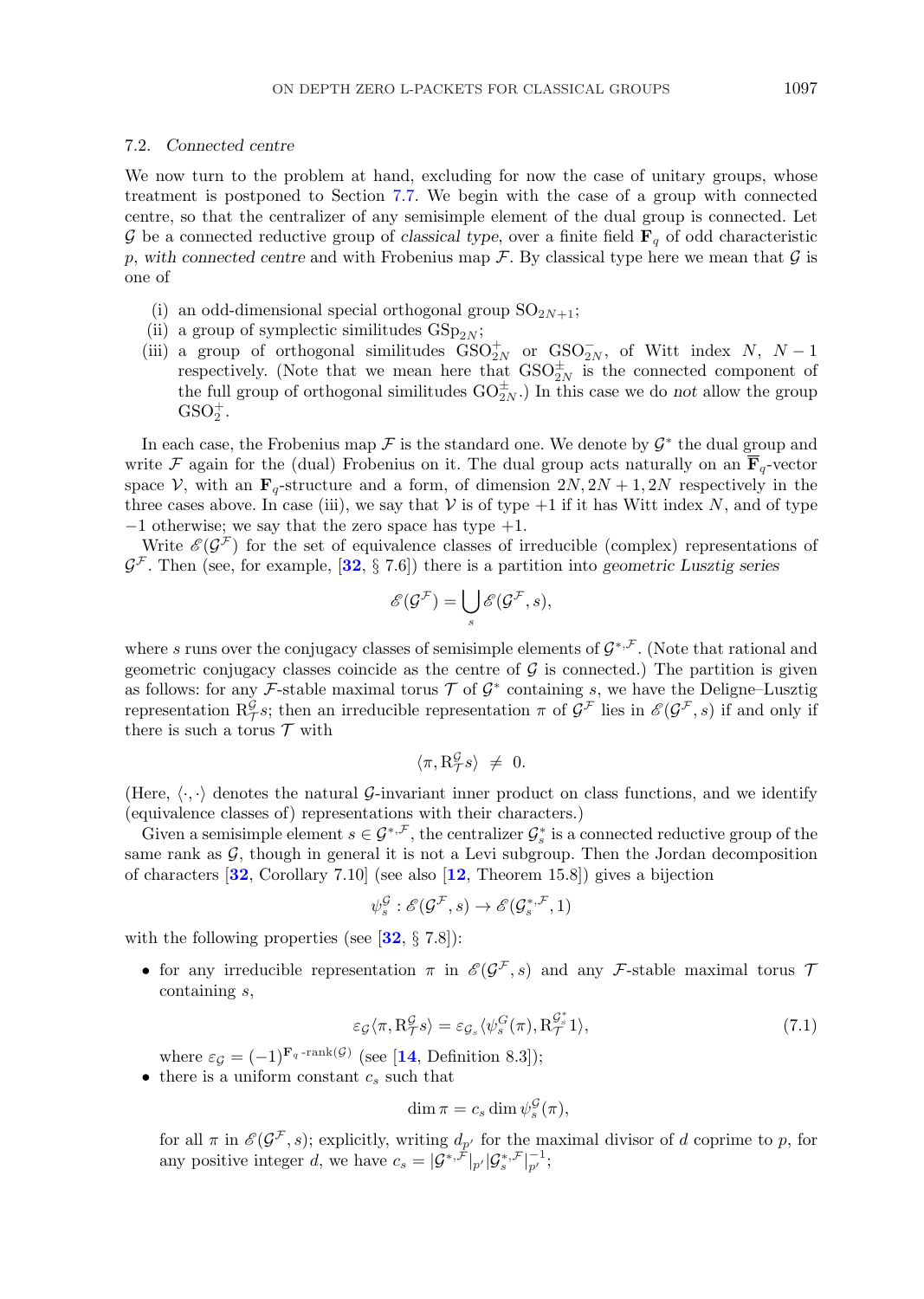### 7.2. *Connected centre*

We now turn to the problem at hand, excluding for now the case of unitary groups, whose treatment is postponed to Section 7.7. We begin with the case of a group with connected centre, so that the centralizer of any semisimple element of the dual group is connected. Let $\mathcal{G}$ be a connected reductive group of *classical type*, over a finite field $\mathbf{F}_q$ of odd characteristic $p$, *with connected centre* and with Frobenius map $\mathcal{F}$. By classical type here we mean that $\mathcal{G}$ is one of

(i) an odd-dimensional special orthogonal group $\mathrm{SO}_{2N+1}$;

(ii) a group of symplectic similitudes $\mathrm{GSp}_{2N}$;

(iii) a group of orthogonal similitudes $\mathrm{GSO}_{2N}^{+}$ or $\mathrm{GSO}_{2N}^{-}$, of Witt index $N$, $N-1$ respectively. (Note that we mean here that $\mathrm{GSO}_{2N}^{\pm}$ is the connected component of the full group of orthogonal similitudes $\mathrm{GO}_{2N}^{\pm}$.) In this case we do *not* allow the group $\mathrm{GSO}_{2}^{+}$.

In each case, the Frobenius map $\mathcal{F}$ is the standard one. We denote by $\mathcal{G}^*$ the dual group and write $\mathcal{F}$ again for the (dual) Frobenius on it. The dual group acts naturally on an $\overline{\mathbf{F}}_q$-vector space $\mathcal{V}$, with an $\mathbf{F}_q$-structure and a form, of dimension $2N, 2N+1, 2N$ respectively in the three cases above. In case (iii), we say that $\mathcal{V}$ is of type $+1$ if it has Witt index $N$, and of type $-1$ otherwise; we say that the zero space has type $+1$.

Write $\mathscr{E}(\mathcal{G}^{\mathcal{F}})$ for the set of equivalence classes of irreducible (complex) representations of $\mathcal{G}^{\mathcal{F}}$. Then (see, for example, [32, § 7.6]) there is a partition into *geometric Lusztig series*

$$\mathscr{E}(\mathcal{G}^{\mathcal{F}}) = \bigcup_{s} \mathscr{E}(\mathcal{G}^{\mathcal{F}}, s),$$

where $s$ runs over the conjugacy classes of semisimple elements of $\mathcal{G}^{*,\mathcal{F}}$. (Note that rational and geometric conjugacy classes coincide as the centre of $\mathcal{G}$ is connected.) The partition is given as follows: for any $\mathcal{F}$-stable maximal torus $\mathcal{T}$ of $\mathcal{G}^*$ containing $s$, we have the Deligne–Lusztig representation $\mathrm{R}_{\mathcal{T}}^{\mathcal{G}} s$; then an irreducible representation $\pi$ of $\mathcal{G}^{\mathcal{F}}$ lies in $\mathscr{E}(\mathcal{G}^{\mathcal{F}}, s)$ if and only if there is such a torus $\mathcal{T}$ with

$$\langle \pi, \mathrm{R}_{\mathcal{T}}^{\mathcal{G}} s\rangle \;\neq\; 0.$$

(Here, $\langle\cdot,\cdot\rangle$ denotes the natural $\mathcal{G}$-invariant inner product on class functions, and we identify (equivalence classes of) representations with their characters.)

Given a semisimple element $s \in \mathcal{G}^{*,\mathcal{F}}$, the centralizer $\mathcal{G}_s^*$ is a connected reductive group of the same rank as $\mathcal{G}$, though in general it is not a Levi subgroup. Then the Jordan decomposition of characters [32, Corollary 7.10] (see also [12, Theorem 15.8]) gives a bijection

$$\psi_s^{\mathcal{G}} : \mathscr{E}(\mathcal{G}^{\mathcal{F}}, s) \to \mathscr{E}(\mathcal{G}_s^{*,\mathcal{F}}, 1)$$

with the following properties (see [32, § 7.8]):

- for any irreducible representation $\pi$ in $\mathscr{E}(\mathcal{G}^{\mathcal{F}}, s)$ and any $\mathcal{F}$-stable maximal torus $\mathcal{T}$ containing $s$,
$$\varepsilon_{\mathcal{G}}\langle \pi, \mathrm{R}_{\mathcal{T}}^{\mathcal{G}} s\rangle = \varepsilon_{\mathcal{G}_s}\langle \psi_s^{G}(\pi), \mathrm{R}_{\mathcal{T}}^{\mathcal{G}_s^*} 1\rangle, \tag{7.1}$$
where $\varepsilon_{\mathcal{G}} = (-1)^{\mathbf{F}_q\text{-rank}(\mathcal{G})}$ (see [14, Definition 8.3]);
- there is a uniform constant $c_s$ such that
$$\dim \pi = c_s \dim \psi_s^{\mathcal{G}}(\pi),$$
for all $\pi$ in $\mathscr{E}(\mathcal{G}^{\mathcal{F}}, s)$; explicitly, writing $d_{p'}$ for the maximal divisor of $d$ coprime to $p$, for any positive integer $d$, we have $c_s = |\mathcal{G}^{*,\mathcal{F}}|_{p'} |\mathcal{G}_s^{*,\mathcal{F}}|_{p'}^{-1}$;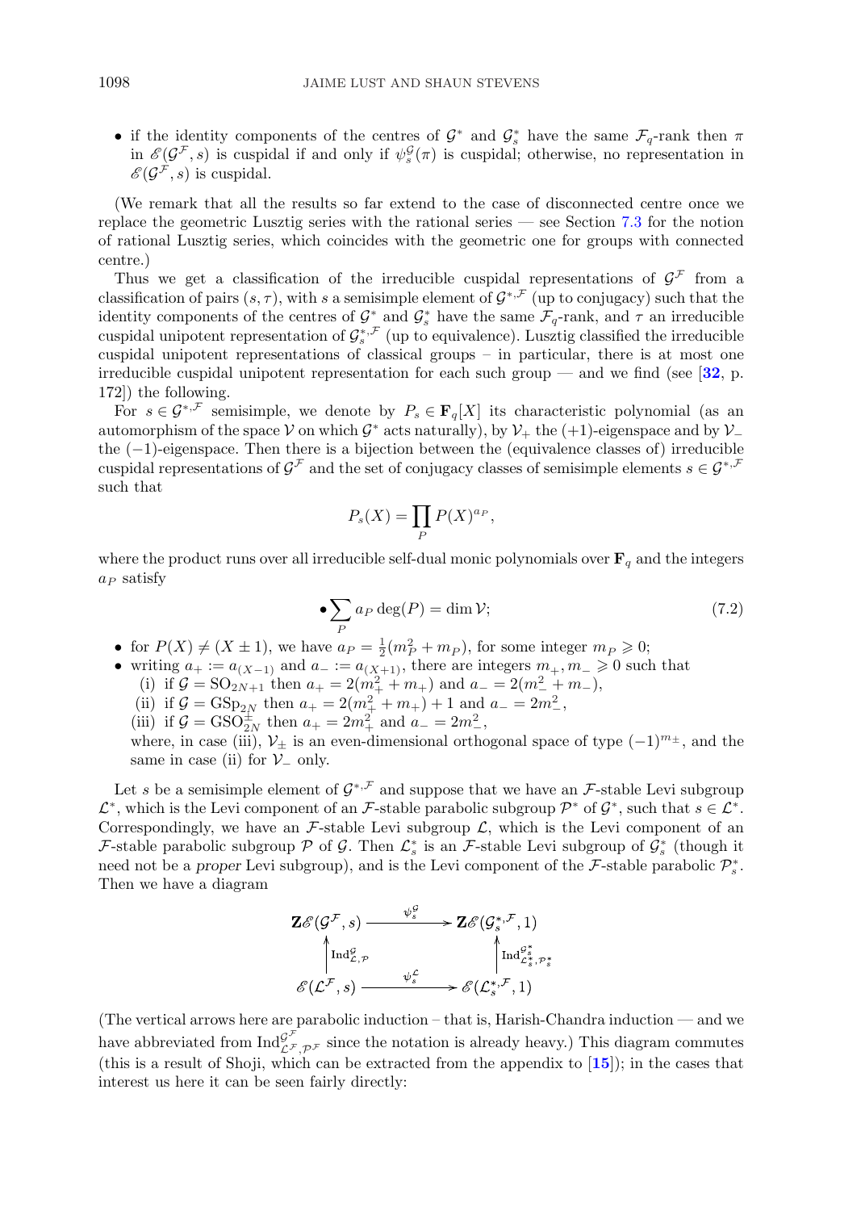- if the identity components of the centres of $\mathcal{G}^*$ and $\mathcal{G}_s^*$ have the same $\mathcal{F}_q$-rank then $\pi$ in $\mathscr{E}(\mathcal{G}^{\mathcal{F}}, s)$ is cuspidal if and only if $\psi_s^{\mathcal{G}}(\pi)$ is cuspidal; otherwise, no representation in $\mathscr{E}(\mathcal{G}^{\mathcal{F}}, s)$ is cuspidal.

(We remark that all the results so far extend to the case of disconnected centre once we replace the geometric Lusztig series with the rational series — see Section 7.3 for the notion of rational Lusztig series, which coincides with the geometric one for groups with connected centre.)

Thus we get a classification of the irreducible cuspidal representations of $\mathcal{G}^{\mathcal{F}}$ from a classification of pairs $(s, \tau)$, with $s$ a semisimple element of $\mathcal{G}^{*,\mathcal{F}}$ (up to conjugacy) such that the identity components of the centres of $\mathcal{G}^*$ and $\mathcal{G}_s^*$ have the same $\mathcal{F}_q$-rank, and $\tau$ an irreducible cuspidal unipotent representation of $\mathcal{G}_s^{*,\mathcal{F}}$ (up to equivalence). Lusztig classified the irreducible cuspidal unipotent representations of classical groups – in particular, there is at most one irreducible cuspidal unipotent representation for each such group — and we find (see [**32**, p. 172]) the following.

For $s \in \mathcal{G}^{*,\mathcal{F}}$ semisimple, we denote by $P_s \in \mathbf{F}_q[X]$ its characteristic polynomial (as an automorphism of the space $\mathcal{V}$ on which $\mathcal{G}^*$ acts naturally), by $\mathcal{V}_+$ the $(+1)$-eigenspace and by $\mathcal{V}_-$ the $(-1)$-eigenspace. Then there is a bijection between the (equivalence classes of) irreducible cuspidal representations of $\mathcal{G}^{\mathcal{F}}$ and the set of conjugacy classes of semisimple elements $s \in \mathcal{G}^{*,\mathcal{F}}$ such that

$$P_s(X) = \prod_P P(X)^{a_P},$$

where the product runs over all irreducible self-dual monic polynomials over $\mathbf{F}_q$ and the integers $a_P$ satisfy

- $$\sum_P a_P \deg(P) = \dim \mathcal{V}; \tag{7.2}$$
- for $P(X) \neq (X \pm 1)$, we have $a_P = \frac{1}{2}(m_P^2 + m_P)$, for some integer $m_P \geqslant 0$;
- writing $a_+ := a_{(X-1)}$ and $a_- := a_{(X+1)}$, there are integers $m_+, m_- \geqslant 0$ such that
  - (i) if $\mathcal{G} = \mathrm{SO}_{2N+1}$ then $a_+ = 2(m_+^2 + m_+)$ and $a_- = 2(m_-^2 + m_-)$,
  - (ii) if $\mathcal{G} = \mathrm{GSp}_{2N}$ then $a_+ = 2(m_+^2 + m_+) + 1$ and $a_- = 2m_-^2$,
  - (iii) if $\mathcal{G} = \mathrm{GSO}_{2N}^{\pm}$ then $a_+ = 2m_+^2$ and $a_- = 2m_-^2$,

  where, in case (iii), $\mathcal{V}_\pm$ is an even-dimensional orthogonal space of type $(-1)^{m_\pm}$, and the same in case (ii) for $\mathcal{V}_-$ only.

Let $s$ be a semisimple element of $\mathcal{G}^{*,\mathcal{F}}$ and suppose that we have an $\mathcal{F}$-stable Levi subgroup $\mathcal{L}^*$, which is the Levi component of an $\mathcal{F}$-stable parabolic subgroup $\mathcal{P}^*$ of $\mathcal{G}^*$, such that $s \in \mathcal{L}^*$. Correspondingly, we have an $\mathcal{F}$-stable Levi subgroup $\mathcal{L}$, which is the Levi component of an $\mathcal{F}$-stable parabolic subgroup $\mathcal{P}$ of $\mathcal{G}$. Then $\mathcal{L}_s^*$ is an $\mathcal{F}$-stable Levi subgroup of $\mathcal{G}_s^*$ (though it need not be a *proper* Levi subgroup), and is the Levi component of the $\mathcal{F}$-stable parabolic $\mathcal{P}_s^*$. Then we have a diagram

$$\begin{array}{ccc}
\mathbf{Z}\mathscr{E}(\mathcal{G}^{\mathcal{F}}, s) & \xrightarrow{\ \psi_s^{\mathcal{G}}\ } & \mathbf{Z}\mathscr{E}(\mathcal{G}_s^{*,\mathcal{F}}, 1) \\
\Big\uparrow \mathrm{Ind}_{\mathcal{L},\mathcal{P}}^{\mathcal{G}} & & \Big\uparrow \mathrm{Ind}_{\mathcal{L}_s^*,\mathcal{P}_s^*}^{\mathcal{G}_s^*} \\
\mathscr{E}(\mathcal{L}^{\mathcal{F}}, s) & \xrightarrow{\ \psi_s^{\mathcal{L}}\ } & \mathscr{E}(\mathcal{L}_s^{*,\mathcal{F}}, 1)
\end{array}$$

(The vertical arrows here are parabolic induction – that is, Harish-Chandra induction — and we have abbreviated from $\mathrm{Ind}_{\mathcal{L}^{\mathcal{F}},\mathcal{P}^{\mathcal{F}}}^{\mathcal{G}^{\mathcal{F}}}$ since the notation is already heavy.) This diagram commutes (this is a result of Shoji, which can be extracted from the appendix to [**15**]); in the cases that interest us here it can be seen fairly directly: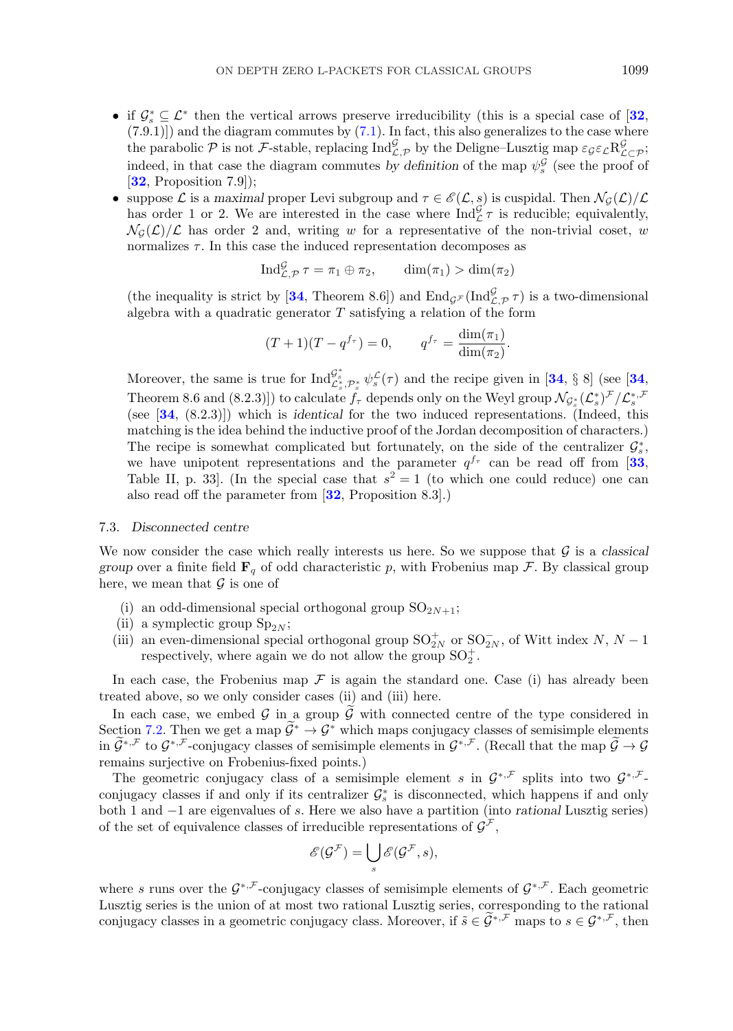- if $\mathcal{G}_s^* \subseteq \mathcal{L}^*$ then the vertical arrows preserve irreducibility (this is a special case of [32, (7.9.1)]) and the diagram commutes by (7.1). In fact, this also generalizes to the case where the parabolic $\mathcal{P}$ is not $\mathcal{F}$-stable, replacing $\operatorname{Ind}_{\mathcal{L},\mathcal{P}}^{\mathcal{G}}$ by the Deligne–Lusztig map $\varepsilon_{\mathcal{G}}\varepsilon_{\mathcal{L}}\mathrm{R}_{\mathcal{L}\subset\mathcal{P}}^{\mathcal{G}}$; indeed, in that case the diagram commutes *by definition* of the map $\psi_s^{\mathcal{G}}$ (see the proof of [32, Proposition 7.9]);
- suppose $\mathcal{L}$ is a *maximal* proper Levi subgroup and $\tau \in \mathscr{E}(\mathcal{L}, s)$ is cuspidal. Then $\mathcal{N}_{\mathcal{G}}(\mathcal{L})/\mathcal{L}$ has order 1 or 2. We are interested in the case where $\operatorname{Ind}_{\mathcal{L}}^{\mathcal{G}}\tau$ is reducible; equivalently, $\mathcal{N}_{\mathcal{G}}(\mathcal{L})/\mathcal{L}$ has order 2 and, writing $w$ for a representative of the non-trivial coset, $w$ normalizes $\tau$. In this case the induced representation decomposes as

$$\operatorname{Ind}_{\mathcal{L},\mathcal{P}}^{\mathcal{G}}\tau = \pi_1 \oplus \pi_2, \qquad \dim(\pi_1) > \dim(\pi_2)$$

(the inequality is strict by [34, Theorem 8.6]) and $\operatorname{End}_{\mathcal{G}^{\mathcal{F}}}(\operatorname{Ind}_{\mathcal{L},\mathcal{P}}^{\mathcal{G}}\tau)$ is a two-dimensional algebra with a quadratic generator $T$ satisfying a relation of the form

$$(T+1)(T-q^{f_\tau}) = 0, \qquad q^{f_\tau} = \frac{\dim(\pi_1)}{\dim(\pi_2)}.$$

Moreover, the same is true for $\operatorname{Ind}_{\mathcal{L}_s^*,\mathcal{P}_s^*}^{\mathcal{G}_s^*}\psi_s^{\mathcal{L}}(\tau)$ and the recipe given in [34, § 8] (see [34, Theorem 8.6 and (8.2.3)]) to calculate $f_\tau$ depends only on the Weyl group $\mathcal{N}_{\mathcal{G}_s^*}(\mathcal{L}_s^*)^{\mathcal{F}}/\mathcal{L}_s^{*,\mathcal{F}}$ (see [34, (8.2.3)]) which is *identical* for the two induced representations. (Indeed, this matching is the idea behind the inductive proof of the Jordan decomposition of characters.) The recipe is somewhat complicated but fortunately, on the side of the centralizer $\mathcal{G}_s^*$, we have unipotent representations and the parameter $q^{f_\tau}$ can be read off from [33, Table II, p. 33]. (In the special case that $s^2 = 1$ (to which one could reduce) one can also read off the parameter from [32, Proposition 8.3].)

### 7.3. *Disconnected centre*

We now consider the case which really interests us here. So we suppose that $\mathcal{G}$ is a *classical group* over a finite field $\mathbf{F}_q$ of odd characteristic $p$, with Frobenius map $\mathcal{F}$. By classical group here, we mean that $\mathcal{G}$ is one of

(i) an odd-dimensional special orthogonal group $\mathrm{SO}_{2N+1}$;
(ii) a symplectic group $\mathrm{Sp}_{2N}$;
(iii) an even-dimensional special orthogonal group $\mathrm{SO}_{2N}^+$ or $\mathrm{SO}_{2N}^-$, of Witt index $N$, $N-1$ respectively, where again we do not allow the group $\mathrm{SO}_2^+$.

In each case, the Frobenius map $\mathcal{F}$ is again the standard one. Case (i) has already been treated above, so we only consider cases (ii) and (iii) here.

In each case, we embed $\mathcal{G}$ in a group $\widetilde{\mathcal{G}}$ with connected centre of the type considered in Section 7.2. Then we get a map $\widetilde{\mathcal{G}}^* \to \mathcal{G}^*$ which maps conjugacy classes of semisimple elements in $\widetilde{\mathcal{G}}^{*,\mathcal{F}}$ to $\mathcal{G}^{*,\mathcal{F}}$-conjugacy classes of semisimple elements in $\mathcal{G}^{*,\mathcal{F}}$. (Recall that the map $\widetilde{\mathcal{G}} \to \mathcal{G}$ remains surjective on Frobenius-fixed points.)

The geometric conjugacy class of a semisimple element $s$ in $\mathcal{G}^{*,\mathcal{F}}$ splits into two $\mathcal{G}^{*,\mathcal{F}}$-conjugacy classes if and only if its centralizer $\mathcal{G}_s^*$ is disconnected, which happens if and only if both 1 and $-1$ are eigenvalues of $s$. Here we also have a partition (into *rational* Lusztig series) of the set of equivalence classes of irreducible representations of $\mathcal{G}^{\mathcal{F}}$,

$$\mathscr{E}(\mathcal{G}^{\mathcal{F}}) = \bigcup_s \mathscr{E}(\mathcal{G}^{\mathcal{F}}, s),$$

where $s$ runs over the $\mathcal{G}^{*,\mathcal{F}}$-conjugacy classes of semisimple elements of $\mathcal{G}^{*,\mathcal{F}}$. Each geometric Lusztig series is the union of at most two rational Lusztig series, corresponding to the rational conjugacy classes in a geometric conjugacy class. Moreover, if $\tilde{s} \in \widetilde{\mathcal{G}}^{*,\mathcal{F}}$ maps to $s \in \mathcal{G}^{*,\mathcal{F}}$, then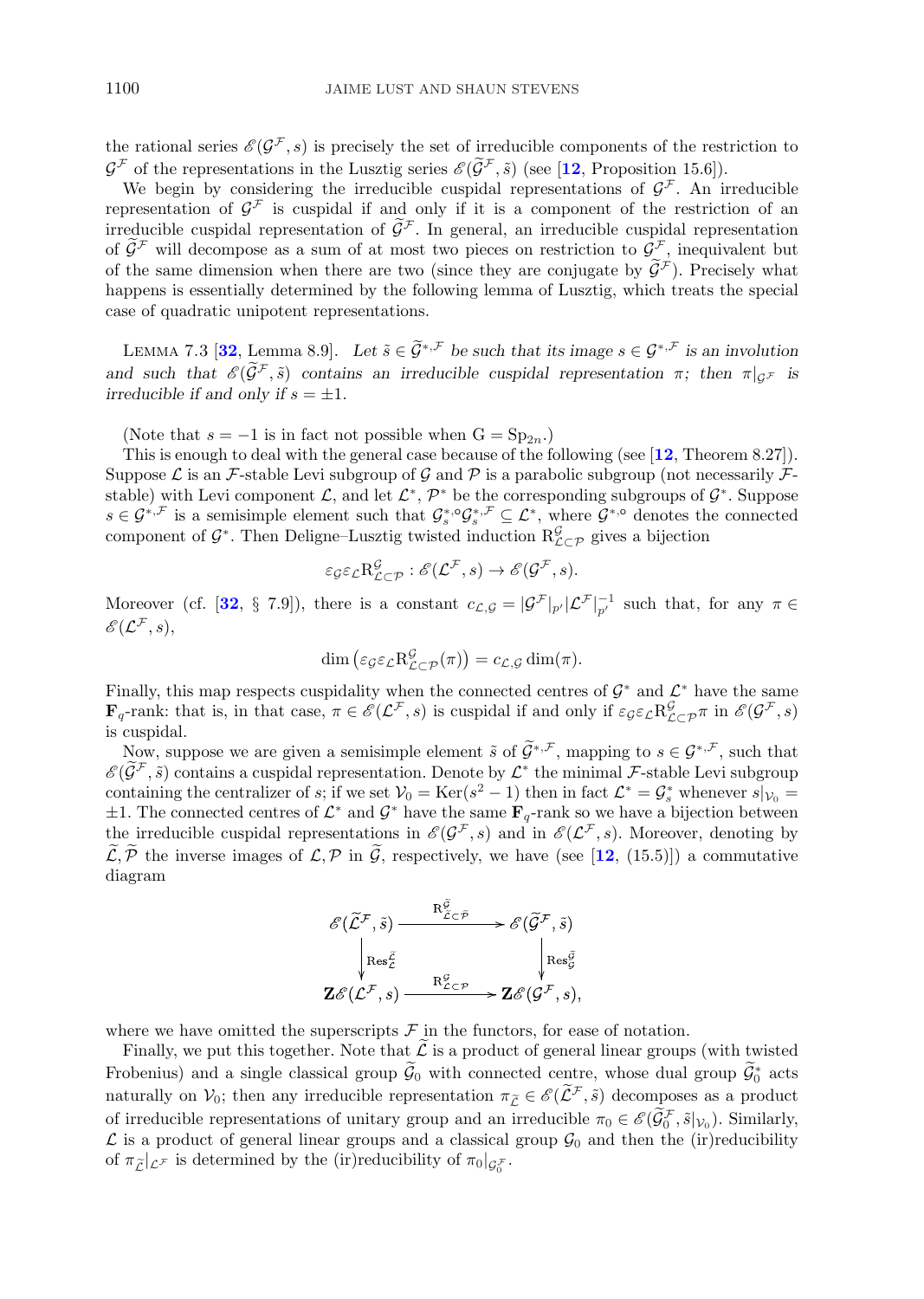the rational series $\mathscr{E}(\mathcal{G}^{\mathcal{F}}, s)$ is precisely the set of irreducible components of the restriction to $\mathcal{G}^{\mathcal{F}}$ of the representations in the Lusztig series $\mathscr{E}(\widetilde{\mathcal{G}}^{\mathcal{F}}, \tilde{s})$ (see [**12**, Proposition 15.6]).

We begin by considering the irreducible cuspidal representations of $\mathcal{G}^{\mathcal{F}}$. An irreducible representation of $\mathcal{G}^{\mathcal{F}}$ is cuspidal if and only if it is a component of the restriction of an irreducible cuspidal representation of $\widetilde{\mathcal{G}}^{\mathcal{F}}$. In general, an irreducible cuspidal representation of $\widetilde{\mathcal{G}}^{\mathcal{F}}$ will decompose as a sum of at most two pieces on restriction to $\mathcal{G}^{\mathcal{F}}$, inequivalent but of the same dimension when there are two (since they are conjugate by $\widetilde{\mathcal{G}}^{\mathcal{F}}$). Precisely what happens is essentially determined by the following lemma of Lusztig, which treats the special case of quadratic unipotent representations.

Lemma 7.3 [**32**, Lemma 8.9]. *Let $\tilde{s} \in \widetilde{\mathcal{G}}^{*,\mathcal{F}}$ be such that its image $s \in \mathcal{G}^{*,\mathcal{F}}$ is an involution and such that $\mathscr{E}(\widetilde{\mathcal{G}}^{\mathcal{F}}, \tilde{s})$ contains an irreducible cuspidal representation $\pi$; then $\pi|_{\mathcal{G}^{\mathcal{F}}}$ is irreducible if and only if $s = \pm 1$.*

(Note that $s = -1$ is in fact not possible when $\mathrm{G} = \mathrm{Sp}_{2n}$.)

This is enough to deal with the general case because of the following (see [**12**, Theorem 8.27]). Suppose $\mathcal{L}$ is an $\mathcal{F}$-stable Levi subgroup of $\mathcal{G}$ and $\mathcal{P}$ is a parabolic subgroup (not necessarily $\mathcal{F}$-stable) with Levi component $\mathcal{L}$, and let $\mathcal{L}^*$, $\mathcal{P}^*$ be the corresponding subgroups of $\mathcal{G}^*$. Suppose $s \in \mathcal{G}^{*,\mathcal{F}}$ is a semisimple element such that $\mathcal{G}_s^{*,\circ}\mathcal{G}_s^{*,\mathcal{F}} \subseteq \mathcal{L}^*$, where $\mathcal{G}^{*,\circ}$ denotes the connected component of $\mathcal{G}^*$. Then Deligne–Lusztig twisted induction $\mathrm{R}^{\mathcal{G}}_{\mathcal{L}\subset\mathcal{P}}$ gives a bijection

$$\varepsilon_{\mathcal{G}}\varepsilon_{\mathcal{L}}\mathrm{R}^{\mathcal{G}}_{\mathcal{L}\subset\mathcal{P}} : \mathscr{E}(\mathcal{L}^{\mathcal{F}}, s) \to \mathscr{E}(\mathcal{G}^{\mathcal{F}}, s).$$

Moreover (cf. [**32**, § 7.9]), there is a constant $c_{\mathcal{L},\mathcal{G}} = |\mathcal{G}^{\mathcal{F}}|_{p'}|\mathcal{L}^{\mathcal{F}}|_{p'}^{-1}$ such that, for any $\pi \in \mathscr{E}(\mathcal{L}^{\mathcal{F}}, s)$,

$$\dim\left(\varepsilon_{\mathcal{G}}\varepsilon_{\mathcal{L}}\mathrm{R}^{\mathcal{G}}_{\mathcal{L}\subset\mathcal{P}}(\pi)\right) = c_{\mathcal{L},\mathcal{G}}\dim(\pi).$$

Finally, this map respects cuspidality when the connected centres of $\mathcal{G}^*$ and $\mathcal{L}^*$ have the same $\mathbf{F}_q$-rank: that is, in that case, $\pi \in \mathscr{E}(\mathcal{L}^{\mathcal{F}}, s)$ is cuspidal if and only if $\varepsilon_{\mathcal{G}}\varepsilon_{\mathcal{L}}\mathrm{R}^{\mathcal{G}}_{\mathcal{L}\subset\mathcal{P}}\pi$ in $\mathscr{E}(\mathcal{G}^{\mathcal{F}}, s)$ is cuspidal.

Now, suppose we are given a semisimple element $\tilde{s}$ of $\widetilde{\mathcal{G}}^{*,\mathcal{F}}$, mapping to $s \in \mathcal{G}^{*,\mathcal{F}}$, such that $\mathscr{E}(\widetilde{\mathcal{G}}^{\mathcal{F}}, \tilde{s})$ contains a cuspidal representation. Denote by $\mathcal{L}^*$ the minimal $\mathcal{F}$-stable Levi subgroup containing the centralizer of $s$; if we set $\mathcal{V}_0 = \mathrm{Ker}(s^2 - 1)$ then in fact $\mathcal{L}^* = \mathcal{G}_s^*$ whenever $s|_{\mathcal{V}_0} = \pm 1$. The connected centres of $\mathcal{L}^*$ and $\mathcal{G}^*$ have the same $\mathbf{F}_q$-rank so we have a bijection between the irreducible cuspidal representations in $\mathscr{E}(\mathcal{G}^{\mathcal{F}}, s)$ and in $\mathscr{E}(\mathcal{L}^{\mathcal{F}}, s)$. Moreover, denoting by $\widetilde{\mathcal{L}}, \widetilde{\mathcal{P}}$ the inverse images of $\mathcal{L}, \mathcal{P}$ in $\widetilde{\mathcal{G}}$, respectively, we have (see [**12**, (15.5)]) a commutative diagram

$$\begin{array}{ccc}
\mathscr{E}(\widetilde{\mathcal{L}}^{\mathcal{F}}, \tilde{s}) & \xrightarrow{\mathrm{R}^{\widetilde{\mathcal{G}}}_{\widetilde{\mathcal{L}}\subset\widetilde{\mathcal{P}}}} & \mathscr{E}(\widetilde{\mathcal{G}}^{\mathcal{F}}, \tilde{s}) \\
\Big\downarrow \mathrm{Res}^{\widetilde{\mathcal{L}}}_{\mathcal{L}} & & \Big\downarrow \mathrm{Res}^{\widetilde{\mathcal{G}}}_{\mathcal{G}} \\
\mathbf{Z}\mathscr{E}(\mathcal{L}^{\mathcal{F}}, s) & \xrightarrow{\mathrm{R}^{\mathcal{G}}_{\mathcal{L}\subset\mathcal{P}}} & \mathbf{Z}\mathscr{E}(\mathcal{G}^{\mathcal{F}}, s),
\end{array}$$

where we have omitted the superscripts $\mathcal{F}$ in the functors, for ease of notation.

Finally, we put this together. Note that $\widetilde{\mathcal{L}}$ is a product of general linear groups (with twisted Frobenius) and a single classical group $\widetilde{\mathcal{G}}_0$ with connected centre, whose dual group $\widetilde{\mathcal{G}}_0^*$ acts naturally on $\mathcal{V}_0$; then any irreducible representation $\pi_{\widetilde{\mathcal{L}}} \in \mathscr{E}(\widetilde{\mathcal{L}}^{\mathcal{F}}, \tilde{s})$ decomposes as a product of irreducible representations of unitary group and an irreducible $\pi_0 \in \mathscr{E}(\widetilde{\mathcal{G}}_0^{\mathcal{F}}, \tilde{s}|_{\mathcal{V}_0})$. Similarly, $\mathcal{L}$ is a product of general linear groups and a classical group $\mathcal{G}_0$ and then the (ir)reducibility of $\pi_{\widetilde{\mathcal{L}}}|_{\mathcal{L}^{\mathcal{F}}}$ is determined by the (ir)reducibility of $\pi_0|_{\mathcal{G}_0^{\mathcal{F}}}$.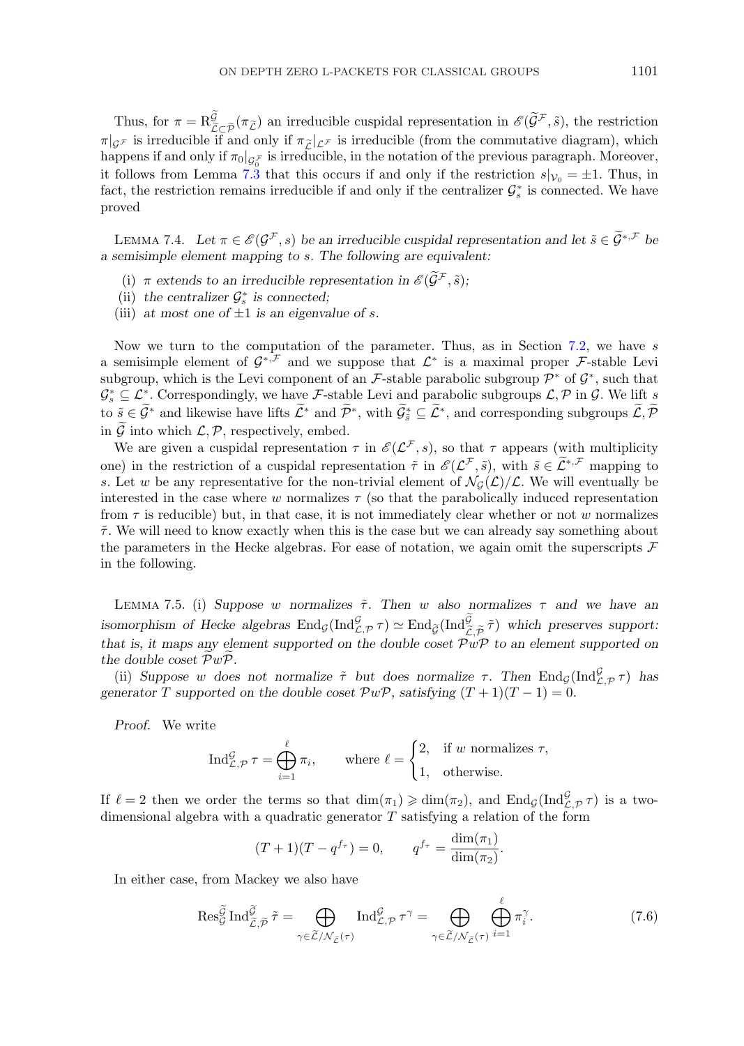Thus, for $\pi = \mathrm{R}^{\widetilde{\mathcal{G}}}_{\widetilde{\mathcal{L}}\subset\widetilde{\mathcal{P}}}(\pi_{\widetilde{\mathcal{L}}})$ an irreducible cuspidal representation in $\mathscr{E}(\widetilde{\mathcal{G}}^{\mathcal{F}}, \tilde{s})$, the restriction $\pi|_{\mathcal{G}^{\mathcal{F}}}$ is irreducible if and only if $\pi_{\widetilde{\mathcal{L}}}|_{\mathcal{L}^{\mathcal{F}}}$ is irreducible (from the commutative diagram), which happens if and only if $\pi_0|_{\mathcal{G}_0^{\mathcal{F}}}$ is irreducible, in the notation of the previous paragraph. Moreover, it follows from Lemma 7.3 that this occurs if and only if the restriction $s|_{\mathcal{V}_0} = \pm 1$. Thus, in fact, the restriction remains irreducible if and only if the centralizer $\mathcal{G}^*_s$ is connected. We have proved

Lemma 7.4. *Let $\pi \in \mathscr{E}(\mathcal{G}^{\mathcal{F}}, s)$ be an irreducible cuspidal representation and let $\tilde{s} \in \widetilde{\mathcal{G}}^{*,\mathcal{F}}$ be a semisimple element mapping to $s$. The following are equivalent:*

(i) *$\pi$ extends to an irreducible representation in $\mathscr{E}(\widetilde{\mathcal{G}}^{\mathcal{F}}, \tilde{s})$;*
(ii) *the centralizer $\mathcal{G}^*_s$ is connected;*
(iii) *at most one of $\pm 1$ is an eigenvalue of $s$.*

Now we turn to the computation of the parameter. Thus, as in Section 7.2, we have $s$ a semisimple element of $\mathcal{G}^{*,\mathcal{F}}$ and we suppose that $\mathcal{L}^*$ is a maximal proper $\mathcal{F}$-stable Levi subgroup, which is the Levi component of an $\mathcal{F}$-stable parabolic subgroup $\mathcal{P}^*$ of $\mathcal{G}^*$, such that $\mathcal{G}^*_s \subseteq \mathcal{L}^*$. Correspondingly, we have $\mathcal{F}$-stable Levi and parabolic subgroups $\mathcal{L}, \mathcal{P}$ in $\mathcal{G}$. We lift $s$ to $\tilde{s} \in \widetilde{\mathcal{G}}^*$ and likewise have lifts $\widetilde{\mathcal{L}}^*$ and $\widetilde{\mathcal{P}}^*$, with $\widetilde{\mathcal{G}}^*_{\tilde{s}} \subseteq \widetilde{\mathcal{L}}^*$, and corresponding subgroups $\widetilde{\mathcal{L}}, \widetilde{\mathcal{P}}$ in $\widetilde{\mathcal{G}}$ into which $\mathcal{L}, \mathcal{P}$, respectively, embed.

We are given a cuspidal representation $\tau$ in $\mathscr{E}(\mathcal{L}^{\mathcal{F}}, s)$, so that $\tau$ appears (with multiplicity one) in the restriction of a cuspidal representation $\tilde{\tau}$ in $\mathscr{E}(\mathcal{L}^{\mathcal{F}}, \tilde{s})$, with $\tilde{s} \in \widetilde{\mathcal{L}}^{*,\mathcal{F}}$ mapping to $s$. Let $w$ be any representative for the non-trivial element of $\mathcal{N}_{\mathcal{G}}(\mathcal{L})/\mathcal{L}$. We will eventually be interested in the case where $w$ normalizes $\tau$ (so that the parabolically induced representation from $\tau$ is reducible) but, in that case, it is not immediately clear whether or not $w$ normalizes $\tilde{\tau}$. We will need to know exactly when this is the case but we can already say something about the parameters in the Hecke algebras. For ease of notation, we again omit the superscripts $\mathcal{F}$ in the following.

Lemma 7.5. (i) *Suppose $w$ normalizes $\tilde{\tau}$. Then $w$ also normalizes $\tau$ and we have an isomorphism of Hecke algebras $\mathrm{End}_{\mathcal{G}}(\mathrm{Ind}^{\mathcal{G}}_{\mathcal{L},\mathcal{P}}\,\tau) \simeq \mathrm{End}_{\widetilde{\mathcal{G}}}(\mathrm{Ind}^{\widetilde{\mathcal{G}}}_{\widetilde{\mathcal{L}},\widetilde{\mathcal{P}}}\,\tilde{\tau})$ which preserves support: that is, it maps any element supported on the double coset $\mathcal{P}w\mathcal{P}$ to an element supported on the double coset $\widetilde{\mathcal{P}}w\widetilde{\mathcal{P}}$.*

(ii) *Suppose $w$ does not normalize $\tilde{\tau}$ but does normalize $\tau$. Then $\mathrm{End}_{\mathcal{G}}(\mathrm{Ind}^{\mathcal{G}}_{\mathcal{L},\mathcal{P}}\,\tau)$ has generator $T$ supported on the double coset $\mathcal{P}w\mathcal{P}$, satisfying $(T+1)(T-1)=0$.*

*Proof.* We write

$$\mathrm{Ind}^{\mathcal{G}}_{\mathcal{L},\mathcal{P}}\,\tau = \bigoplus_{i=1}^{\ell} \pi_i, \qquad \text{where } \ell = \begin{cases} 2, & \text{if } w \text{ normalizes } \tau, \\ 1, & \text{otherwise.} \end{cases}$$

If $\ell = 2$ then we order the terms so that $\dim(\pi_1) \geqslant \dim(\pi_2)$, and $\mathrm{End}_{\mathcal{G}}(\mathrm{Ind}^{\mathcal{G}}_{\mathcal{L},\mathcal{P}}\,\tau)$ is a two-dimensional algebra with a quadratic generator $T$ satisfying a relation of the form

$$(T+1)(T-q^{f_\tau}) = 0, \qquad q^{f_\tau} = \frac{\dim(\pi_1)}{\dim(\pi_2)}.$$

In either case, from Mackey we also have

$$\mathrm{Res}^{\widetilde{\mathcal{G}}}_{\mathcal{G}}\,\mathrm{Ind}^{\widetilde{\mathcal{G}}}_{\widetilde{\mathcal{L}},\widetilde{\mathcal{P}}}\,\tilde{\tau} = \bigoplus_{\gamma \in \widetilde{\mathcal{L}}/\mathcal{N}_{\widetilde{\mathcal{L}}}(\tau)} \mathrm{Ind}^{\mathcal{G}}_{\mathcal{L},\mathcal{P}}\,\tau^{\gamma} = \bigoplus_{\gamma \in \widetilde{\mathcal{L}}/\mathcal{N}_{\widetilde{\mathcal{L}}}(\tau)} \bigoplus_{i=1}^{\ell} \pi_i^{\gamma}. \tag{7.6}$$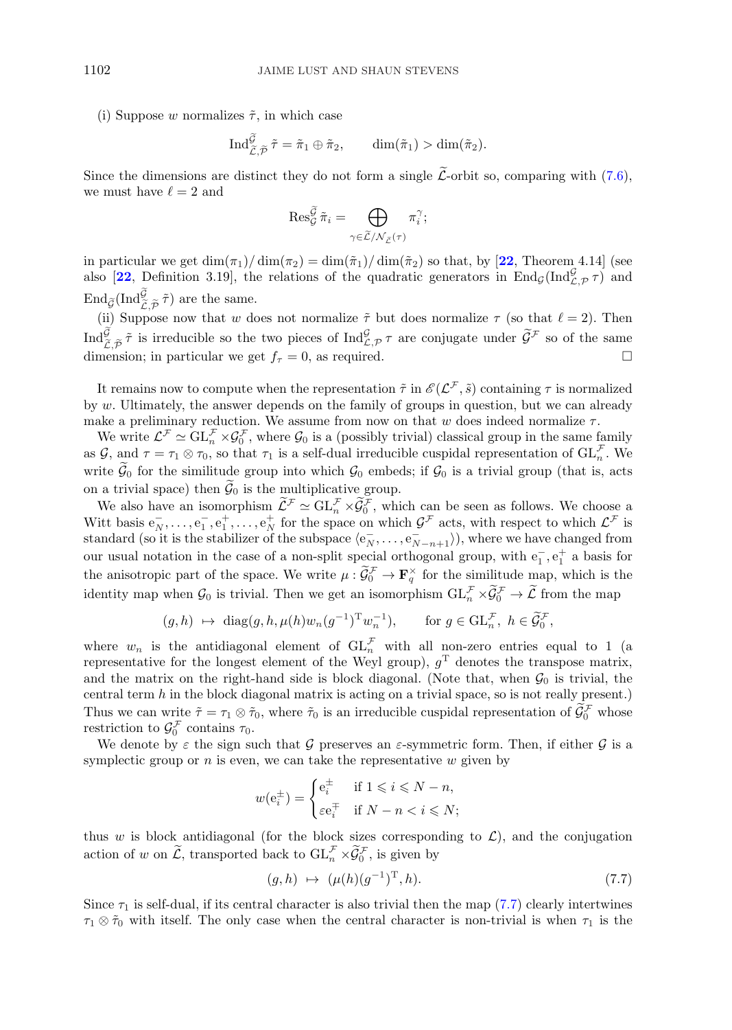(i) Suppose $w$ normalizes $\tilde{\tau}$, in which case

$$\mathrm{Ind}_{\widetilde{\mathcal{L}},\widetilde{\mathcal{P}}}^{\widetilde{\mathcal{G}}}\,\tilde{\tau}=\tilde{\pi}_1\oplus\tilde{\pi}_2,\qquad \dim(\tilde{\pi}_1)>\dim(\tilde{\pi}_2).$$

Since the dimensions are distinct they do not form a single $\widetilde{\mathcal{L}}$-orbit so, comparing with (7.6), we must have $\ell=2$ and

$$\mathrm{Res}_{\mathcal{G}}^{\widetilde{\mathcal{G}}}\,\tilde{\pi}_i=\bigoplus_{\gamma\in\widetilde{\mathcal{L}}/\mathcal{N}_{\widetilde{\mathcal{L}}}(\tau)}\pi_i^{\gamma};$$

in particular we get $\dim(\pi_1)/\dim(\pi_2)=\dim(\tilde{\pi}_1)/\dim(\tilde{\pi}_2)$ so that, by [22, Theorem 4.14] (see also [22, Definition 3.19], the relations of the quadratic generators in $\mathrm{End}_{\mathcal{G}}(\mathrm{Ind}_{\mathcal{L},\mathcal{P}}^{\mathcal{G}}\,\tau)$ and $\mathrm{End}_{\widetilde{\mathcal{G}}}(\mathrm{Ind}_{\widetilde{\mathcal{L}},\widetilde{\mathcal{P}}}^{\widetilde{\mathcal{G}}}\,\tilde{\tau})$ are the same.

(ii) Suppose now that $w$ does not normalize $\tilde{\tau}$ but does normalize $\tau$ (so that $\ell=2$). Then $\mathrm{Ind}_{\widetilde{\mathcal{L}},\widetilde{\mathcal{P}}}^{\widetilde{\mathcal{G}}}\,\tilde{\tau}$ is irreducible so the two pieces of $\mathrm{Ind}_{\mathcal{L},\mathcal{P}}^{\mathcal{G}}\,\tau$ are conjugate under $\widetilde{\mathcal{G}}^{\mathcal{F}}$ so of the same dimension; in particular we get $f_\tau=0$, as required. $\square$

It remains now to compute when the representation $\tilde{\tau}$ in $\mathscr{E}(\mathcal{L}^{\mathcal{F}},\tilde{s})$ containing $\tau$ is normalized by $w$. Ultimately, the answer depends on the family of groups in question, but we can already make a preliminary reduction. We assume from now on that $w$ does indeed normalize $\tau$.

We write $\mathcal{L}^{\mathcal{F}}\simeq\mathrm{GL}_n^{\mathcal{F}}\times\mathcal{G}_0^{\mathcal{F}}$, where $\mathcal{G}_0$ is a (possibly trivial) classical group in the same family as $\mathcal{G}$, and $\tau=\tau_1\otimes\tau_0$, so that $\tau_1$ is a self-dual irreducible cuspidal representation of $\mathrm{GL}_n^{\mathcal{F}}$. We write $\widetilde{\mathcal{G}}_0$ for the similitude group into which $\mathcal{G}_0$ embeds; if $\mathcal{G}_0$ is a trivial group (that is, acts on a trivial space) then $\widetilde{\mathcal{G}}_0$ is the multiplicative group.

We also have an isomorphism $\widetilde{\mathcal{L}}^{\mathcal{F}}\simeq\mathrm{GL}_n^{\mathcal{F}}\times\widetilde{\mathcal{G}}_0^{\mathcal{F}}$, which can be seen as follows. We choose a Witt basis $\mathrm{e}_N^-,\dots,\mathrm{e}_1^-,\mathrm{e}_1^+,\dots,\mathrm{e}_N^+$ for the space on which $\mathcal{G}^{\mathcal{F}}$ acts, with respect to which $\mathcal{L}^{\mathcal{F}}$ is standard (so it is the stabilizer of the subspace $\langle\mathrm{e}_N^-,\dots,\mathrm{e}_{N-n+1}^-\rangle$), where we have changed from our usual notation in the case of a non-split special orthogonal group, with $\mathrm{e}_1^-,\mathrm{e}_1^+$ a basis for the anisotropic part of the space. We write $\mu:\widetilde{\mathcal{G}}_0^{\mathcal{F}}\to\mathbf{F}_q^\times$ for the similitude map, which is the identity map when $\mathcal{G}_0$ is trivial. Then we get an isomorphism $\mathrm{GL}_n^{\mathcal{F}}\times\widetilde{\mathcal{G}}_0^{\mathcal{F}}\to\widetilde{\mathcal{L}}$ from the map

$$(g,h)\ \mapsto\ \mathrm{diag}(g,h,\mu(h)w_n(g^{-1})^{\mathrm{T}}w_n^{-1}),\qquad \text{for } g\in\mathrm{GL}_n^{\mathcal{F}},\ h\in\widetilde{\mathcal{G}}_0^{\mathcal{F}},$$

where $w_n$ is the antidiagonal element of $\mathrm{GL}_n^{\mathcal{F}}$ with all non-zero entries equal to 1 (a representative for the longest element of the Weyl group), $g^{\mathrm{T}}$ denotes the transpose matrix, and the matrix on the right-hand side is block diagonal. (Note that, when $\mathcal{G}_0$ is trivial, the central term $h$ in the block diagonal matrix is acting on a trivial space, so is not really present.) Thus we can write $\tilde{\tau}=\tau_1\otimes\tilde{\tau}_0$, where $\tilde{\tau}_0$ is an irreducible cuspidal representation of $\widetilde{\mathcal{G}}_0^{\mathcal{F}}$ whose restriction to $\mathcal{G}_0^{\mathcal{F}}$ contains $\tau_0$.

We denote by $\varepsilon$ the sign such that $\mathcal{G}$ preserves an $\varepsilon$-symmetric form. Then, if either $\mathcal{G}$ is a symplectic group or $n$ is even, we can take the representative $w$ given by

$$w(\mathrm{e}_i^\pm)=\begin{cases}\mathrm{e}_i^\pm & \text{if } 1\leqslant i\leqslant N-n,\\ \varepsilon\mathrm{e}_i^\mp & \text{if } N-n<i\leqslant N;\end{cases}$$

thus $w$ is block antidiagonal (for the block sizes corresponding to $\mathcal{L}$), and the conjugation action of $w$ on $\widetilde{\mathcal{L}}$, transported back to $\mathrm{GL}_n^{\mathcal{F}}\times\widetilde{\mathcal{G}}_0^{\mathcal{F}}$, is given by

$$(g,h)\ \mapsto\ (\mu(h)(g^{-1})^{\mathrm{T}},h).\tag{7.7}$$

Since $\tau_1$ is self-dual, if its central character is also trivial then the map (7.7) clearly intertwines $\tau_1\otimes\tilde{\tau}_0$ with itself. The only case when the central character is non-trivial is when $\tau_1$ is the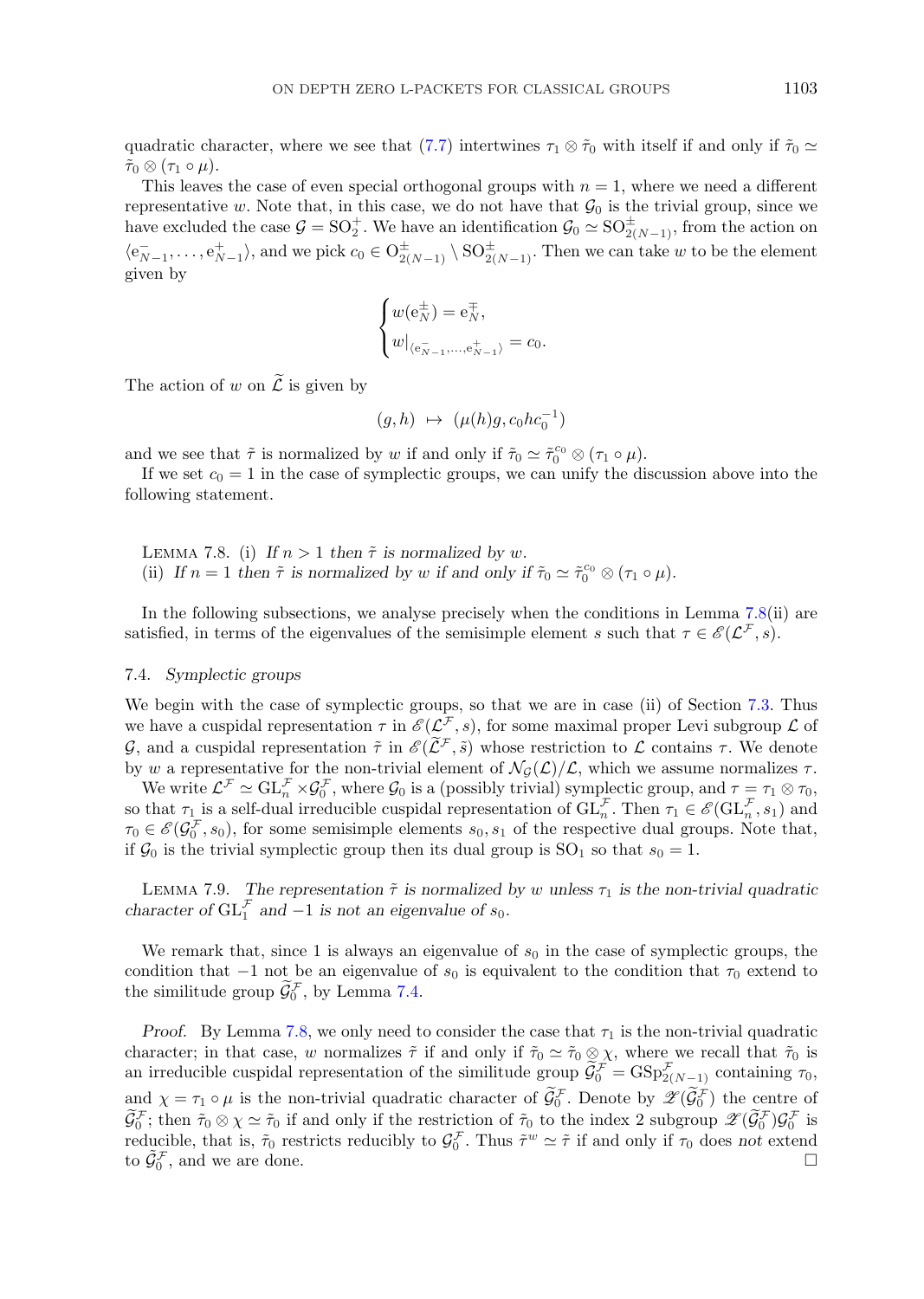quadratic character, where we see that (7.7) intertwines $\tau_1 \otimes \tilde{\tau}_0$ with itself if and only if $\tilde{\tau}_0 \simeq \tilde{\tau}_0 \otimes (\tau_1 \circ \mu)$.

This leaves the case of even special orthogonal groups with $n = 1$, where we need a different representative $w$. Note that, in this case, we do not have that $\mathcal{G}_0$ is the trivial group, since we have excluded the case $\mathcal{G} = \mathrm{SO}_2^+$. We have an identification $\mathcal{G}_0 \simeq \mathrm{SO}_{2(N-1)}^{\pm}$, from the action on $\langle \mathrm{e}_{N-1}^-, \ldots, \mathrm{e}_{N-1}^+ \rangle$, and we pick $c_0 \in \mathrm{O}_{2(N-1)}^{\pm} \setminus \mathrm{SO}_{2(N-1)}^{\pm}$. Then we can take $w$ to be the element given by

$$\begin{cases} w(\mathrm{e}_N^{\pm}) = \mathrm{e}_N^{\mp}, \\ w|_{\langle \mathrm{e}_{N-1}^-, \ldots, \mathrm{e}_{N-1}^+ \rangle} = c_0. \end{cases}$$

The action of $w$ on $\widetilde{\mathcal{L}}$ is given by

$$(g, h) \;\mapsto\; (\mu(h) g, c_0 h c_0^{-1})$$

and we see that $\tilde{\tau}$ is normalized by $w$ if and only if $\tilde{\tau}_0 \simeq \tilde{\tau}_0^{c_0} \otimes (\tau_1 \circ \mu)$.

If we set $c_0 = 1$ in the case of symplectic groups, we can unify the discussion above into the following statement.

Lemma 7.8. (i) *If $n > 1$ then $\tilde{\tau}$ is normalized by $w$.*
(ii) *If $n = 1$ then $\tilde{\tau}$ is normalized by $w$ if and only if $\tilde{\tau}_0 \simeq \tilde{\tau}_0^{c_0} \otimes (\tau_1 \circ \mu)$.*

In the following subsections, we analyse precisely when the conditions in Lemma 7.8(ii) are satisfied, in terms of the eigenvalues of the semisimple element $s$ such that $\tau \in \mathscr{E}(\mathcal{L}^{\mathcal{F}}, s)$.

### 7.4. *Symplectic groups*

We begin with the case of symplectic groups, so that we are in case (ii) of Section 7.3. Thus we have a cuspidal representation $\tau$ in $\mathscr{E}(\mathcal{L}^{\mathcal{F}}, s)$, for some maximal proper Levi subgroup $\mathcal{L}$ of $\mathcal{G}$, and a cuspidal representation $\tilde{\tau}$ in $\mathscr{E}(\widetilde{\mathcal{L}}^{\mathcal{F}}, \tilde{s})$ whose restriction to $\mathcal{L}$ contains $\tau$. We denote by $w$ a representative for the non-trivial element of $\mathcal{N}_{\mathcal{G}}(\mathcal{L})/\mathcal{L}$, which we assume normalizes $\tau$.

We write $\mathcal{L}^{\mathcal{F}} \simeq \mathrm{GL}_n^{\mathcal{F}} \times \mathcal{G}_0^{\mathcal{F}}$, where $\mathcal{G}_0$ is a (possibly trivial) symplectic group, and $\tau = \tau_1 \otimes \tau_0$, so that $\tau_1$ is a self-dual irreducible cuspidal representation of $\mathrm{GL}_n^{\mathcal{F}}$. Then $\tau_1 \in \mathscr{E}(\mathrm{GL}_n^{\mathcal{F}}, s_1)$ and $\tau_0 \in \mathscr{E}(\mathcal{G}_0^{\mathcal{F}}, s_0)$, for some semisimple elements $s_0, s_1$ of the respective dual groups. Note that, if $\mathcal{G}_0$ is the trivial symplectic group then its dual group is $\mathrm{SO}_1$ so that $s_0 = 1$.

Lemma 7.9. *The representation $\tilde{\tau}$ is normalized by $w$ unless $\tau_1$ is the non-trivial quadratic character of $\mathrm{GL}_1^{\mathcal{F}}$ and $-1$ is not an eigenvalue of $s_0$.*

We remark that, since 1 is always an eigenvalue of $s_0$ in the case of symplectic groups, the condition that $-1$ not be an eigenvalue of $s_0$ is equivalent to the condition that $\tau_0$ extend to the similitude group $\widetilde{\mathcal{G}}_0^{\mathcal{F}}$, by Lemma 7.4.

*Proof.* By Lemma 7.8, we only need to consider the case that $\tau_1$ is the non-trivial quadratic character; in that case, $w$ normalizes $\tilde{\tau}$ if and only if $\tilde{\tau}_0 \simeq \tilde{\tau}_0 \otimes \chi$, where we recall that $\tilde{\tau}_0$ is an irreducible cuspidal representation of the similitude group $\widetilde{\mathcal{G}}_0^{\mathcal{F}} = \mathrm{GSp}_{2(N-1)}^{\mathcal{F}}$ containing $\tau_0$, and $\chi = \tau_1 \circ \mu$ is the non-trivial quadratic character of $\widetilde{\mathcal{G}}_0^{\mathcal{F}}$. Denote by $\mathscr{Z}(\widetilde{\mathcal{G}}_0^{\mathcal{F}})$ the centre of $\widetilde{\mathcal{G}}_0^{\mathcal{F}}$; then $\tilde{\tau}_0 \otimes \chi \simeq \tilde{\tau}_0$ if and only if the restriction of $\tilde{\tau}_0$ to the index 2 subgroup $\mathscr{Z}(\widetilde{\mathcal{G}}_0^{\mathcal{F}})\mathcal{G}_0^{\mathcal{F}}$ is reducible, that is, $\tilde{\tau}_0$ restricts reducibly to $\mathcal{G}_0^{\mathcal{F}}$. Thus $\tilde{\tau}^w \simeq \tilde{\tau}$ if and only if $\tau_0$ does *not* extend to $\tilde{\mathcal{G}}_0^{\mathcal{F}}$, and we are done. $\square$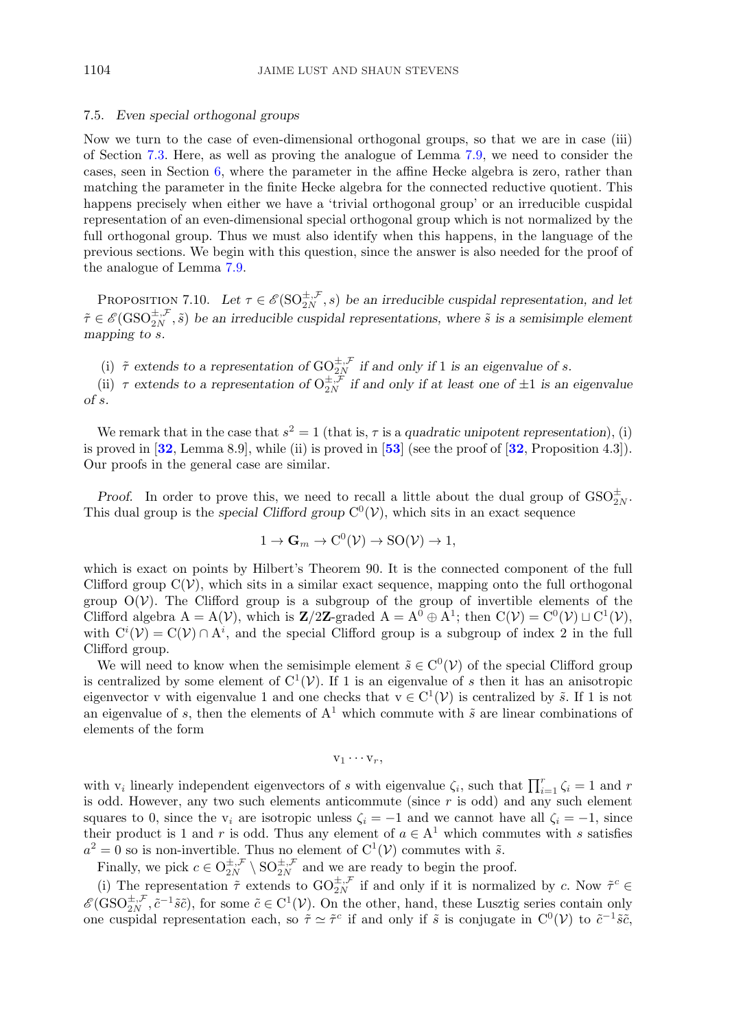### 7.5. *Even special orthogonal groups*

Now we turn to the case of even-dimensional orthogonal groups, so that we are in case (iii) of Section 7.3. Here, as well as proving the analogue of Lemma 7.9, we need to consider the cases, seen in Section 6, where the parameter in the affine Hecke algebra is zero, rather than matching the parameter in the finite Hecke algebra for the connected reductive quotient. This happens precisely when either we have a 'trivial orthogonal group' or an irreducible cuspidal representation of an even-dimensional special orthogonal group which is not normalized by the full orthogonal group. Thus we must also identify when this happens, in the language of the previous sections. We begin with this question, since the answer is also needed for the proof of the analogue of Lemma 7.9.

Proposition 7.10. *Let $\tau \in \mathscr{E}(\mathrm{SO}_{2N}^{\pm,\mathcal{F}}, s)$ be an irreducible cuspidal representation, and let $\tilde{\tau} \in \mathscr{E}(\mathrm{GSO}_{2N}^{\pm,\mathcal{F}}, \tilde{s})$ be an irreducible cuspidal representations, where $\tilde{s}$ is a semisimple element mapping to $s$.*

(i) *$\tilde{\tau}$ extends to a representation of $\mathrm{GO}_{2N}^{\pm,\mathcal{F}}$ if and only if 1 is an eigenvalue of $s$.*

(ii) *$\tau$ extends to a representation of $\mathrm{O}_{2N}^{\pm,\mathcal{F}}$ if and only if at least one of $\pm 1$ is an eigenvalue of $s$.*

We remark that in the case that $s^2 = 1$ (that is, $\tau$ is a *quadratic unipotent representation*), (i) is proved in [**32**, Lemma 8.9], while (ii) is proved in [**53**] (see the proof of [**32**, Proposition 4.3]). Our proofs in the general case are similar.

*Proof.* In order to prove this, we need to recall a little about the dual group of $\mathrm{GSO}_{2N}^{\pm}$. This dual group is the *special Clifford group* $\mathrm{C}^0(\mathcal{V})$, which sits in an exact sequence

$$1 \to \mathbf{G}_m \to \mathrm{C}^0(\mathcal{V}) \to \mathrm{SO}(\mathcal{V}) \to 1,$$

which is exact on points by Hilbert's Theorem 90. It is the connected component of the full Clifford group $\mathrm{C}(\mathcal{V})$, which sits in a similar exact sequence, mapping onto the full orthogonal group $\mathrm{O}(\mathcal{V})$. The Clifford group is a subgroup of the group of invertible elements of the Clifford algebra $\mathrm{A} = \mathrm{A}(\mathcal{V})$, which is $\mathbf{Z}/2\mathbf{Z}$-graded $\mathrm{A} = \mathrm{A}^0 \oplus \mathrm{A}^1$; then $\mathrm{C}(\mathcal{V}) = \mathrm{C}^0(\mathcal{V}) \sqcup \mathrm{C}^1(\mathcal{V})$, with $\mathrm{C}^i(\mathcal{V}) = \mathrm{C}(\mathcal{V}) \cap \mathrm{A}^i$, and the special Clifford group is a subgroup of index 2 in the full Clifford group.

We will need to know when the semisimple element $\tilde{s} \in \mathrm{C}^0(\mathcal{V})$ of the special Clifford group is centralized by some element of $\mathrm{C}^1(\mathcal{V})$. If 1 is an eigenvalue of $s$ then it has an anisotropic eigenvector v with eigenvalue 1 and one checks that $\mathrm{v} \in \mathrm{C}^1(\mathcal{V})$ is centralized by $\tilde{s}$. If 1 is not an eigenvalue of $s$, then the elements of $\mathrm{A}^1$ which commute with $\tilde{s}$ are linear combinations of elements of the form

$$\mathrm{v}_1 \cdots \mathrm{v}_r,$$

with $\mathrm{v}_i$ linearly independent eigenvectors of $s$ with eigenvalue $\zeta_i$, such that $\prod_{i=1}^r \zeta_i = 1$ and $r$ is odd. However, any two such elements anticommute (since $r$ is odd) and any such element squares to 0, since the $\mathrm{v}_i$ are isotropic unless $\zeta_i = -1$ and we cannot have all $\zeta_i = -1$, since their product is 1 and $r$ is odd. Thus any element of $a \in \mathrm{A}^1$ which commutes with $s$ satisfies $a^2 = 0$ so is non-invertible. Thus no element of $\mathrm{C}^1(\mathcal{V})$ commutes with $\tilde{s}$.

Finally, we pick $c \in \mathrm{O}_{2N}^{\pm,\mathcal{F}} \setminus \mathrm{SO}_{2N}^{\pm,\mathcal{F}}$ and we are ready to begin the proof.

(i) The representation $\tilde{\tau}$ extends to $\mathrm{GO}_{2N}^{\pm,\mathcal{F}}$ if and only if it is normalized by $c$. Now $\tilde{\tau}^c \in \mathscr{E}(\mathrm{GSO}_{2N}^{\pm,\mathcal{F}}, \tilde{c}^{-1}\tilde{s}\tilde{c})$, for some $\tilde{c} \in \mathrm{C}^1(\mathcal{V})$. On the other, hand, these Lusztig series contain only one cuspidal representation each, so $\tilde{\tau} \simeq \tilde{\tau}^c$ if and only if $\tilde{s}$ is conjugate in $\mathrm{C}^0(\mathcal{V})$ to $\tilde{c}^{-1}\tilde{s}\tilde{c}$,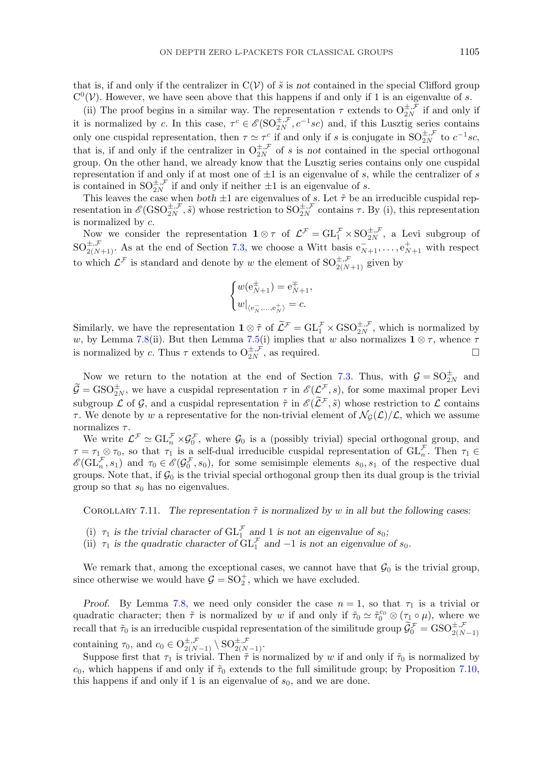that is, if and only if the centralizer in $\mathrm{C}(\mathcal{V})$ of $\tilde{s}$ is *not* contained in the special Clifford group $\mathrm{C}^0(\mathcal{V})$. However, we have seen above that this happens if and only if 1 is an eigenvalue of $s$.

(ii) The proof begins in a similar way. The representation $\tau$ extends to $\mathrm{O}_{2N}^{\pm,\mathcal{F}}$ if and only if it is normalized by $c$. In this case, $\tau^c \in \mathscr{E}(\mathrm{SO}_{2N}^{\pm,\mathcal{F}}, c^{-1}sc)$ and, if this Lusztig series contains only one cuspidal representation, then $\tau \simeq \tau^c$ if and only if $s$ is conjugate in $\mathrm{SO}_{2N}^{\pm,\mathcal{F}}$ to $c^{-1}sc$, that is, if and only if the centralizer in $\mathrm{O}_{2N}^{\pm,\mathcal{F}}$ of $s$ is *not* contained in the special orthogonal group. On the other hand, we already know that the Lusztig series contains only one cuspidal representation if and only if at most one of $\pm 1$ is an eigenvalue of $s$, while the centralizer of $s$ is contained in $\mathrm{SO}_{2N}^{\pm,\mathcal{F}}$ if and only if neither $\pm 1$ is an eigenvalue of $s$.

This leaves the case when *both* $\pm 1$ are eigenvalues of $s$. Let $\tilde{\tau}$ be an irreducible cuspidal representation in $\mathscr{E}(\mathrm{GSO}_{2N}^{\pm,\mathcal{F}}, \tilde{s})$ whose restriction to $\mathrm{SO}_{2N}^{\pm,\mathcal{F}}$ contains $\tau$. By (i), this representation is normalized by $c$.

Now we consider the representation $\mathbf{1} \otimes \tau$ of $\mathcal{L}^{\mathcal{F}} = \mathrm{GL}_1^{\mathcal{F}} \times \mathrm{SO}_{2N}^{\pm,\mathcal{F}}$, a Levi subgroup of $\mathrm{SO}_{2(N+1)}^{\pm,\mathcal{F}}$. As at the end of Section 7.3, we choose a Witt basis $\mathrm{e}_{N+1}^-, \dots, \mathrm{e}_{N+1}^+$ with respect to which $\mathcal{L}^{\mathcal{F}}$ is standard and denote by $w$ the element of $\mathrm{SO}_{2(N+1)}^{\pm,\mathcal{F}}$ given by

$$\begin{cases} w(\mathrm{e}_{N+1}^{\pm}) = \mathrm{e}_{N+1}^{\mp}, \\ w|_{\langle \mathrm{e}_N^-, \dots, \mathrm{e}_N^+ \rangle} = c. \end{cases}$$

Similarly, we have the representation $\mathbf{1} \otimes \tilde{\tau}$ of $\widetilde{\mathcal{L}}^{\mathcal{F}} = \mathrm{GL}_1^{\mathcal{F}} \times \mathrm{GSO}_{2N}^{\pm,\mathcal{F}}$, which is normalized by $w$, by Lemma 7.8(ii). But then Lemma 7.5(i) implies that $w$ also normalizes $\mathbf{1} \otimes \tau$, whence $\tau$ is normalized by $c$. Thus $\tau$ extends to $\mathrm{O}_{2N}^{\pm,\mathcal{F}}$, as required. □

Now we return to the notation at the end of Section 7.3. Thus, with $\mathcal{G} = \mathrm{SO}_{2N}^{\pm}$ and $\widetilde{\mathcal{G}} = \mathrm{GSO}_{2N}^{\pm}$, we have a cuspidal representation $\tau$ in $\mathscr{E}(\mathcal{L}^{\mathcal{F}}, s)$, for some maximal proper Levi subgroup $\mathcal{L}$ of $\mathcal{G}$, and a cuspidal representation $\tilde{\tau}$ in $\mathscr{E}(\widetilde{\mathcal{L}}^{\mathcal{F}}, \tilde{s})$ whose restriction to $\mathcal{L}$ contains $\tau$. We denote by $w$ a representative for the non-trivial element of $\mathcal{N}_{\mathcal{G}}(\mathcal{L})/\mathcal{L}$, which we assume normalizes $\tau$.

We write $\mathcal{L}^{\mathcal{F}} \simeq \mathrm{GL}_n^{\mathcal{F}} \times \mathcal{G}_0^{\mathcal{F}}$, where $\mathcal{G}_0$ is a (possibly trivial) special orthogonal group, and $\tau = \tau_1 \otimes \tau_0$, so that $\tau_1$ is a self-dual irreducible cuspidal representation of $\mathrm{GL}_n^{\mathcal{F}}$. Then $\tau_1 \in \mathscr{E}(\mathrm{GL}_n^{\mathcal{F}}, s_1)$ and $\tau_0 \in \mathscr{E}(\mathcal{G}_0^{\mathcal{F}}, s_0)$, for some semisimple elements $s_0, s_1$ of the respective dual groups. Note that, if $\mathcal{G}_0$ is the trivial special orthogonal group then its dual group is the trivial group so that $s_0$ has no eigenvalues.

Corollary 7.11. *The representation $\tilde{\tau}$ is normalized by $w$ in all but the following cases:*

(i) *$\tau_1$ is the trivial character of $\mathrm{GL}_1^{\mathcal{F}}$ and 1 is not an eigenvalue of $s_0$;*
(ii) *$\tau_1$ is the quadratic character of $\mathrm{GL}_1^{\mathcal{F}}$ and $-1$ is not an eigenvalue of $s_0$.*

We remark that, among the exceptional cases, we cannot have that $\mathcal{G}_0$ is the trivial group, since otherwise we would have $\mathcal{G} = \mathrm{SO}_2^+$, which we have excluded.

*Proof.* By Lemma 7.8, we need only consider the case $n = 1$, so that $\tau_1$ is a trivial or quadratic character; then $\tilde{\tau}$ is normalized by $w$ if and only if $\tilde{\tau}_0 \simeq \tilde{\tau}_0^{c_0} \otimes (\tau_1 \circ \mu)$, where we recall that $\tilde{\tau}_0$ is an irreducible cuspidal representation of the similitude group $\widetilde{\mathcal{G}}_0^{\mathcal{F}} = \mathrm{GSO}_{2(N-1)}^{\pm,\mathcal{F}}$ containing $\tau_0$, and $c_0 \in \mathrm{O}_{2(N-1)}^{\pm,\mathcal{F}} \setminus \mathrm{SO}_{2(N-1)}^{\pm,\mathcal{F}}$.

Suppose first that $\tau_1$ is trivial. Then $\tilde{\tau}$ is normalized by $w$ if and only if $\tilde{\tau}_0$ is normalized by $c_0$, which happens if and only if $\tilde{\tau}_0$ extends to the full similitude group; by Proposition 7.10, this happens if and only if 1 is an eigenvalue of $s_0$, and we are done.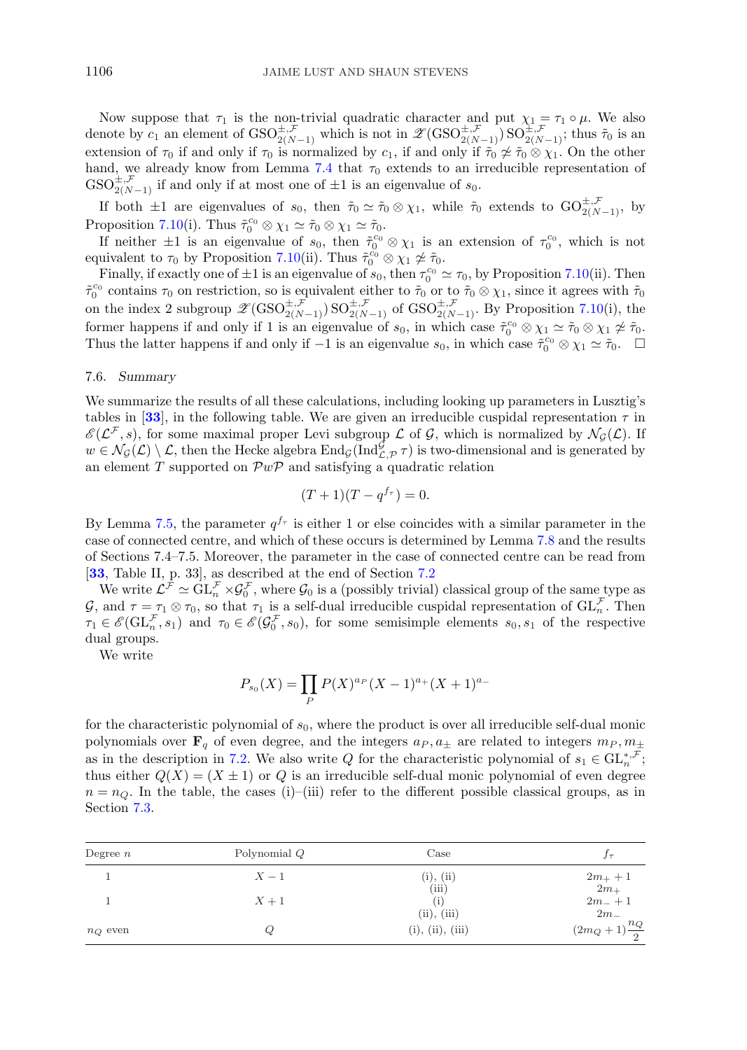Now suppose that $\tau_1$ is the non-trivial quadratic character and put $\chi_1 = \tau_1 \circ \mu$. We also denote by $c_1$ an element of $\mathrm{GSO}^{\pm,\mathcal{F}}_{2(N-1)}$ which is not in $\mathscr{Z}(\mathrm{GSO}^{\pm,\mathcal{F}}_{2(N-1)})\,\mathrm{SO}^{\pm,\mathcal{F}}_{2(N-1)}$; thus $\tilde\tau_0$ is an extension of $\tau_0$ if and only if $\tau_0$ is normalized by $c_1$, if and only if $\tilde\tau_0 \not\simeq \tilde\tau_0 \otimes \chi_1$. On the other hand, we already know from Lemma 7.4 that $\tau_0$ extends to an irreducible representation of $\mathrm{GSO}^{\pm,\mathcal{F}}_{2(N-1)}$ if and only if at most one of $\pm 1$ is an eigenvalue of $s_0$.

If both $\pm 1$ are eigenvalues of $s_0$, then $\tilde\tau_0 \simeq \tilde\tau_0 \otimes \chi_1$, while $\tilde\tau_0$ extends to $\mathrm{GO}^{\pm,\mathcal{F}}_{2(N-1)}$, by Proposition 7.10(i). Thus $\tilde\tau_0^{c_0} \otimes \chi_1 \simeq \tilde\tau_0 \otimes \chi_1 \simeq \tilde\tau_0$.

If neither $\pm 1$ is an eigenvalue of $s_0$, then $\tilde\tau_0^{c_0} \otimes \chi_1$ is an extension of $\tau_0^{c_0}$, which is not equivalent to $\tau_0$ by Proposition 7.10(ii). Thus $\tilde\tau_0^{c_0} \otimes \chi_1 \not\simeq \tilde\tau_0$.

Finally, if exactly one of $\pm 1$ is an eigenvalue of $s_0$, then $\tau_0^{c_0} \simeq \tau_0$, by Proposition 7.10(ii). Then $\tilde\tau_0^{c_0}$ contains $\tau_0$ on restriction, so is equivalent either to $\tilde\tau_0$ or to $\tilde\tau_0 \otimes \chi_1$, since it agrees with $\tilde\tau_0$ on the index 2 subgroup $\mathscr{Z}(\mathrm{GSO}^{\pm,\mathcal{F}}_{2(N-1)})\,\mathrm{SO}^{\pm,\mathcal{F}}_{2(N-1)}$ of $\mathrm{GSO}^{\pm,\mathcal{F}}_{2(N-1)}$. By Proposition 7.10(i), the former happens if and only if 1 is an eigenvalue of $s_0$, in which case $\tilde\tau_0^{c_0} \otimes \chi_1 \simeq \tilde\tau_0 \otimes \chi_1 \not\simeq \tilde\tau_0$. Thus the latter happens if and only if $-1$ is an eigenvalue $s_0$, in which case $\tilde\tau_0^{c_0} \otimes \chi_1 \simeq \tilde\tau_0$. $\square$

### 7.6. *Summary*

We summarize the results of all these calculations, including looking up parameters in Lusztig's tables in [**33**], in the following table. We are given an irreducible cuspidal representation $\tau$ in $\mathscr{E}(\mathcal{L}^{\mathcal{F}}, s)$, for some maximal proper Levi subgroup $\mathcal{L}$ of $\mathcal{G}$, which is normalized by $\mathcal{N}_{\mathcal{G}}(\mathcal{L})$. If $w \in \mathcal{N}_{\mathcal{G}}(\mathcal{L}) \setminus \mathcal{L}$, then the Hecke algebra $\mathrm{End}_{\mathcal{G}}(\mathrm{Ind}^{\mathcal{G}}_{\mathcal{L},\mathcal{P}}\,\tau)$ is two-dimensional and is generated by an element $T$ supported on $\mathcal{P}w\mathcal{P}$ and satisfying a quadratic relation

$$(T+1)(T-q^{f_\tau}) = 0.$$

By Lemma 7.5, the parameter $q^{f_\tau}$ is either 1 or else coincides with a similar parameter in the case of connected centre, and which of these occurs is determined by Lemma 7.8 and the results of Sections 7.4–7.5. Moreover, the parameter in the case of connected centre can be read from [**33**, Table II, p. 33], as described at the end of Section 7.2

We write $\mathcal{L}^{\mathcal{F}} \simeq \mathrm{GL}^{\mathcal{F}}_n \times \mathcal{G}^{\mathcal{F}}_0$, where $\mathcal{G}_0$ is a (possibly trivial) classical group of the same type as $\mathcal{G}$, and $\tau = \tau_1 \otimes \tau_0$, so that $\tau_1$ is a self-dual irreducible cuspidal representation of $\mathrm{GL}^{\mathcal{F}}_n$. Then $\tau_1 \in \mathscr{E}(\mathrm{GL}^{\mathcal{F}}_n, s_1)$ and $\tau_0 \in \mathscr{E}(\mathcal{G}^{\mathcal{F}}_0, s_0)$, for some semisimple elements $s_0, s_1$ of the respective dual groups.

We write

$$P_{s_0}(X) = \prod_P P(X)^{a_P}(X-1)^{a_+}(X+1)^{a_-}$$

for the characteristic polynomial of $s_0$, where the product is over all irreducible self-dual monic polynomials over $\mathbf{F}_q$ of even degree, and the integers $a_P, a_\pm$ are related to integers $m_P, m_\pm$ as in the description in 7.2. We also write $Q$ for the characteristic polynomial of $s_1 \in \mathrm{GL}^{*,\mathcal{F}}_n$; thus either $Q(X) = (X \pm 1)$ or $Q$ is an irreducible self-dual monic polynomial of even degree $n = n_Q$. In the table, the cases (i)–(iii) refer to the different possible classical groups, as in Section 7.3.

| Degree $n$ | Polynomial $Q$ | Case | $f_\tau$ |
|---|---|---|---|
| 1 | $X-1$ | (i), (ii) | $2m_+ + 1$ |
| | | (iii) | $2m_+$ |
| 1 | $X+1$ | (i) | $2m_- + 1$ |
| | | (ii), (iii) | $2m_-$ |
| $n_Q$ even | $Q$ | (i), (ii), (iii) | $(2m_Q+1)\dfrac{n_Q}{2}$ |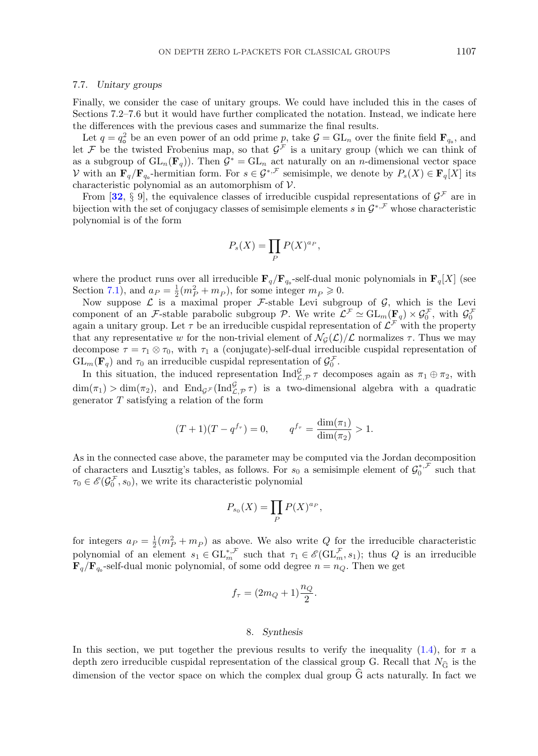### 7.7. *Unitary groups*

Finally, we consider the case of unitary groups. We could have included this in the cases of Sections 7.2–7.6 but it would have further complicated the notation. Instead, we indicate here the differences with the previous cases and summarize the final results.

Let $q = q_\circ^2$ be an even power of an odd prime $p$, take $\mathcal{G} = \mathrm{GL}_n$ over the finite field $\mathbf{F}_{q_\circ}$, and let $\mathcal{F}$ be the twisted Frobenius map, so that $\mathcal{G}^{\mathcal{F}}$ is a unitary group (which we can think of as a subgroup of $\mathrm{GL}_n(\mathbf{F}_q)$). Then $\mathcal{G}^* = \mathrm{GL}_n$ act naturally on an $n$-dimensional vector space $\mathcal{V}$ with an $\mathbf{F}_q/\mathbf{F}_{q_\circ}$-hermitian form. For $s \in \mathcal{G}^{*,\mathcal{F}}$ semisimple, we denote by $P_s(X) \in \mathbf{F}_q[X]$ its characteristic polynomial as an automorphism of $\mathcal{V}$.

From [**32**, § 9], the equivalence classes of irreducible cuspidal representations of $\mathcal{G}^{\mathcal{F}}$ are in bijection with the set of conjugacy classes of semisimple elements $s$ in $\mathcal{G}^{*,\mathcal{F}}$ whose characteristic polynomial is of the form

$$P_s(X) = \prod_P P(X)^{a_P},$$

where the product runs over all irreducible $\mathbf{F}_q/\mathbf{F}_{q_\circ}$-self-dual monic polynomials in $\mathbf{F}_q[X]$ (see Section 7.1), and $a_P = \frac{1}{2}(m_P^2 + m_P)$, for some integer $m_P \geqslant 0$.

Now suppose $\mathcal{L}$ is a maximal proper $\mathcal{F}$-stable Levi subgroup of $\mathcal{G}$, which is the Levi component of an $\mathcal{F}$-stable parabolic subgroup $\mathcal{P}$. We write $\mathcal{L}^{\mathcal{F}} \simeq \mathrm{GL}_m(\mathbf{F}_q) \times \mathcal{G}_0^{\mathcal{F}}$, with $\mathcal{G}_0^{\mathcal{F}}$ again a unitary group. Let $\tau$ be an irreducible cuspidal representation of $\mathcal{L}^{\mathcal{F}}$ with the property that any representative $w$ for the non-trivial element of $\mathcal{N}_{\mathcal{G}}(\mathcal{L})/\mathcal{L}$ normalizes $\tau$. Thus we may decompose $\tau = \tau_1 \otimes \tau_0$, with $\tau_1$ a (conjugate)-self-dual irreducible cuspidal representation of $\mathrm{GL}_m(\mathbf{F}_q)$ and $\tau_0$ an irreducible cuspidal representation of $\mathcal{G}_0^{\mathcal{F}}$.

In this situation, the induced representation $\mathrm{Ind}_{\mathcal{L},\mathcal{P}}^{\mathcal{G}} \tau$ decomposes again as $\pi_1 \oplus \pi_2$, with $\dim(\pi_1) > \dim(\pi_2)$, and $\mathrm{End}_{\mathcal{G}^{\mathcal{F}}}(\mathrm{Ind}_{\mathcal{L},\mathcal{P}}^{\mathcal{G}} \tau)$ is a two-dimensional algebra with a quadratic generator $T$ satisfying a relation of the form

$$(T+1)(T - q^{f_\tau}) = 0, \qquad q^{f_\tau} = \frac{\dim(\pi_1)}{\dim(\pi_2)} > 1.$$

As in the connected case above, the parameter may be computed via the Jordan decomposition of characters and Lusztig's tables, as follows. For $s_0$ a semisimple element of $\mathcal{G}_0^{*,\mathcal{F}}$ such that $\tau_0 \in \mathscr{E}(\mathcal{G}_0^{\mathcal{F}}, s_0)$, we write its characteristic polynomial

$$P_{s_0}(X) = \prod_P P(X)^{a_P},$$

for integers $a_P = \frac{1}{2}(m_P^2 + m_P)$ as above. We also write $Q$ for the irreducible characteristic polynomial of an element $s_1 \in \mathrm{GL}_m^{*,\mathcal{F}}$ such that $\tau_1 \in \mathscr{E}(\mathrm{GL}_m^{\mathcal{F}}, s_1)$; thus $Q$ is an irreducible $\mathbf{F}_q/\mathbf{F}_{q_\circ}$-self-dual monic polynomial, of some odd degree $n = n_Q$. Then we get

$$f_\tau = (2m_Q + 1)\frac{n_Q}{2}.$$

## 8. *Synthesis*

In this section, we put together the previous results to verify the inequality (1.4), for $\pi$ a depth zero irreducible cuspidal representation of the classical group G. Recall that $N_{\widehat{\mathrm{G}}}$ is the dimension of the vector space on which the complex dual group $\widehat{\mathrm{G}}$ acts naturally. In fact we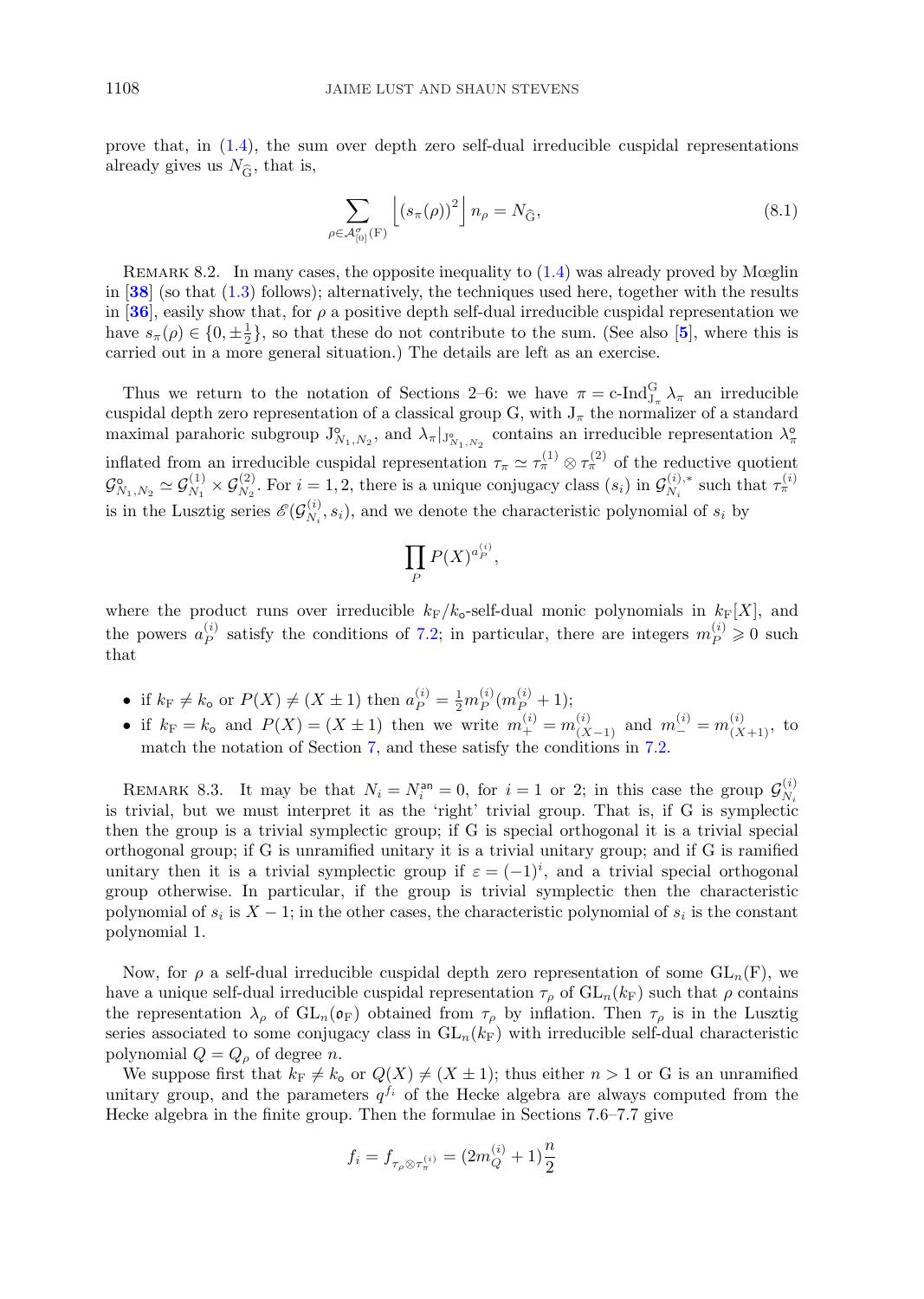prove that, in (1.4), the sum over depth zero self-dual irreducible cuspidal representations already gives us $N_{\widehat{\mathrm{G}}}$, that is,

$$\sum_{\rho\in\mathcal{A}^{\sigma}_{[0]}(\mathrm{F})} \left\lfloor (s_\pi(\rho))^2 \right\rfloor n_\rho = N_{\widehat{\mathrm{G}}}, \tag{8.1}$$

Remark 8.2. In many cases, the opposite inequality to (1.4) was already proved by Mœglin in [38] (so that (1.3) follows); alternatively, the techniques used here, together with the results in [36], easily show that, for $\rho$ a positive depth self-dual irreducible cuspidal representation we have $s_\pi(\rho)\in\{0,\pm\frac{1}{2}\}$, so that these do not contribute to the sum. (See also [5], where this is carried out in a more general situation.) The details are left as an exercise.

Thus we return to the notation of Sections 2–6: we have $\pi = \text{c-Ind}_{\mathrm{J}_\pi}^{\mathrm{G}}\lambda_\pi$ an irreducible cuspidal depth zero representation of a classical group G, with $\mathrm{J}_\pi$ the normalizer of a standard maximal parahoric subgroup $\mathrm{J}^{\circ}_{N_1,N_2}$, and $\lambda_\pi|_{\mathrm{J}^{\circ}_{N_1,N_2}}$ contains an irreducible representation $\lambda^{\circ}_\pi$ inflated from an irreducible cuspidal representation $\tau_\pi\simeq\tau_\pi^{(1)}\otimes\tau_\pi^{(2)}$ of the reductive quotient $\mathcal{G}^{\circ}_{N_1,N_2}\simeq\mathcal{G}^{(1)}_{N_1}\times\mathcal{G}^{(2)}_{N_2}$. For $i=1,2$, there is a unique conjugacy class $(s_i)$ in $\mathcal{G}^{(i),*}_{N_i}$ such that $\tau_\pi^{(i)}$ is in the Lusztig series $\mathscr{E}(\mathcal{G}^{(i)}_{N_i},s_i)$, and we denote the characteristic polynomial of $s_i$ by

$$\prod_P P(X)^{a_P^{(i)}},$$

where the product runs over irreducible $k_{\mathrm{F}}/k_{\mathsf{o}}$-self-dual monic polynomials in $k_{\mathrm{F}}[X]$, and the powers $a_P^{(i)}$ satisfy the conditions of 7.2; in particular, there are integers $m_P^{(i)}\geqslant 0$ such that

- if $k_{\mathrm{F}}\neq k_{\mathsf{o}}$ or $P(X)\neq(X\pm1)$ then $a_P^{(i)}=\frac{1}{2}m_P^{(i)}(m_P^{(i)}+1)$;
- if $k_{\mathrm{F}}=k_{\mathsf{o}}$ and $P(X)=(X\pm1)$ then we write $m_+^{(i)}=m_{(X-1)}^{(i)}$ and $m_-^{(i)}=m_{(X+1)}^{(i)}$, to match the notation of Section 7, and these satisfy the conditions in 7.2.

Remark 8.3. It may be that $N_i=N_i^{\mathsf{an}}=0$, for $i=1$ or 2; in this case the group $\mathcal{G}^{(i)}_{N_i}$ is trivial, but we must interpret it as the 'right' trivial group. That is, if G is symplectic then the group is a trivial symplectic group; if G is special orthogonal it is a trivial special orthogonal group; if G is unramified unitary it is a trivial unitary group; and if G is ramified unitary then it is a trivial symplectic group if $\varepsilon=(-1)^i$, and a trivial special orthogonal group otherwise. In particular, if the group is trivial symplectic then the characteristic polynomial of $s_i$ is $X-1$; in the other cases, the characteristic polynomial of $s_i$ is the constant polynomial 1.

Now, for $\rho$ a self-dual irreducible cuspidal depth zero representation of some $\mathrm{GL}_n(\mathrm{F})$, we have a unique self-dual irreducible cuspidal representation $\tau_\rho$ of $\mathrm{GL}_n(k_{\mathrm{F}})$ such that $\rho$ contains the representation $\lambda_\rho$ of $\mathrm{GL}_n(\mathfrak{o}_{\mathrm{F}})$ obtained from $\tau_\rho$ by inflation. Then $\tau_\rho$ is in the Lusztig series associated to some conjugacy class in $\mathrm{GL}_n(k_{\mathrm{F}})$ with irreducible self-dual characteristic polynomial $Q=Q_\rho$ of degree $n$.

We suppose first that $k_{\mathrm{F}}\neq k_{\mathsf{o}}$ or $Q(X)\neq(X\pm1)$; thus either $n>1$ or G is an unramified unitary group, and the parameters $q^{f_i}$ of the Hecke algebra are always computed from the Hecke algebra in the finite group. Then the formulae in Sections 7.6–7.7 give

$$f_i = f_{\tau_\rho\otimes\tau_\pi^{(i)}} = (2m_Q^{(i)}+1)\frac{n}{2}$$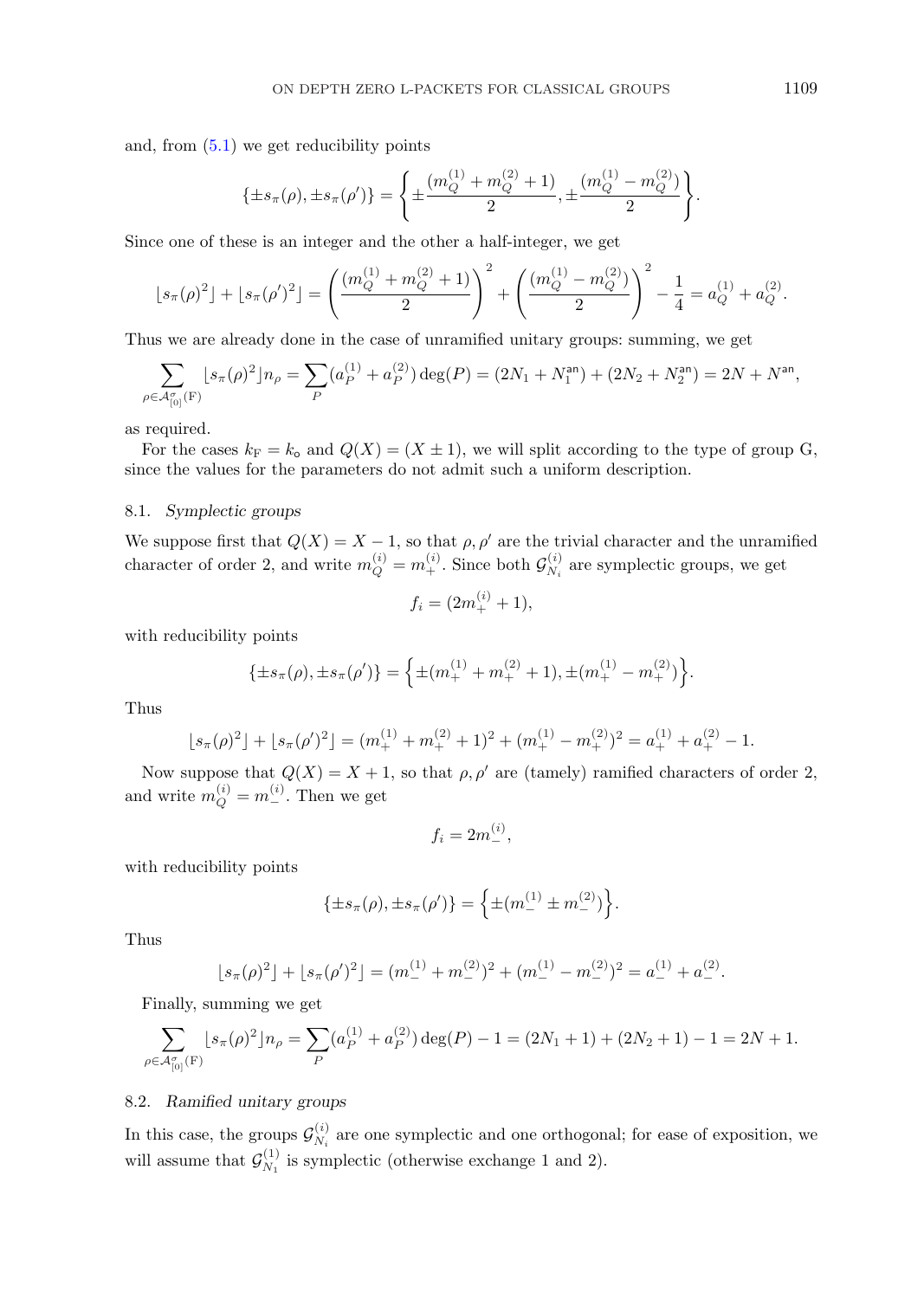and, from (5.1) we get reducibility points

$$\{\pm s_\pi(\rho), \pm s_\pi(\rho')\} = \left\{ \pm\frac{(m_Q^{(1)} + m_Q^{(2)} + 1)}{2}, \pm\frac{(m_Q^{(1)} - m_Q^{(2)})}{2} \right\}.$$

Since one of these is an integer and the other a half-integer, we get

$$\lfloor s_\pi(\rho)^2 \rfloor + \lfloor s_\pi(\rho')^2 \rfloor = \left(\frac{(m_Q^{(1)} + m_Q^{(2)} + 1)}{2}\right)^2 + \left(\frac{(m_Q^{(1)} - m_Q^{(2)})}{2}\right)^2 - \frac{1}{4} = a_Q^{(1)} + a_Q^{(2)}.$$

Thus we are already done in the case of unramified unitary groups: summing, we get

$$\sum_{\rho \in \mathcal{A}^\sigma_{[0]}(\mathrm{F})} \lfloor s_\pi(\rho)^2 \rfloor n_\rho = \sum_P (a_P^{(1)} + a_P^{(2)}) \deg(P) = (2N_1 + N_1^{\mathsf{an}}) + (2N_2 + N_2^{\mathsf{an}}) = 2N + N^{\mathsf{an}},$$

as required.

For the cases $k_\mathrm{F} = k_\mathsf{o}$ and $Q(X) = (X \pm 1)$, we will split according to the type of group G, since the values for the parameters do not admit such a uniform description.

### 8.1. *Symplectic groups*

We suppose first that $Q(X) = X - 1$, so that $\rho, \rho'$ are the trivial character and the unramified character of order 2, and write $m_Q^{(i)} = m_+^{(i)}$. Since both $\mathcal{G}_{N_i}^{(i)}$ are symplectic groups, we get

$$f_i = (2m_+^{(i)} + 1),$$

with reducibility points

$$\{\pm s_\pi(\rho), \pm s_\pi(\rho')\} = \left\{ \pm(m_+^{(1)} + m_+^{(2)} + 1), \pm(m_+^{(1)} - m_+^{(2)}) \right\}.$$

Thus

$$\lfloor s_\pi(\rho)^2 \rfloor + \lfloor s_\pi(\rho')^2 \rfloor = (m_+^{(1)} + m_+^{(2)} + 1)^2 + (m_+^{(1)} - m_+^{(2)})^2 = a_+^{(1)} + a_+^{(2)} - 1.$$

Now suppose that $Q(X) = X + 1$, so that $\rho, \rho'$ are (tamely) ramified characters of order 2, and write $m_Q^{(i)} = m_-^{(i)}$. Then we get

$$f_i = 2m_-^{(i)},$$

with reducibility points

$$\{\pm s_\pi(\rho), \pm s_\pi(\rho')\} = \left\{ \pm(m_-^{(1)} \pm m_-^{(2)}) \right\}.$$

Thus

$$\lfloor s_\pi(\rho)^2 \rfloor + \lfloor s_\pi(\rho')^2 \rfloor = (m_-^{(1)} + m_-^{(2)})^2 + (m_-^{(1)} - m_-^{(2)})^2 = a_-^{(1)} + a_-^{(2)}.$$

Finally, summing we get

$$\sum_{\rho \in \mathcal{A}^\sigma_{[0]}(\mathrm{F})} \lfloor s_\pi(\rho)^2 \rfloor n_\rho = \sum_P (a_P^{(1)} + a_P^{(2)}) \deg(P) - 1 = (2N_1 + 1) + (2N_2 + 1) - 1 = 2N + 1.$$

### 8.2. *Ramified unitary groups*

In this case, the groups $\mathcal{G}_{N_i}^{(i)}$ are one symplectic and one orthogonal; for ease of exposition, we will assume that $\mathcal{G}_{N_1}^{(1)}$ is symplectic (otherwise exchange 1 and 2).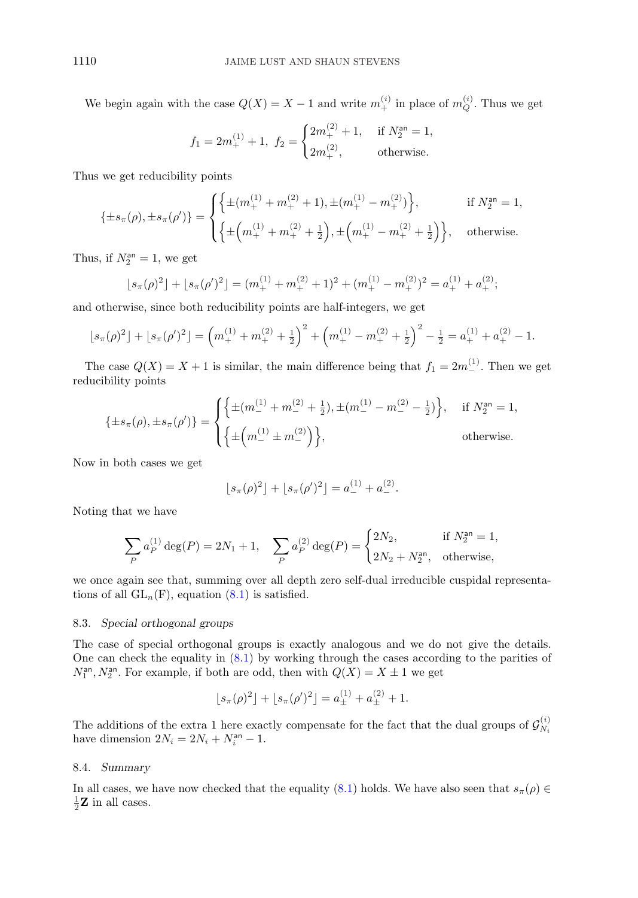We begin again with the case $Q(X) = X - 1$ and write $m_+^{(i)}$ in place of $m_Q^{(i)}$. Thus we get

$$f_1 = 2m_+^{(1)} + 1, \;\; f_2 = \begin{cases} 2m_+^{(2)} + 1, & \text{if } N_2^{\mathsf{an}} = 1, \\ 2m_+^{(2)}, & \text{otherwise.} \end{cases}$$

Thus we get reducibility points

$$\{\pm s_\pi(\rho), \pm s_\pi(\rho')\} = \begin{cases} \Big\{\pm(m_+^{(1)} + m_+^{(2)} + 1), \pm(m_+^{(1)} - m_+^{(2)})\Big\}, & \text{if } N_2^{\mathsf{an}} = 1, \\ \Big\{\pm\Big(m_+^{(1)} + m_+^{(2)} + \frac{1}{2}\Big), \pm\Big(m_+^{(1)} - m_+^{(2)} + \frac{1}{2}\Big)\Big\}, & \text{otherwise.} \end{cases}$$

Thus, if $N_2^{\mathsf{an}} = 1$, we get

$$\lfloor s_\pi(\rho)^2 \rfloor + \lfloor s_\pi(\rho')^2 \rfloor = (m_+^{(1)} + m_+^{(2)} + 1)^2 + (m_+^{(1)} - m_+^{(2)})^2 = a_+^{(1)} + a_+^{(2)};$$

and otherwise, since both reducibility points are half-integers, we get

$$\lfloor s_\pi(\rho)^2 \rfloor + \lfloor s_\pi(\rho')^2 \rfloor = \Big(m_+^{(1)} + m_+^{(2)} + \tfrac{1}{2}\Big)^2 + \Big(m_+^{(1)} - m_+^{(2)} + \tfrac{1}{2}\Big)^2 - \tfrac{1}{2} = a_+^{(1)} + a_+^{(2)} - 1.$$

The case $Q(X) = X + 1$ is similar, the main difference being that $f_1 = 2m_-^{(1)}$. Then we get reducibility points

$$\{\pm s_\pi(\rho), \pm s_\pi(\rho')\} = \begin{cases} \Big\{\pm(m_-^{(1)} + m_-^{(2)} + \frac{1}{2}), \pm(m_-^{(1)} - m_-^{(2)} - \frac{1}{2})\Big\}, & \text{if } N_2^{\mathsf{an}} = 1, \\ \Big\{\pm\Big(m_-^{(1)} \pm m_-^{(2)}\Big)\Big\}, & \text{otherwise.} \end{cases}$$

Now in both cases we get

$$\lfloor s_\pi(\rho)^2 \rfloor + \lfloor s_\pi(\rho')^2 \rfloor = a_-^{(1)} + a_-^{(2)}.$$

Noting that we have

$$\sum_P a_P^{(1)} \deg(P) = 2N_1 + 1, \quad \sum_P a_P^{(2)} \deg(P) = \begin{cases} 2N_2, & \text{if } N_2^{\mathsf{an}} = 1, \\ 2N_2 + N_2^{\mathsf{an}}, & \text{otherwise,} \end{cases}$$

we once again see that, summing over all depth zero self-dual irreducible cuspidal representations of all $\mathrm{GL}_n(\mathrm{F})$, equation (8.1) is satisfied.

### 8.3. *Special orthogonal groups*

The case of special orthogonal groups is exactly analogous and we do not give the details. One can check the equality in (8.1) by working through the cases according to the parities of $N_1^{\mathsf{an}}, N_2^{\mathsf{an}}$. For example, if both are odd, then with $Q(X) = X \pm 1$ we get

$$\lfloor s_\pi(\rho)^2 \rfloor + \lfloor s_\pi(\rho')^2 \rfloor = a_\pm^{(1)} + a_\pm^{(2)} + 1.$$

The additions of the extra 1 here exactly compensate for the fact that the dual groups of $\mathcal{G}_{N_i}^{(i)}$ have dimension $2N_i = 2N_i + N_i^{\mathsf{an}} - 1$.

### 8.4. *Summary*

In all cases, we have now checked that the equality (8.1) holds. We have also seen that $s_\pi(\rho) \in \frac{1}{2}\mathbf{Z}$ in all cases.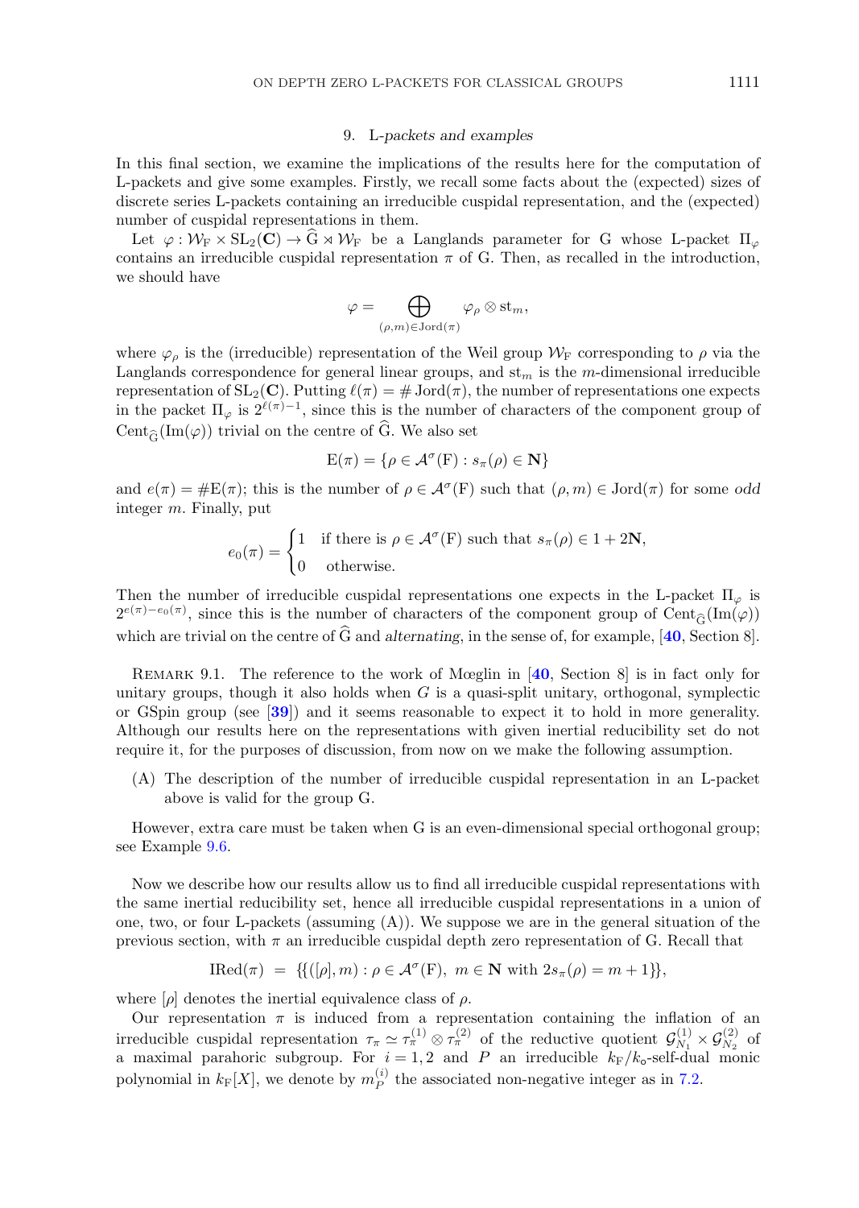## 9. L-packets and examples

In this final section, we examine the implications of the results here for the computation of L-packets and give some examples. Firstly, we recall some facts about the (expected) sizes of discrete series L-packets containing an irreducible cuspidal representation, and the (expected) number of cuspidal representations in them.

Let $\varphi : \mathcal{W}_{\mathrm{F}} \times \mathrm{SL}_2(\mathbf{C}) \to \widehat{\mathrm{G}} \rtimes \mathcal{W}_{\mathrm{F}}$ be a Langlands parameter for G whose L-packet $\Pi_\varphi$ contains an irreducible cuspidal representation $\pi$ of G. Then, as recalled in the introduction, we should have

$$\varphi = \bigoplus_{(\rho,m)\in \mathrm{Jord}(\pi)} \varphi_\rho \otimes \mathrm{st}_m,$$

where $\varphi_\rho$ is the (irreducible) representation of the Weil group $\mathcal{W}_{\mathrm{F}}$ corresponding to $\rho$ via the Langlands correspondence for general linear groups, and $\mathrm{st}_m$ is the $m$-dimensional irreducible representation of $\mathrm{SL}_2(\mathbf{C})$. Putting $\ell(\pi) = \#\,\mathrm{Jord}(\pi)$, the number of representations one expects in the packet $\Pi_\varphi$ is $2^{\ell(\pi)-1}$, since this is the number of characters of the component group of $\mathrm{Cent}_{\widehat{\mathrm{G}}}(\mathrm{Im}(\varphi))$ trivial on the centre of $\widehat{\mathrm{G}}$. We also set

$$\mathrm{E}(\pi) = \{\rho \in \mathcal{A}^\sigma(\mathrm{F}) : s_\pi(\rho) \in \mathbf{N}\}$$

and $e(\pi) = \#\mathrm{E}(\pi)$; this is the number of $\rho \in \mathcal{A}^\sigma(\mathrm{F})$ such that $(\rho, m) \in \mathrm{Jord}(\pi)$ for some *odd* integer $m$. Finally, put

$$e_0(\pi) = \begin{cases} 1 & \text{if there is } \rho \in \mathcal{A}^\sigma(\mathrm{F}) \text{ such that } s_\pi(\rho) \in 1 + 2\mathbf{N}, \\ 0 & \text{otherwise.} \end{cases}$$

Then the number of irreducible cuspidal representations one expects in the L-packet $\Pi_\varphi$ is $2^{e(\pi)-e_0(\pi)}$, since this is the number of characters of the component group of $\mathrm{Cent}_{\widehat{\mathrm{G}}}(\mathrm{Im}(\varphi))$ which are trivial on the centre of $\widehat{\mathrm{G}}$ and *alternating*, in the sense of, for example, [40, Section 8].

Remark 9.1. The reference to the work of Mœglin in [40, Section 8] is in fact only for unitary groups, though it also holds when $G$ is a quasi-split unitary, orthogonal, symplectic or GSpin group (see [39]) and it seems reasonable to expect it to hold in more generality. Although our results here on the representations with given inertial reducibility set do not require it, for the purposes of discussion, from now on we make the following assumption.

(A) The description of the number of irreducible cuspidal representation in an L-packet above is valid for the group G.

However, extra care must be taken when G is an even-dimensional special orthogonal group; see Example 9.6.

Now we describe how our results allow us to find all irreducible cuspidal representations with the same inertial reducibility set, hence all irreducible cuspidal representations in a union of one, two, or four L-packets (assuming (A)). We suppose we are in the general situation of the previous section, with $\pi$ an irreducible cuspidal depth zero representation of G. Recall that

$$\mathrm{IRed}(\pi) \;=\; \{([\rho], m) : \rho \in \mathcal{A}^\sigma(\mathrm{F}),\; m \in \mathbf{N} \text{ with } 2s_\pi(\rho) = m+1\},$$

where $[\rho]$ denotes the inertial equivalence class of $\rho$.

Our representation $\pi$ is induced from a representation containing the inflation of an irreducible cuspidal representation $\tau_\pi \simeq \tau_\pi^{(1)} \otimes \tau_\pi^{(2)}$ of the reductive quotient $\mathcal{G}^{(1)}_{N_1} \times \mathcal{G}^{(2)}_{N_2}$ of a maximal parahoric subgroup. For $i = 1, 2$ and $P$ an irreducible $k_{\mathrm{F}}/k_{\mathrm{o}}$-self-dual monic polynomial in $k_{\mathrm{F}}[X]$, we denote by $m_P^{(i)}$ the associated non-negative integer as in 7.2.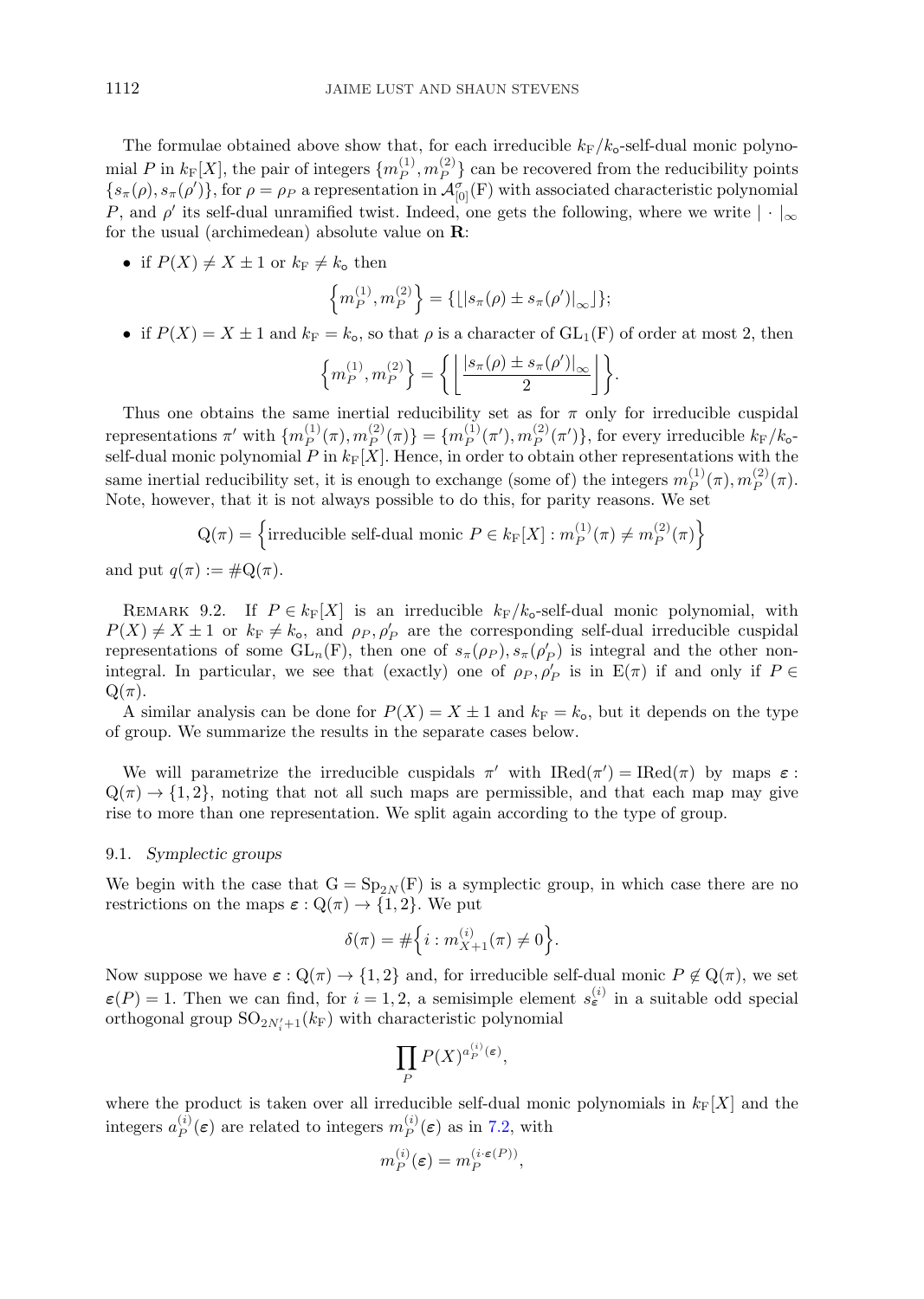The formulae obtained above show that, for each irreducible $k_F/k_o$-self-dual monic polynomial $P$ in $k_F[X]$, the pair of integers $\{m_P^{(1)}, m_P^{(2)}\}$ can be recovered from the reducibility points $\{s_\pi(\rho), s_\pi(\rho')\}$, for $\rho = \rho_P$ a representation in $\mathcal{A}_{[0]}^\sigma(F)$ with associated characteristic polynomial $P$, and $\rho'$ its self-dual unramified twist. Indeed, one gets the following, where we write $|\cdot|_\infty$ for the usual (archimedean) absolute value on $\mathbf{R}$:

- if $P(X) \neq X \pm 1$ or $k_F \neq k_o$ then
$$\left\{m_P^{(1)}, m_P^{(2)}\right\} = \{\lfloor |s_\pi(\rho) \pm s_\pi(\rho')|_\infty \rfloor\};$$
- if $P(X) = X \pm 1$ and $k_F = k_o$, so that $\rho$ is a character of $\mathrm{GL}_1(F)$ of order at most 2, then
$$\left\{m_P^{(1)}, m_P^{(2)}\right\} = \left\{ \left\lfloor \frac{|s_\pi(\rho) \pm s_\pi(\rho')|_\infty}{2} \right\rfloor \right\}.$$

Thus one obtains the same inertial reducibility set as for $\pi$ only for irreducible cuspidal representations $\pi'$ with $\{m_P^{(1)}(\pi), m_P^{(2)}(\pi)\} = \{m_P^{(1)}(\pi'), m_P^{(2)}(\pi')\}$, for every irreducible $k_F/k_o$-self-dual monic polynomial $P$ in $k_F[X]$. Hence, in order to obtain other representations with the same inertial reducibility set, it is enough to exchange (some of) the integers $m_P^{(1)}(\pi), m_P^{(2)}(\pi)$. Note, however, that it is not always possible to do this, for parity reasons. We set

$$\mathrm{Q}(\pi) = \left\{\text{irreducible self-dual monic } P \in k_F[X] : m_P^{(1)}(\pi) \neq m_P^{(2)}(\pi)\right\}$$

and put $q(\pi) := \#\mathrm{Q}(\pi)$.

Remark 9.2. If $P \in k_F[X]$ is an irreducible $k_F/k_o$-self-dual monic polynomial, with $P(X) \neq X \pm 1$ or $k_F \neq k_o$, and $\rho_P, \rho'_P$ are the corresponding self-dual irreducible cuspidal representations of some $\mathrm{GL}_n(F)$, then one of $s_\pi(\rho_P), s_\pi(\rho'_P)$ is integral and the other non-integral. In particular, we see that (exactly) one of $\rho_P, \rho'_P$ is in $\mathrm{E}(\pi)$ if and only if $P \in \mathrm{Q}(\pi)$.

A similar analysis can be done for $P(X) = X \pm 1$ and $k_F = k_o$, but it depends on the type of group. We summarize the results in the separate cases below.

We will parametrize the irreducible cuspidals $\pi'$ with $\mathrm{IRed}(\pi') = \mathrm{IRed}(\pi)$ by maps $\boldsymbol{\varepsilon} : \mathrm{Q}(\pi) \to \{1, 2\}$, noting that not all such maps are permissible, and that each map may give rise to more than one representation. We split again according to the type of group.

### 9.1. *Symplectic groups*

We begin with the case that $G = \mathrm{Sp}_{2N}(F)$ is a symplectic group, in which case there are no restrictions on the maps $\boldsymbol{\varepsilon} : \mathrm{Q}(\pi) \to \{1, 2\}$. We put

$$\delta(\pi) = \#\left\{i : m_{X+1}^{(i)}(\pi) \neq 0\right\}.$$

Now suppose we have $\boldsymbol{\varepsilon} : \mathrm{Q}(\pi) \to \{1, 2\}$ and, for irreducible self-dual monic $P \notin \mathrm{Q}(\pi)$, we set $\boldsymbol{\varepsilon}(P) = 1$. Then we can find, for $i = 1, 2$, a semisimple element $s_{\boldsymbol{\varepsilon}}^{(i)}$ in a suitable odd special orthogonal group $\mathrm{SO}_{2N'_i+1}(k_F)$ with characteristic polynomial

$$\prod_P P(X)^{a_P^{(i)}(\boldsymbol{\varepsilon})},$$

where the product is taken over all irreducible self-dual monic polynomials in $k_F[X]$ and the integers $a_P^{(i)}(\boldsymbol{\varepsilon})$ are related to integers $m_P^{(i)}(\boldsymbol{\varepsilon})$ as in 7.2, with

$$m_P^{(i)}(\boldsymbol{\varepsilon}) = m_P^{(i \cdot \boldsymbol{\varepsilon}(P))},$$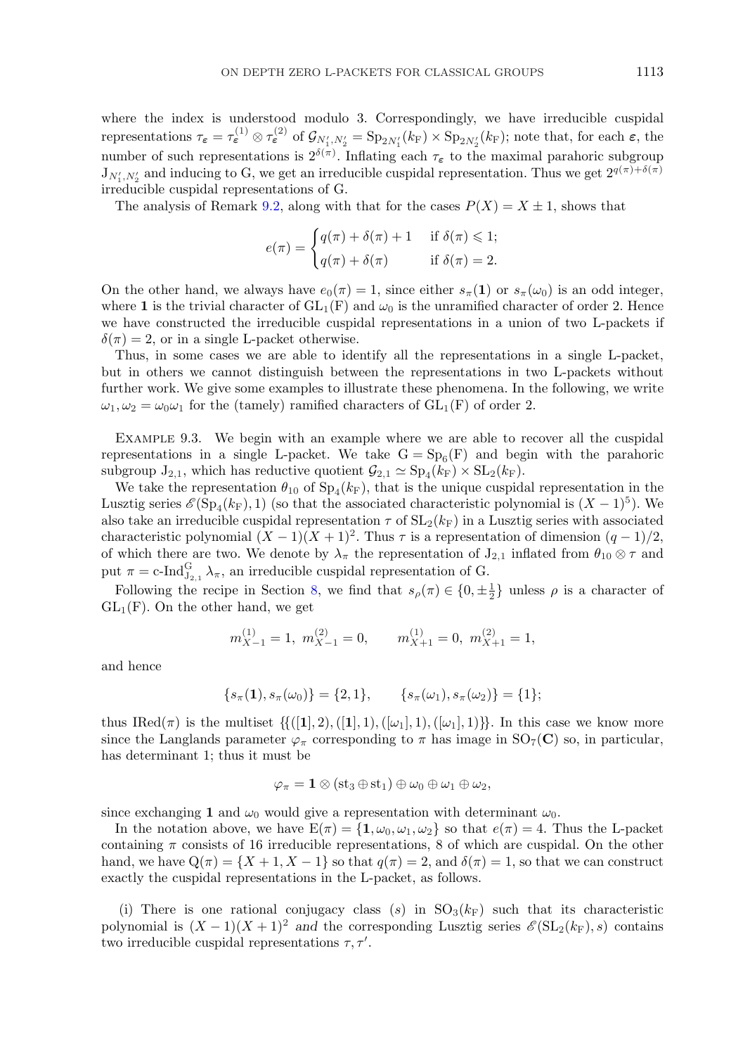where the index is understood modulo 3. Correspondingly, we have irreducible cuspidal representations $\tau_{\boldsymbol{\varepsilon}} = \tau_{\boldsymbol{\varepsilon}}^{(1)} \otimes \tau_{\boldsymbol{\varepsilon}}^{(2)}$ of $\mathcal{G}_{N_1',N_2'} = \mathrm{Sp}_{2N_1'}(k_\mathrm{F}) \times \mathrm{Sp}_{2N_2'}(k_\mathrm{F})$; note that, for each $\boldsymbol{\varepsilon}$, the number of such representations is $2^{\delta(\pi)}$. Inflating each $\tau_{\boldsymbol{\varepsilon}}$ to the maximal parahoric subgroup $\mathrm{J}_{N_1',N_2'}$ and inducing to G, we get an irreducible cuspidal representation. Thus we get $2^{q(\pi)+\delta(\pi)}$ irreducible cuspidal representations of G.

The analysis of Remark 9.2, along with that for the cases $P(X) = X \pm 1$, shows that

$$e(\pi) = \begin{cases} q(\pi) + \delta(\pi) + 1 & \text{if } \delta(\pi) \leqslant 1; \\ q(\pi) + \delta(\pi) & \text{if } \delta(\pi) = 2. \end{cases}$$

On the other hand, we always have $e_0(\pi) = 1$, since either $s_\pi(\mathbf{1})$ or $s_\pi(\omega_0)$ is an odd integer, where $\mathbf{1}$ is the trivial character of $\mathrm{GL}_1(\mathrm{F})$ and $\omega_0$ is the unramified character of order 2. Hence we have constructed the irreducible cuspidal representations in a union of two L-packets if $\delta(\pi) = 2$, or in a single L-packet otherwise.

Thus, in some cases we are able to identify all the representations in a single L-packet, but in others we cannot distinguish between the representations in two L-packets without further work. We give some examples to illustrate these phenomena. In the following, we write $\omega_1, \omega_2 = \omega_0\omega_1$ for the (tamely) ramified characters of $\mathrm{GL}_1(\mathrm{F})$ of order 2.

Example 9.3. We begin with an example where we are able to recover all the cuspidal representations in a single L-packet. We take $\mathrm{G} = \mathrm{Sp}_6(\mathrm{F})$ and begin with the parahoric subgroup $\mathrm{J}_{2,1}$, which has reductive quotient $\mathcal{G}_{2,1} \simeq \mathrm{Sp}_4(k_\mathrm{F}) \times \mathrm{SL}_2(k_\mathrm{F})$.

We take the representation $\theta_{10}$ of $\mathrm{Sp}_4(k_\mathrm{F})$, that is the unique cuspidal representation in the Lusztig series $\mathscr{E}(\mathrm{Sp}_4(k_\mathrm{F}), 1)$ (so that the associated characteristic polynomial is $(X-1)^5$). We also take an irreducible cuspidal representation $\tau$ of $\mathrm{SL}_2(k_\mathrm{F})$ in a Lusztig series with associated characteristic polynomial $(X-1)(X+1)^2$. Thus $\tau$ is a representation of dimension $(q-1)/2$, of which there are two. We denote by $\lambda_\pi$ the representation of $\mathrm{J}_{2,1}$ inflated from $\theta_{10} \otimes \tau$ and put $\pi = \text{c-Ind}_{\mathrm{J}_{2,1}}^{\mathrm{G}} \lambda_\pi$, an irreducible cuspidal representation of G.

Following the recipe in Section 8, we find that $s_\rho(\pi) \in \{0, \pm\frac{1}{2}\}$ unless $\rho$ is a character of $\mathrm{GL}_1(\mathrm{F})$. On the other hand, we get

$$m_{X-1}^{(1)} = 1,\ m_{X-1}^{(2)} = 0, \qquad m_{X+1}^{(1)} = 0,\ m_{X+1}^{(2)} = 1,$$

and hence

$$\{s_\pi(\mathbf{1}), s_\pi(\omega_0)\} = \{2, 1\}, \qquad \{s_\pi(\omega_1), s_\pi(\omega_2)\} = \{1\};$$

thus $\mathrm{IRed}(\pi)$ is the multiset $\{([\mathbf{1}], 2), ([\mathbf{1}], 1), ([\omega_1], 1), ([\omega_1], 1)\}$. In this case we know more since the Langlands parameter $\varphi_\pi$ corresponding to $\pi$ has image in $\mathrm{SO}_7(\mathbf{C})$ so, in particular, has determinant 1; thus it must be

$$\varphi_\pi = \mathbf{1} \otimes (\mathrm{st}_3 \oplus \mathrm{st}_1) \oplus \omega_0 \oplus \omega_1 \oplus \omega_2,$$

since exchanging $\mathbf{1}$ and $\omega_0$ would give a representation with determinant $\omega_0$.

In the notation above, we have $\mathrm{E}(\pi) = \{\mathbf{1}, \omega_0, \omega_1, \omega_2\}$ so that $e(\pi) = 4$. Thus the L-packet containing $\pi$ consists of 16 irreducible representations, 8 of which are cuspidal. On the other hand, we have $\mathrm{Q}(\pi) = \{X+1, X-1\}$ so that $q(\pi) = 2$, and $\delta(\pi) = 1$, so that we can construct exactly the cuspidal representations in the L-packet, as follows.

(i) There is one rational conjugacy class $(s)$ in $\mathrm{SO}_3(k_\mathrm{F})$ such that its characteristic polynomial is $(X-1)(X+1)^2$ *and* the corresponding Lusztig series $\mathscr{E}(\mathrm{SL}_2(k_\mathrm{F}), s)$ contains two irreducible cuspidal representations $\tau, \tau'$.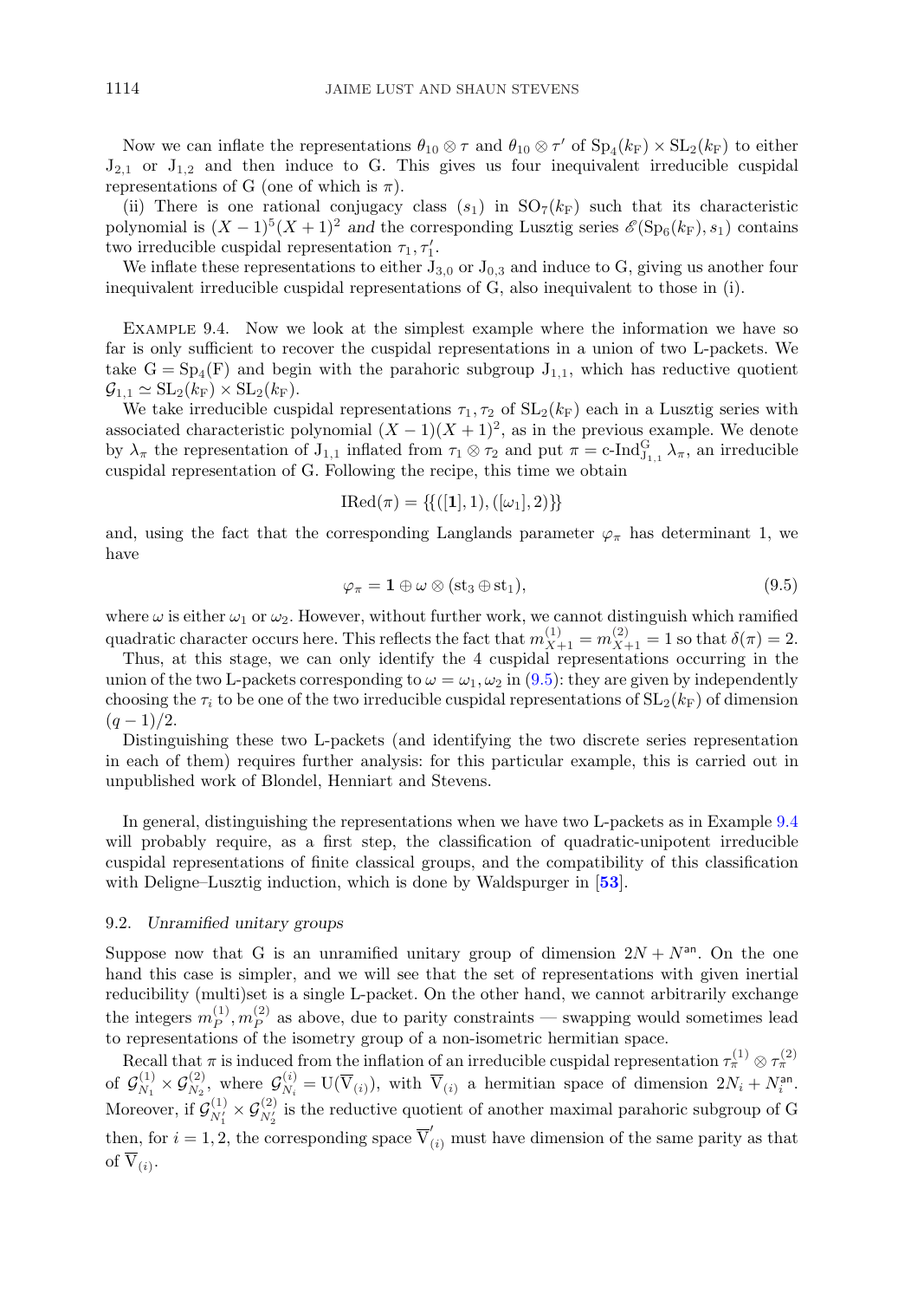Now we can inflate the representations $\theta_{10} \otimes \tau$ and $\theta_{10} \otimes \tau'$ of $\mathrm{Sp}_4(k_\mathrm{F}) \times \mathrm{SL}_2(k_\mathrm{F})$ to either $\mathrm{J}_{2,1}$ or $\mathrm{J}_{1,2}$ and then induce to G. This gives us four inequivalent irreducible cuspidal representations of G (one of which is $\pi$).

(ii) There is one rational conjugacy class $(s_1)$ in $\mathrm{SO}_7(k_\mathrm{F})$ such that its characteristic polynomial is $(X-1)^5(X+1)^2$ and the corresponding Lusztig series $\mathscr{E}(\mathrm{Sp}_6(k_\mathrm{F}), s_1)$ contains two irreducible cuspidal representation $\tau_1, \tau_1'$.

We inflate these representations to either $\mathrm{J}_{3,0}$ or $\mathrm{J}_{0,3}$ and induce to G, giving us another four inequivalent irreducible cuspidal representations of G, also inequivalent to those in (i).

Example 9.4. Now we look at the simplest example where the information we have so far is only sufficient to recover the cuspidal representations in a union of two L-packets. We take $\mathrm{G} = \mathrm{Sp}_4(\mathrm{F})$ and begin with the parahoric subgroup $\mathrm{J}_{1,1}$, which has reductive quotient $\mathcal{G}_{1,1} \simeq \mathrm{SL}_2(k_\mathrm{F}) \times \mathrm{SL}_2(k_\mathrm{F})$.

We take irreducible cuspidal representations $\tau_1, \tau_2$ of $\mathrm{SL}_2(k_\mathrm{F})$ each in a Lusztig series with associated characteristic polynomial $(X-1)(X+1)^2$, as in the previous example. We denote by $\lambda_\pi$ the representation of $\mathrm{J}_{1,1}$ inflated from $\tau_1 \otimes \tau_2$ and put $\pi = \text{c-Ind}_{\mathrm{J}_{1,1}}^{\mathrm{G}} \lambda_\pi$, an irreducible cuspidal representation of G. Following the recipe, this time we obtain

$$\mathrm{IRed}(\pi) = \{\{([\mathbf{1}], 1), ([\omega_1], 2)\}\}$$

and, using the fact that the corresponding Langlands parameter $\varphi_\pi$ has determinant 1, we have

$$\varphi_\pi = \mathbf{1} \oplus \omega \otimes (\mathrm{st}_3 \oplus \mathrm{st}_1), \tag{9.5}$$

where $\omega$ is either $\omega_1$ or $\omega_2$. However, without further work, we cannot distinguish which ramified quadratic character occurs here. This reflects the fact that $m_{X+1}^{(1)} = m_{X+1}^{(2)} = 1$ so that $\delta(\pi) = 2$.

Thus, at this stage, we can only identify the 4 cuspidal representations occurring in the union of the two L-packets corresponding to $\omega = \omega_1, \omega_2$ in (9.5): they are given by independently choosing the $\tau_i$ to be one of the two irreducible cuspidal representations of $\mathrm{SL}_2(k_\mathrm{F})$ of dimension $(q-1)/2$.

Distinguishing these two L-packets (and identifying the two discrete series representation in each of them) requires further analysis: for this particular example, this is carried out in unpublished work of Blondel, Henniart and Stevens.

In general, distinguishing the representations when we have two L-packets as in Example 9.4 will probably require, as a first step, the classification of quadratic-unipotent irreducible cuspidal representations of finite classical groups, and the compatibility of this classification with Deligne–Lusztig induction, which is done by Waldspurger in [53].

### 9.2. *Unramified unitary groups*

Suppose now that G is an unramified unitary group of dimension $2N + N^{\mathsf{an}}$. On the one hand this case is simpler, and we will see that the set of representations with given inertial reducibility (multi)set is a single L-packet. On the other hand, we cannot arbitrarily exchange the integers $m_P^{(1)}, m_P^{(2)}$ as above, due to parity constraints — swapping would sometimes lead to representations of the isometry group of a non-isometric hermitian space.

Recall that $\pi$ is induced from the inflation of an irreducible cuspidal representation $\tau_\pi^{(1)} \otimes \tau_\pi^{(2)}$ of $\mathcal{G}_{N_1}^{(1)} \times \mathcal{G}_{N_2}^{(2)}$, where $\mathcal{G}_{N_i}^{(i)} = \mathrm{U}(\overline{\mathrm{V}}_{(i)})$, with $\overline{\mathrm{V}}_{(i)}$ a hermitian space of dimension $2N_i + N_i^{\mathsf{an}}$. Moreover, if $\mathcal{G}_{N_1'}^{(1)} \times \mathcal{G}_{N_2'}^{(2)}$ is the reductive quotient of another maximal parahoric subgroup of G then, for $i = 1, 2$, the corresponding space $\overline{\mathrm{V}}'_{(i)}$ must have dimension of the same parity as that of $\overline{\mathrm{V}}_{(i)}$.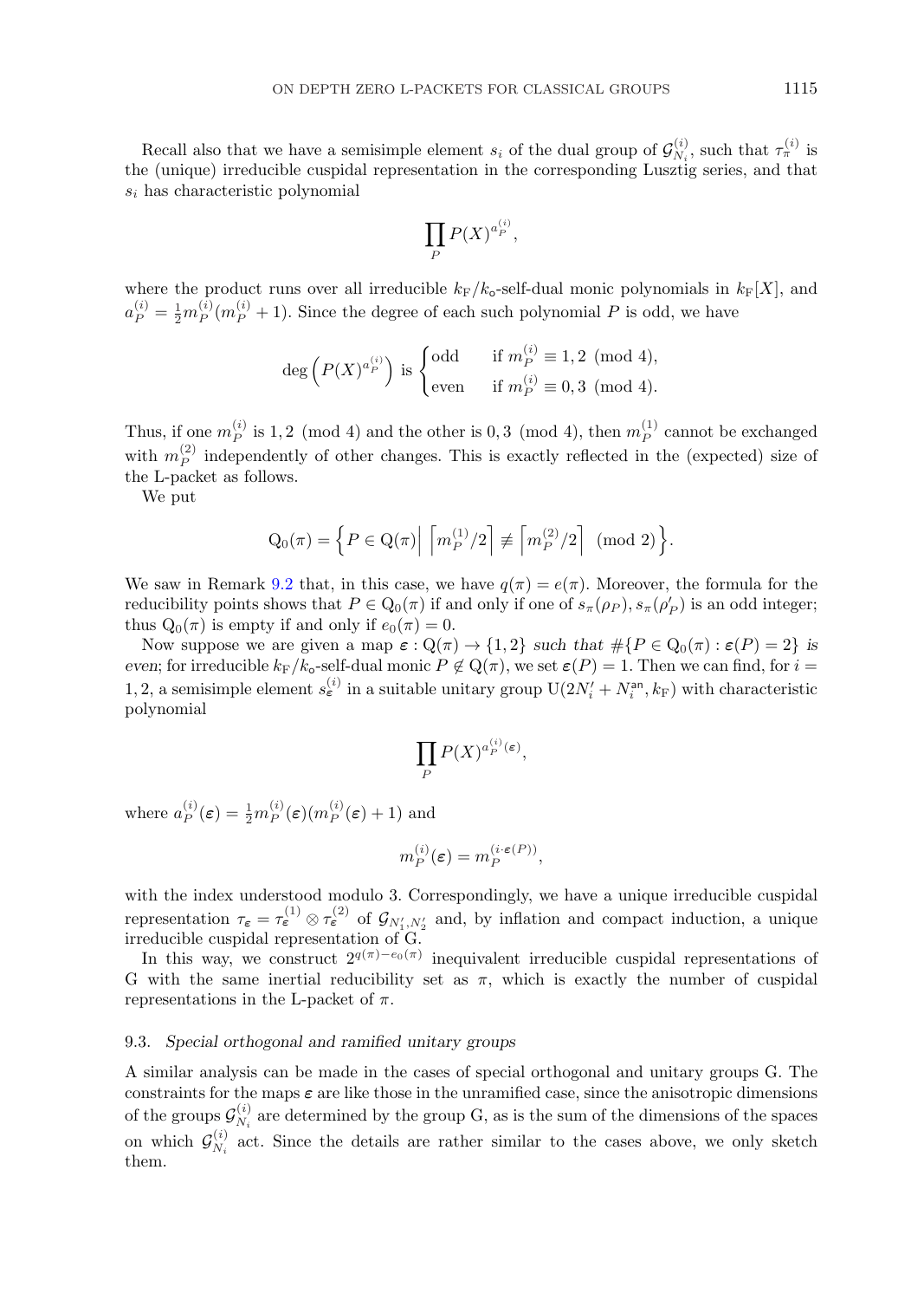Recall also that we have a semisimple element $s_i$ of the dual group of $\mathcal{G}_{N_i}^{(i)}$, such that $\tau_\pi^{(i)}$ is the (unique) irreducible cuspidal representation in the corresponding Lusztig series, and that $s_i$ has characteristic polynomial

$$\prod_P P(X)^{a_P^{(i)}},$$

where the product runs over all irreducible $k_{\mathrm{F}}/k_{\mathsf{o}}$-self-dual monic polynomials in $k_{\mathrm{F}}[X]$, and $a_P^{(i)} = \frac{1}{2} m_P^{(i)}(m_P^{(i)}+1)$. Since the degree of each such polynomial $P$ is odd, we have

$$\deg\left(P(X)^{a_P^{(i)}}\right) \text{ is } \begin{cases} \text{odd} & \text{if } m_P^{(i)} \equiv 1,2 \pmod 4, \\ \text{even} & \text{if } m_P^{(i)} \equiv 0,3 \pmod 4. \end{cases}$$

Thus, if one $m_P^{(i)}$ is $1,2 \pmod 4$ and the other is $0,3 \pmod 4$, then $m_P^{(1)}$ cannot be exchanged with $m_P^{(2)}$ independently of other changes. This is exactly reflected in the (expected) size of the L-packet as follows.

We put

$$\mathrm{Q}_0(\pi) = \left\{ P \in \mathrm{Q}(\pi) \,\Big|\, \left\lceil m_P^{(1)}/2 \right\rceil \not\equiv \left\lceil m_P^{(2)}/2 \right\rceil \pmod 2 \right\}.$$

We saw in Remark 9.2 that, in this case, we have $q(\pi) = e(\pi)$. Moreover, the formula for the reducibility points shows that $P \in \mathrm{Q}_0(\pi)$ if and only if one of $s_\pi(\rho_P), s_\pi(\rho'_P)$ is an odd integer; thus $\mathrm{Q}_0(\pi)$ is empty if and only if $e_0(\pi) = 0$.

Now suppose we are given a map $\boldsymbol{\varepsilon} : \mathrm{Q}(\pi) \to \{1,2\}$ *such that* $\#\{P \in \mathrm{Q}_0(\pi) : \boldsymbol{\varepsilon}(P) = 2\}$ *is even*; for irreducible $k_{\mathrm{F}}/k_{\mathsf{o}}$-self-dual monic $P \notin \mathrm{Q}(\pi)$, we set $\boldsymbol{\varepsilon}(P) = 1$. Then we can find, for $i = 1,2$, a semisimple element $s_{\boldsymbol{\varepsilon}}^{(i)}$ in a suitable unitary group $\mathrm{U}(2N'_i + N_i^{\mathsf{an}}, k_{\mathrm{F}})$ with characteristic polynomial

$$\prod_P P(X)^{a_P^{(i)}(\boldsymbol{\varepsilon})},$$

where $a_P^{(i)}(\boldsymbol{\varepsilon}) = \frac{1}{2} m_P^{(i)}(\boldsymbol{\varepsilon})(m_P^{(i)}(\boldsymbol{\varepsilon})+1)$ and

$$m_P^{(i)}(\boldsymbol{\varepsilon}) = m_P^{(i \cdot \boldsymbol{\varepsilon}(P))},$$

with the index understood modulo 3. Correspondingly, we have a unique irreducible cuspidal representation $\tau_{\boldsymbol{\varepsilon}} = \tau_{\boldsymbol{\varepsilon}}^{(1)} \otimes \tau_{\boldsymbol{\varepsilon}}^{(2)}$ of $\mathcal{G}_{N'_1,N'_2}$ and, by inflation and compact induction, a unique irreducible cuspidal representation of G.

In this way, we construct $2^{q(\pi)-e_0(\pi)}$ inequivalent irreducible cuspidal representations of G with the same inertial reducibility set as $\pi$, which is exactly the number of cuspidal representations in the L-packet of $\pi$.

### 9.3. *Special orthogonal and ramified unitary groups*

A similar analysis can be made in the cases of special orthogonal and unitary groups G. The constraints for the maps $\boldsymbol{\varepsilon}$ are like those in the unramified case, since the anisotropic dimensions of the groups $\mathcal{G}_{N_i}^{(i)}$ are determined by the group G, as is the sum of the dimensions of the spaces on which $\mathcal{G}_{N_i}^{(i)}$ act. Since the details are rather similar to the cases above, we only sketch them.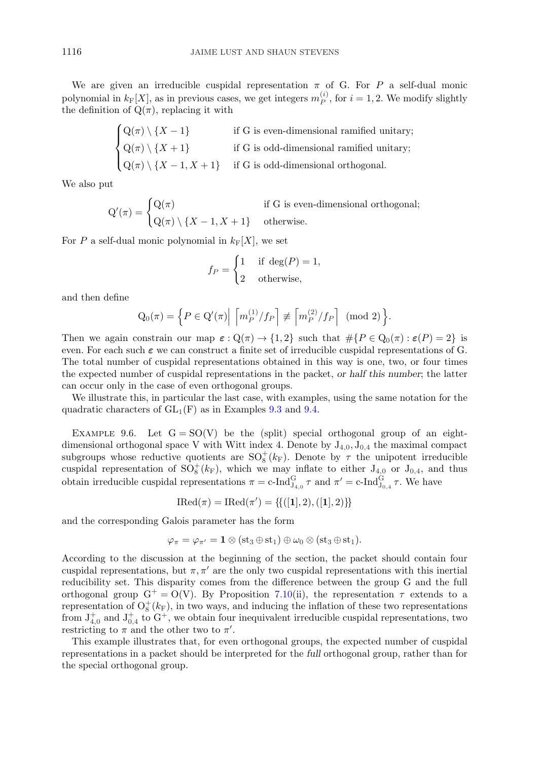We are given an irreducible cuspidal representation $\pi$ of $\mathrm{G}$. For $P$ a self-dual monic polynomial in $k_{\mathrm{F}}[X]$, as in previous cases, we get integers $m_P^{(i)}$, for $i=1,2$. We modify slightly the definition of $\mathrm{Q}(\pi)$, replacing it with

$$
\begin{cases}
\mathrm{Q}(\pi)\setminus\{X-1\} & \text{if G is even-dimensional ramified unitary;}\\
\mathrm{Q}(\pi)\setminus\{X+1\} & \text{if G is odd-dimensional ramified unitary;}\\
\mathrm{Q}(\pi)\setminus\{X-1,X+1\} & \text{if G is odd-dimensional orthogonal.}
\end{cases}
$$

We also put

$$
\mathrm{Q}'(\pi)=\begin{cases}
\mathrm{Q}(\pi) & \text{if G is even-dimensional orthogonal;}\\
\mathrm{Q}(\pi)\setminus\{X-1,X+1\} & \text{otherwise.}
\end{cases}
$$

For $P$ a self-dual monic polynomial in $k_{\mathrm{F}}[X]$, we set

$$
f_P=\begin{cases}
1 & \text{if } \deg(P)=1,\\
2 & \text{otherwise,}
\end{cases}
$$

and then define

$$
\mathrm{Q}_0(\pi)=\left\{P\in\mathrm{Q}'(\pi)\,\middle|\,\left\lceil m_P^{(1)}/f_P\right\rceil\not\equiv\left\lceil m_P^{(2)}/f_P\right\rceil \pmod 2\right\}.
$$

Then we again constrain our map $\boldsymbol{\varepsilon}:\mathrm{Q}(\pi)\to\{1,2\}$ such that $\#\{P\in\mathrm{Q}_0(\pi):\boldsymbol{\varepsilon}(P)=2\}$ is even. For each such $\boldsymbol{\varepsilon}$ we can construct a finite set of irreducible cuspidal representations of G. The total number of cuspidal representations obtained in this way is one, two, or four times the expected number of cuspidal representations in the packet, *or half this number*; the latter can occur only in the case of even orthogonal groups.

We illustrate this, in particular the last case, with examples, using the same notation for the quadratic characters of $\mathrm{GL}_1(\mathrm{F})$ as in Examples 9.3 and 9.4.

Example 9.6. Let $\mathrm{G}=\mathrm{SO}(\mathrm{V})$ be the (split) special orthogonal group of an eight-dimensional orthogonal space V with Witt index 4. Denote by $\mathrm{J}_{4,0},\mathrm{J}_{0,4}$ the maximal compact subgroups whose reductive quotients are $\mathrm{SO}_8^+(k_{\mathrm{F}})$. Denote by $\tau$ the unipotent irreducible cuspidal representation of $\mathrm{SO}_8^+(k_{\mathrm{F}})$, which we may inflate to either $\mathrm{J}_{4,0}$ or $\mathrm{J}_{0,4}$, and thus obtain irreducible cuspidal representations $\pi=\text{c-Ind}_{\mathrm{J}_{4,0}}^{\mathrm{G}}\tau$ and $\pi'=\text{c-Ind}_{\mathrm{J}_{0,4}}^{\mathrm{G}}\tau$. We have

$$
\mathrm{IRed}(\pi)=\mathrm{IRed}(\pi')=\{\{([\mathbf{1}],2),([\mathbf{1}],2)\}\}
$$

and the corresponding Galois parameter has the form

$$
\varphi_\pi=\varphi_{\pi'}=\mathbf{1}\otimes(\mathrm{st}_3\oplus\mathrm{st}_1)\oplus\omega_0\otimes(\mathrm{st}_3\oplus\mathrm{st}_1).
$$

According to the discussion at the beginning of the section, the packet should contain four cuspidal representations, but $\pi,\pi'$ are the only two cuspidal representations with this inertial reducibility set. This disparity comes from the difference between the group G and the full orthogonal group $\mathrm{G}^+=\mathrm{O}(\mathrm{V})$. By Proposition 7.10(ii), the representation $\tau$ extends to a representation of $\mathrm{O}_8^+(k_{\mathrm{F}})$, in two ways, and inducing the inflation of these two representations from $\mathrm{J}_{4,0}^+$ and $\mathrm{J}_{0,4}^+$ to $\mathrm{G}^+$, we obtain four inequivalent irreducible cuspidal representations, two restricting to $\pi$ and the other two to $\pi'$.

This example illustrates that, for even orthogonal groups, the expected number of cuspidal representations in a packet should be interpreted for the *full* orthogonal group, rather than for the special orthogonal group.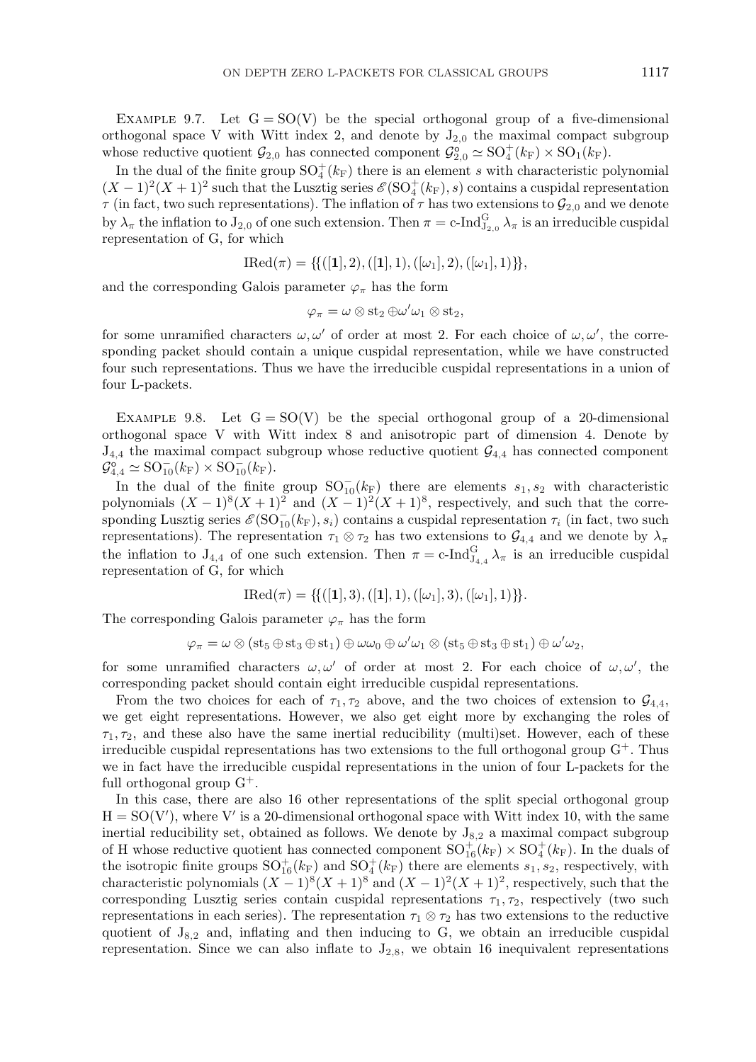Example 9.7. Let $\mathrm{G} = \mathrm{SO}(\mathrm{V})$ be the special orthogonal group of a five-dimensional orthogonal space V with Witt index 2, and denote by $\mathrm{J}_{2,0}$ the maximal compact subgroup whose reductive quotient $\mathcal{G}_{2,0}$ has connected component $\mathcal{G}_{2,0}^{\circ} \simeq \mathrm{SO}_4^+(k_\mathrm{F}) \times \mathrm{SO}_1(k_\mathrm{F})$.

In the dual of the finite group $\mathrm{SO}_4^+(k_\mathrm{F})$ there is an element $s$ with characteristic polynomial $(X-1)^2(X+1)^2$ such that the Lusztig series $\mathscr{E}(\mathrm{SO}_4^+(k_\mathrm{F}), s)$ contains a cuspidal representation $\tau$ (in fact, two such representations). The inflation of $\tau$ has two extensions to $\mathcal{G}_{2,0}$ and we denote by $\lambda_\pi$ the inflation to $\mathrm{J}_{2,0}$ of one such extension. Then $\pi = \text{c-Ind}_{\mathrm{J}_{2,0}}^{\mathrm{G}} \lambda_\pi$ is an irreducible cuspidal representation of G, for which

$$\mathrm{IRed}(\pi) = \{\{([\mathbf{1}], 2), ([\mathbf{1}], 1), ([\omega_1], 2), ([\omega_1], 1)\}\},$$

and the corresponding Galois parameter $\varphi_\pi$ has the form

$$\varphi_\pi = \omega \otimes \mathrm{st}_2 \oplus \omega'\omega_1 \otimes \mathrm{st}_2,$$

for some unramified characters $\omega, \omega'$ of order at most 2. For each choice of $\omega, \omega'$, the corresponding packet should contain a unique cuspidal representation, while we have constructed four such representations. Thus we have the irreducible cuspidal representations in a union of four L-packets.

Example 9.8. Let $\mathrm{G} = \mathrm{SO}(\mathrm{V})$ be the special orthogonal group of a 20-dimensional orthogonal space V with Witt index 8 and anisotropic part of dimension 4. Denote by $\mathrm{J}_{4,4}$ the maximal compact subgroup whose reductive quotient $\mathcal{G}_{4,4}$ has connected component $\mathcal{G}_{4,4}^{\circ} \simeq \mathrm{SO}_{10}^-(k_\mathrm{F}) \times \mathrm{SO}_{10}^-(k_\mathrm{F})$.

In the dual of the finite group $\mathrm{SO}_{10}^-(k_\mathrm{F})$ there are elements $s_1, s_2$ with characteristic polynomials $(X-1)^8(X+1)^2$ and $(X-1)^2(X+1)^8$, respectively, and such that the corresponding Lusztig series $\mathscr{E}(\mathrm{SO}_{10}^-(k_\mathrm{F}), s_i)$ contains a cuspidal representation $\tau_i$ (in fact, two such representations). The representation $\tau_1 \otimes \tau_2$ has two extensions to $\mathcal{G}_{4,4}$ and we denote by $\lambda_\pi$ the inflation to $\mathrm{J}_{4,4}$ of one such extension. Then $\pi = \text{c-Ind}_{\mathrm{J}_{4,4}}^{\mathrm{G}} \lambda_\pi$ is an irreducible cuspidal representation of G, for which

$$\mathrm{IRed}(\pi) = \{\{([\mathbf{1}], 3), ([\mathbf{1}], 1), ([\omega_1], 3), ([\omega_1], 1)\}\}.$$

The corresponding Galois parameter $\varphi_\pi$ has the form

$$\varphi_\pi = \omega \otimes (\mathrm{st}_5 \oplus \mathrm{st}_3 \oplus \mathrm{st}_1) \oplus \omega\omega_0 \oplus \omega'\omega_1 \otimes (\mathrm{st}_5 \oplus \mathrm{st}_3 \oplus \mathrm{st}_1) \oplus \omega'\omega_2,$$

for some unramified characters $\omega, \omega'$ of order at most 2. For each choice of $\omega, \omega'$, the corresponding packet should contain eight irreducible cuspidal representations.

From the two choices for each of $\tau_1, \tau_2$ above, and the two choices of extension to $\mathcal{G}_{4,4}$, we get eight representations. However, we also get eight more by exchanging the roles of $\tau_1, \tau_2$, and these also have the same inertial reducibility (multi)set. However, each of these irreducible cuspidal representations has two extensions to the full orthogonal group $\mathrm{G}^+$. Thus we in fact have the irreducible cuspidal representations in the union of four L-packets for the full orthogonal group $\mathrm{G}^+$.

In this case, there are also 16 other representations of the split special orthogonal group $\mathrm{H} = \mathrm{SO}(\mathrm{V}')$, where $\mathrm{V}'$ is a 20-dimensional orthogonal space with Witt index 10, with the same inertial reducibility set, obtained as follows. We denote by $\mathrm{J}_{8,2}$ a maximal compact subgroup of H whose reductive quotient has connected component $\mathrm{SO}_{16}^+(k_\mathrm{F}) \times \mathrm{SO}_4^+(k_\mathrm{F})$. In the duals of the isotropic finite groups $\mathrm{SO}_{16}^+(k_\mathrm{F})$ and $\mathrm{SO}_4^+(k_\mathrm{F})$ there are elements $s_1, s_2$, respectively, with characteristic polynomials $(X-1)^8(X+1)^8$ and $(X-1)^2(X+1)^2$, respectively, such that the corresponding Lusztig series contain cuspidal representations $\tau_1, \tau_2$, respectively (two such representations in each series). The representation $\tau_1 \otimes \tau_2$ has two extensions to the reductive quotient of $\mathrm{J}_{8,2}$ and, inflating and then inducing to G, we obtain an irreducible cuspidal representation. Since we can also inflate to $\mathrm{J}_{2,8}$, we obtain 16 inequivalent representations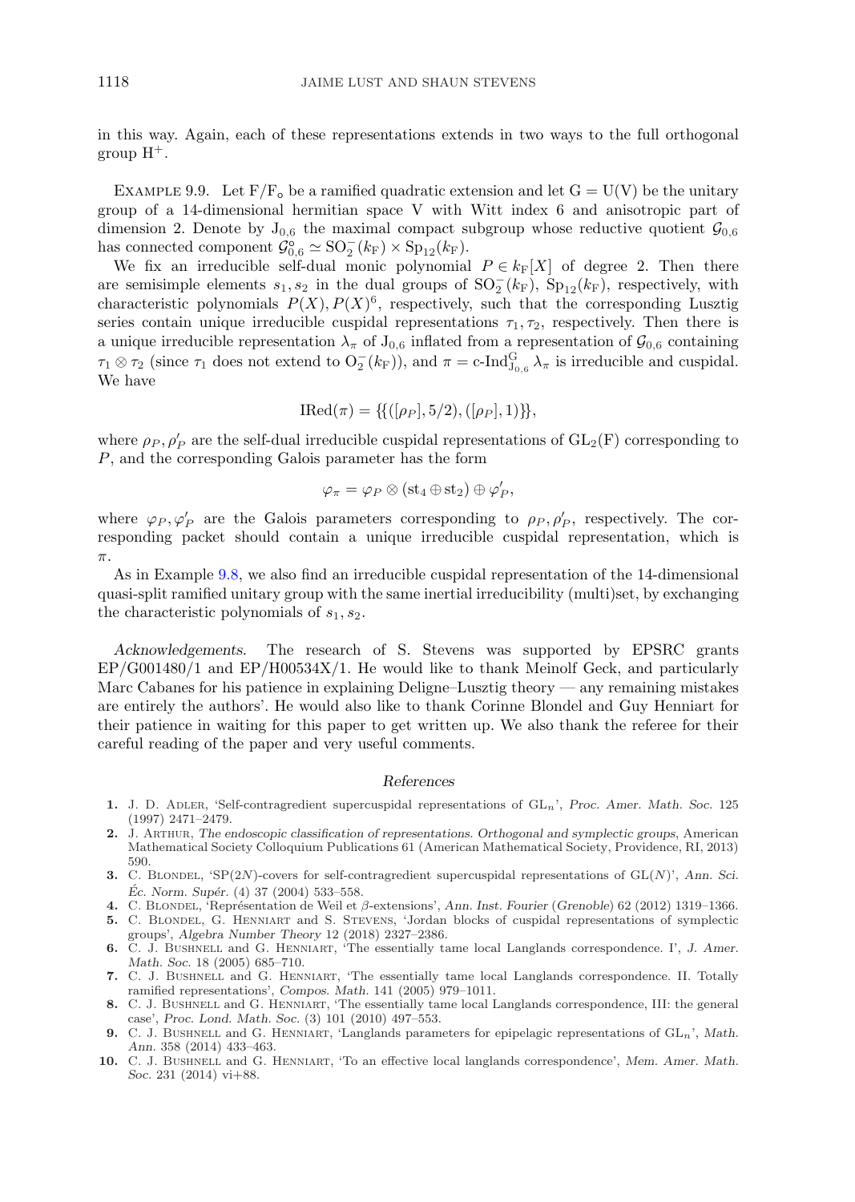in this way. Again, each of these representations extends in two ways to the full orthogonal group $\mathrm{H}^+$.

Example 9.9. Let $\mathrm{F}/\mathrm{F}_\mathsf{o}$ be a ramified quadratic extension and let $\mathrm{G} = \mathrm{U}(\mathrm{V})$ be the unitary group of a 14-dimensional hermitian space V with Witt index 6 and anisotropic part of dimension 2. Denote by $\mathrm{J}_{0,6}$ the maximal compact subgroup whose reductive quotient $\mathcal{G}_{0,6}$ has connected component $\mathcal{G}_{0,6}^\circ \simeq \mathrm{SO}_2^-(k_\mathrm{F}) \times \mathrm{Sp}_{12}(k_\mathrm{F})$.

We fix an irreducible self-dual monic polynomial $P \in k_\mathrm{F}[X]$ of degree 2. Then there are semisimple elements $s_1, s_2$ in the dual groups of $\mathrm{SO}_2^-(k_\mathrm{F})$, $\mathrm{Sp}_{12}(k_\mathrm{F})$, respectively, with characteristic polynomials $P(X), P(X)^6$, respectively, such that the corresponding Lusztig series contain unique irreducible cuspidal representations $\tau_1, \tau_2$, respectively. Then there is a unique irreducible representation $\lambda_\pi$ of $\mathrm{J}_{0,6}$ inflated from a representation of $\mathcal{G}_{0,6}$ containing $\tau_1 \otimes \tau_2$ (since $\tau_1$ does not extend to $\mathrm{O}_2^-(k_\mathrm{F})$), and $\pi = \text{c-Ind}_{\mathrm{J}_{0,6}}^{\mathrm{G}} \lambda_\pi$ is irreducible and cuspidal. We have

$$\mathrm{IRed}(\pi) = \{\{([\rho_P], 5/2), ([\rho_P], 1)\}\},$$

where $\rho_P, \rho_P'$ are the self-dual irreducible cuspidal representations of $\mathrm{GL}_2(\mathrm{F})$ corresponding to $P$, and the corresponding Galois parameter has the form

$$\varphi_\pi = \varphi_P \otimes (\mathrm{st}_4 \oplus \mathrm{st}_2) \oplus \varphi_P',$$

where $\varphi_P, \varphi_P'$ are the Galois parameters corresponding to $\rho_P, \rho_P'$, respectively. The corresponding packet should contain a unique irreducible cuspidal representation, which is $\pi$.

As in Example 9.8, we also find an irreducible cuspidal representation of the 14-dimensional quasi-split ramified unitary group with the same inertial irreducibility (multi)set, by exchanging the characteristic polynomials of $s_1, s_2$.

*Acknowledgements.* The research of S. Stevens was supported by EPSRC grants EP/G001480/1 and EP/H00534X/1. He would like to thank Meinolf Geck, and particularly Marc Cabanes for his patience in explaining Deligne–Lusztig theory — any remaining mistakes are entirely the authors'. He would also like to thank Corinne Blondel and Guy Henniart for their patience in waiting for this paper to get written up. We also thank the referee for their careful reading of the paper and very useful comments.

## References

1. J. D. Adler, 'Self-contragredient supercuspidal representations of $\mathrm{GL}_n$', *Proc. Amer. Math. Soc.* 125 (1997) 2471–2479.
2. J. Arthur, *The endoscopic classification of representations. Orthogonal and symplectic groups*, American Mathematical Society Colloquium Publications 61 (American Mathematical Society, Providence, RI, 2013) 590.
3. C. Blondel, 'SP($2N$)-covers for self-contragredient supercuspidal representations of GL($N$)', *Ann. Sci. Éc. Norm. Supér.* (4) 37 (2004) 533–558.
4. C. Blondel, 'Représentation de Weil et $\beta$-extensions', *Ann. Inst. Fourier* (*Grenoble*) 62 (2012) 1319–1366.
5. C. Blondel, G. Henniart and S. Stevens, 'Jordan blocks of cuspidal representations of symplectic groups', *Algebra Number Theory* 12 (2018) 2327–2386.
6. C. J. Bushnell and G. Henniart, 'The essentially tame local Langlands correspondence. I', *J. Amer. Math. Soc.* 18 (2005) 685–710.
7. C. J. Bushnell and G. Henniart, 'The essentially tame local Langlands correspondence. II. Totally ramified representations', *Compos. Math.* 141 (2005) 979–1011.
8. C. J. Bushnell and G. Henniart, 'The essentially tame local Langlands correspondence, III: the general case', *Proc. Lond. Math. Soc.* (3) 101 (2010) 497–553.
9. C. J. Bushnell and G. Henniart, 'Langlands parameters for epipelagic representations of $\mathrm{GL}_n$', *Math. Ann.* 358 (2014) 433–463.
10. C. J. Bushnell and G. Henniart, 'To an effective local langlands correspondence', *Mem. Amer. Math. Soc.* 231 (2014) vi+88.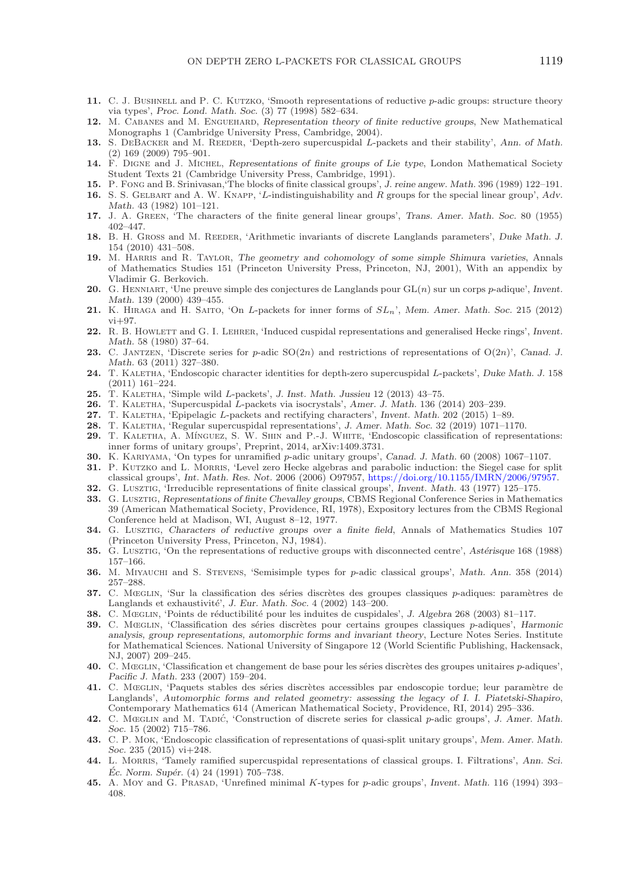**11.** C. J. Bushnell and P. C. Kutzko, 'Smooth representations of reductive $p$-adic groups: structure theory via types', *Proc. Lond. Math. Soc.* (3) 77 (1998) 582–634.

**12.** M. Cabanes and M. Enguehard, *Representation theory of finite reductive groups*, New Mathematical Monographs 1 (Cambridge University Press, Cambridge, 2004).

**13.** S. DeBacker and M. Reeder, 'Depth-zero supercuspidal $L$-packets and their stability', *Ann. of Math.* (2) 169 (2009) 795–901.

**14.** F. Digne and J. Michel, *Representations of finite groups of Lie type*, London Mathematical Society Student Texts 21 (Cambridge University Press, Cambridge, 1991).

**15.** P. Fong and B. Srinivasan,'The blocks of finite classical groups', *J. reine angew. Math.* 396 (1989) 122–191.

**16.** S. S. Gelbart and A. W. Knapp, '$L$-indistinguishability and $R$ groups for the special linear group', *Adv. Math.* 43 (1982) 101–121.

**17.** J. A. Green, 'The characters of the finite general linear groups', *Trans. Amer. Math. Soc.* 80 (1955) 402–447.

**18.** B. H. Gross and M. Reeder, 'Arithmetic invariants of discrete Langlands parameters', *Duke Math. J.* 154 (2010) 431–508.

**19.** M. Harris and R. Taylor, *The geometry and cohomology of some simple Shimura varieties*, Annals of Mathematics Studies 151 (Princeton University Press, Princeton, NJ, 2001), With an appendix by Vladimir G. Berkovich.

**20.** G. Henniart, 'Une preuve simple des conjectures de Langlands pour $\mathrm{GL}(n)$ sur un corps $p$-adique', *Invent. Math.* 139 (2000) 439–455.

**21.** K. Hiraga and H. Saito, 'On $L$-packets for inner forms of $SL_n$', *Mem. Amer. Math. Soc.* 215 (2012) vi+97.

**22.** R. B. Howlett and G. I. Lehrer, 'Induced cuspidal representations and generalised Hecke rings', *Invent. Math.* 58 (1980) 37–64.

**23.** C. Jantzen, 'Discrete series for $p$-adic $\mathrm{SO}(2n)$ and restrictions of representations of $\mathrm{O}(2n)$', *Canad. J. Math.* 63 (2011) 327–380.

**24.** T. Kaletha, 'Endoscopic character identities for depth-zero supercuspidal $L$-packets', *Duke Math. J.* 158 (2011) 161–224.

**25.** T. Kaletha, 'Simple wild $L$-packets', *J. Inst. Math. Jussieu* 12 (2013) 43–75.

**26.** T. Kaletha, 'Supercuspidal $L$-packets via isocrystals', *Amer. J. Math.* 136 (2014) 203–239.

**27.** T. Kaletha, 'Epipelagic $L$-packets and rectifying characters', *Invent. Math.* 202 (2015) 1–89.

**28.** T. Kaletha, 'Regular supercuspidal representations', *J. Amer. Math. Soc.* 32 (2019) 1071–1170.

**29.** T. Kaletha, A. Mínguez, S. W. Shin and P.-J. White, 'Endoscopic classification of representations: inner forms of unitary groups', Preprint, 2014, arXiv:1409.3731.

**30.** K. Kariyama, 'On types for unramified $p$-adic unitary groups', *Canad. J. Math.* 60 (2008) 1067–1107.

**31.** P. Kutzko and L. Morris, 'Level zero Hecke algebras and parabolic induction: the Siegel case for split classical groups', *Int. Math. Res. Not.* 2006 (2006) O97957, https://doi.org/10.1155/IMRN/2006/97957.

**32.** G. Lusztig, 'Irreducible representations of finite classical groups', *Invent. Math.* 43 (1977) 125–175.

**33.** G. Lusztig, *Representations of finite Chevalley groups*, CBMS Regional Conference Series in Mathematics 39 (American Mathematical Society, Providence, RI, 1978), Expository lectures from the CBMS Regional Conference held at Madison, WI, August 8–12, 1977.

**34.** G. Lusztig, *Characters of reductive groups over a finite field*, Annals of Mathematics Studies 107 (Princeton University Press, Princeton, NJ, 1984).

**35.** G. Lusztig, 'On the representations of reductive groups with disconnected centre', *Astérisque* 168 (1988) 157–166.

**36.** M. Miyauchi and S. Stevens, 'Semisimple types for $p$-adic classical groups', *Math. Ann.* 358 (2014) 257–288.

**37.** C. Mœglin, 'Sur la classification des séries discrètes des groupes classiques $p$-adiques: paramètres de Langlands et exhaustivité', *J. Eur. Math. Soc.* 4 (2002) 143–200.

**38.** C. Mœglin, 'Points de réductibilité pour les induites de cuspidales', *J. Algebra* 268 (2003) 81–117.

**39.** C. Mœglin, 'Classification des séries discrètes pour certains groupes classiques $p$-adiques', *Harmonic analysis, group representations, automorphic forms and invariant theory*, Lecture Notes Series. Institute for Mathematical Sciences. National University of Singapore 12 (World Scientific Publishing, Hackensack, NJ, 2007) 209–245.

**40.** C. Mœglin, 'Classification et changement de base pour les séries discrètes des groupes unitaires $p$-adiques', *Pacific J. Math.* 233 (2007) 159–204.

**41.** C. Mœglin, 'Paquets stables des séries discrètes accessibles par endoscopie tordue; leur paramètre de Langlands', *Automorphic forms and related geometry: assessing the legacy of I. I. Piatetski-Shapiro*, Contemporary Mathematics 614 (American Mathematical Society, Providence, RI, 2014) 295–336.

**42.** C. Mœglin and M. Tadić, 'Construction of discrete series for classical $p$-adic groups', *J. Amer. Math. Soc.* 15 (2002) 715–786.

**43.** C. P. Mok, 'Endoscopic classification of representations of quasi-split unitary groups', *Mem. Amer. Math. Soc.* 235 (2015) vi+248.

**44.** L. Morris, 'Tamely ramified supercuspidal representations of classical groups. I. Filtrations', *Ann. Sci. Éc. Norm. Supér.* (4) 24 (1991) 705–738.

**45.** A. Moy and G. Prasad, 'Unrefined minimal $K$-types for $p$-adic groups', *Invent. Math.* 116 (1994) 393–408.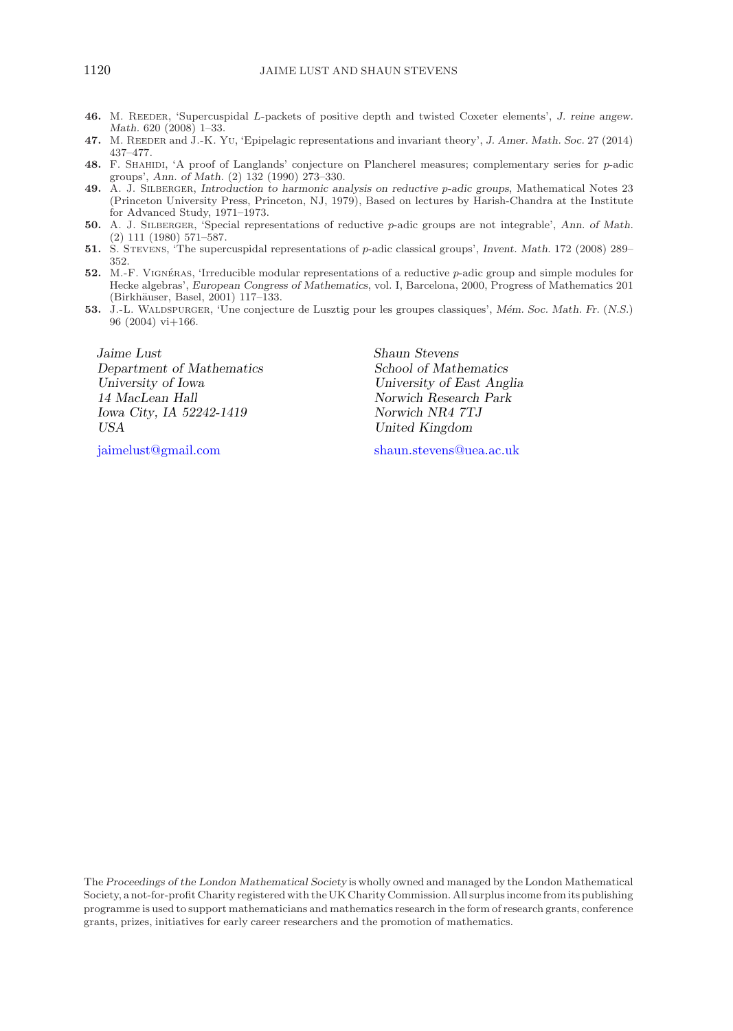46. M. Reeder, 'Supercuspidal $L$-packets of positive depth and twisted Coxeter elements', *J. reine angew. Math.* 620 (2008) 1–33.

47. M. Reeder and J.-K. Yu, 'Epipelagic representations and invariant theory', *J. Amer. Math. Soc.* 27 (2014) 437–477.

48. F. Shahidi, 'A proof of Langlands' conjecture on Plancherel measures; complementary series for $p$-adic groups', *Ann. of Math.* (2) 132 (1990) 273–330.

49. A. J. Silberger, *Introduction to harmonic analysis on reductive p-adic groups*, Mathematical Notes 23 (Princeton University Press, Princeton, NJ, 1979), Based on lectures by Harish-Chandra at the Institute for Advanced Study, 1971–1973.

50. A. J. Silberger, 'Special representations of reductive $p$-adic groups are not integrable', *Ann. of Math.* (2) 111 (1980) 571–587.

51. S. Stevens, 'The supercuspidal representations of $p$-adic classical groups', *Invent. Math.* 172 (2008) 289–352.

52. M.-F. Vignéras, 'Irreducible modular representations of a reductive $p$-adic group and simple modules for Hecke algebras', *European Congress of Mathematics*, vol. I, Barcelona, 2000, Progress of Mathematics 201 (Birkhäuser, Basel, 2001) 117–133.

53. J.-L. Waldspurger, 'Une conjecture de Lusztig pour les groupes classiques', *Mém. Soc. Math. Fr.* (*N.S.*) 96 (2004) vi+166.

*Jaime Lust*
*Department of Mathematics*
*University of Iowa*
*14 MacLean Hall*
*Iowa City, IA 52242-1419*
*USA*

jaimelust@gmail.com

*Shaun Stevens*
*School of Mathematics*
*University of East Anglia*
*Norwich Research Park*
*Norwich NR4 7TJ*
*United Kingdom*

shaun.stevens@uea.ac.uk

The *Proceedings of the London Mathematical Society* is wholly owned and managed by the London Mathematical Society, a not-for-profit Charity registered with the UK Charity Commission. All surplus income from its publishing programme is used to support mathematicians and mathematics research in the form of research grants, conference grants, prizes, initiatives for early career researchers and the promotion of mathematics.